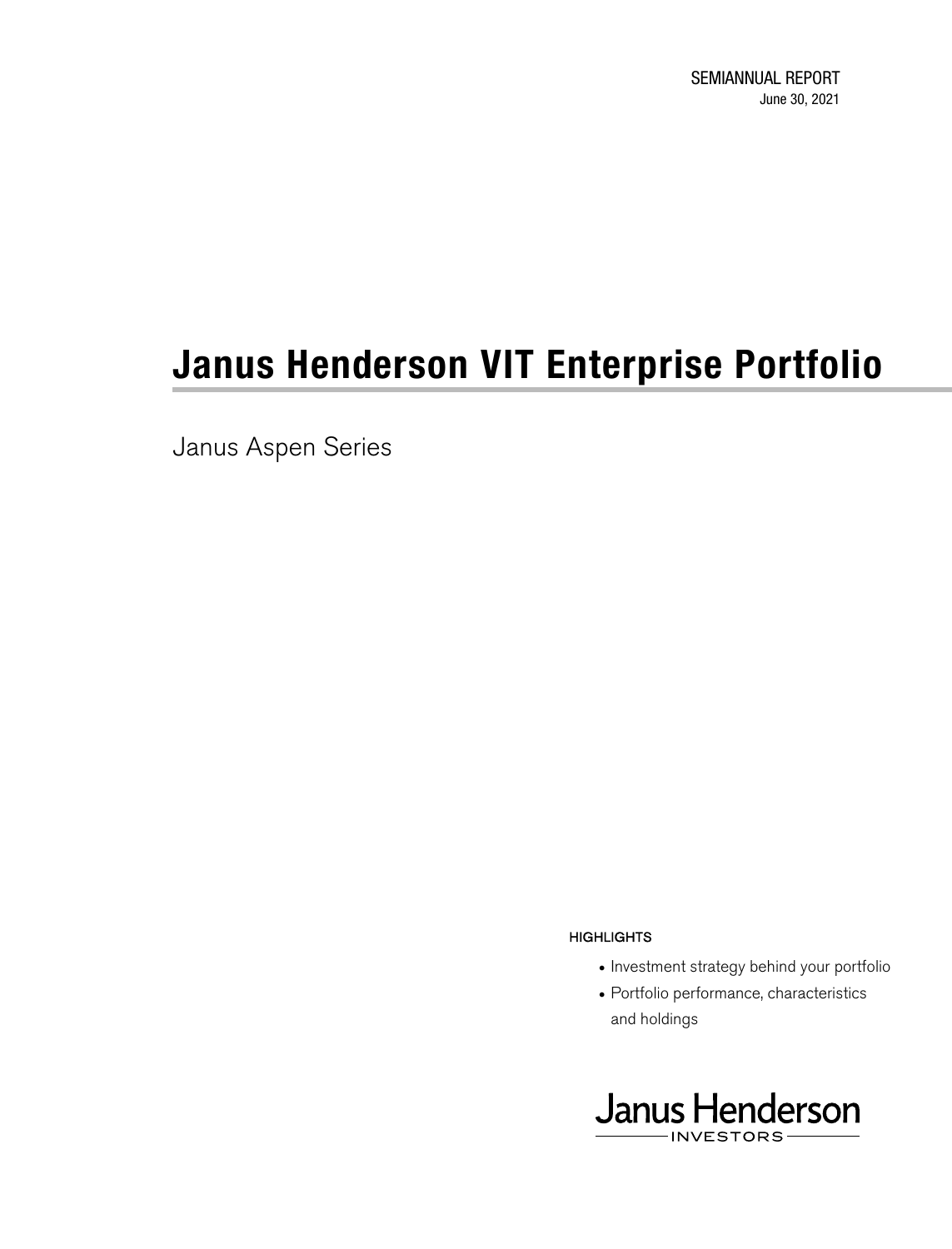SEMIANNUAL REPORT
June 30, 2021

# Janus Henderson VIT Enterprise Portfolio

Janus Aspen Series

HIGHLIGHTS

- Investment strategy behind your portfolio
- Portfolio performance, characteristics and holdings

Janus Henderson
INVESTORS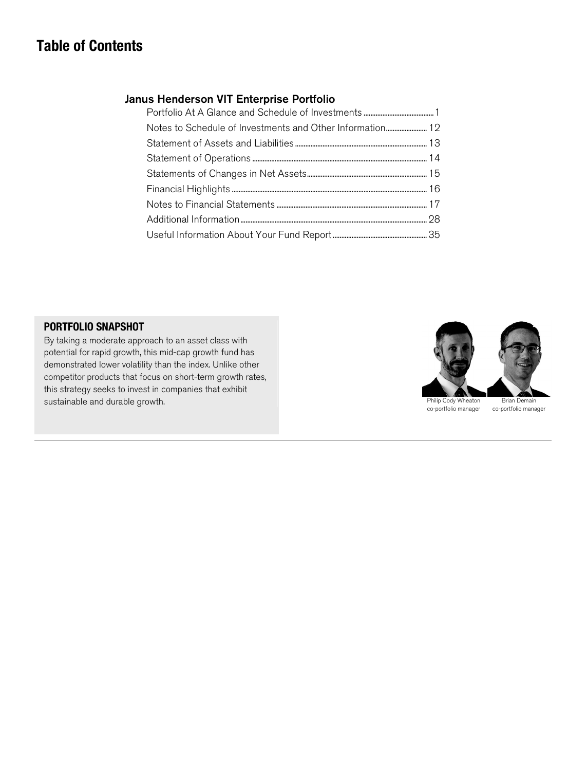# Table of Contents

## Janus Henderson VIT Enterprise Portfolio

| | |
|---|---|
| Portfolio At A Glance and Schedule of Investments | 1 |
| Notes to Schedule of Investments and Other Information | 12 |
| Statement of Assets and Liabilities | 13 |
| Statement of Operations | 14 |
| Statements of Changes in Net Assets | 15 |
| Financial Highlights | 16 |
| Notes to Financial Statements | 17 |
| Additional Information | 28 |
| Useful Information About Your Fund Report | 35 |

### PORTFOLIO SNAPSHOT

By taking a moderate approach to an asset class with potential for rapid growth, this mid-cap growth fund has demonstrated lower volatility than the index. Unlike other competitor products that focus on short-term growth rates, this strategy seeks to invest in companies that exhibit sustainable and durable growth.

Philip Cody Wheaton
co-portfolio manager

Brian Demain
co-portfolio manager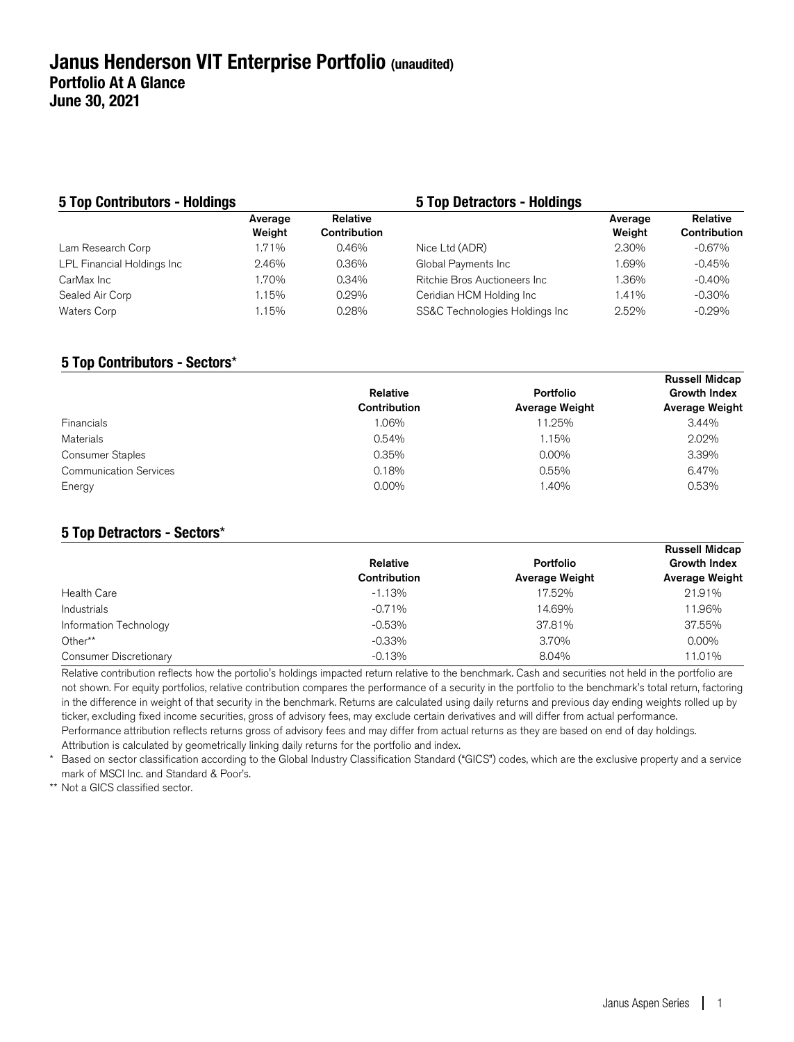# Janus Henderson VIT Enterprise Portfolio (unaudited)
## Portfolio At A Glance
## June 30, 2021

### 5 Top Contributors - Holdings

| | Average Weight | Relative Contribution |
|---|---|---|
| Lam Research Corp | 1.71% | 0.46% |
| LPL Financial Holdings Inc | 2.46% | 0.36% |
| CarMax Inc | 1.70% | 0.34% |
| Sealed Air Corp | 1.15% | 0.29% |
| Waters Corp | 1.15% | 0.28% |

### 5 Top Detractors - Holdings

| | Average Weight | Relative Contribution |
|---|---|---|
| Nice Ltd (ADR) | 2.30% | -0.67% |
| Global Payments Inc | 1.69% | -0.45% |
| Ritchie Bros Auctioneers Inc | 1.36% | -0.40% |
| Ceridian HCM Holding Inc | 1.41% | -0.30% |
| SS&C Technologies Holdings Inc | 2.52% | -0.29% |

### 5 Top Contributors - Sectors*

| | Relative Contribution | Portfolio Average Weight | Russell Midcap Growth Index Average Weight |
|---|---|---|---|
| Financials | 1.06% | 11.25% | 3.44% |
| Materials | 0.54% | 1.15% | 2.02% |
| Consumer Staples | 0.35% | 0.00% | 3.39% |
| Communication Services | 0.18% | 0.55% | 6.47% |
| Energy | 0.00% | 1.40% | 0.53% |

### 5 Top Detractors - Sectors*

| | Relative Contribution | Portfolio Average Weight | Russell Midcap Growth Index Average Weight |
|---|---|---|---|
| Health Care | -1.13% | 17.52% | 21.91% |
| Industrials | -0.71% | 14.69% | 11.96% |
| Information Technology | -0.53% | 37.81% | 37.55% |
| Other** | -0.33% | 3.70% | 0.00% |
| Consumer Discretionary | -0.13% | 8.04% | 11.01% |

Relative contribution reflects how the portolio's holdings impacted return relative to the benchmark. Cash and securities not held in the portfolio are not shown. For equity portfolios, relative contribution compares the performance of a security in the portfolio to the benchmark's total return, factoring in the difference in weight of that security in the benchmark. Returns are calculated using daily returns and previous day ending weights rolled up by ticker, excluding fixed income securities, gross of advisory fees, may exclude certain derivatives and will differ from actual performance. Performance attribution reflects returns gross of advisory fees and may differ from actual returns as they are based on end of day holdings. Attribution is calculated by geometrically linking daily returns for the portfolio and index.

\* Based on sector classification according to the Global Industry Classification Standard ("GICS") codes, which are the exclusive property and a service mark of MSCI Inc. and Standard & Poor's.

\*\* Not a GICS classified sector.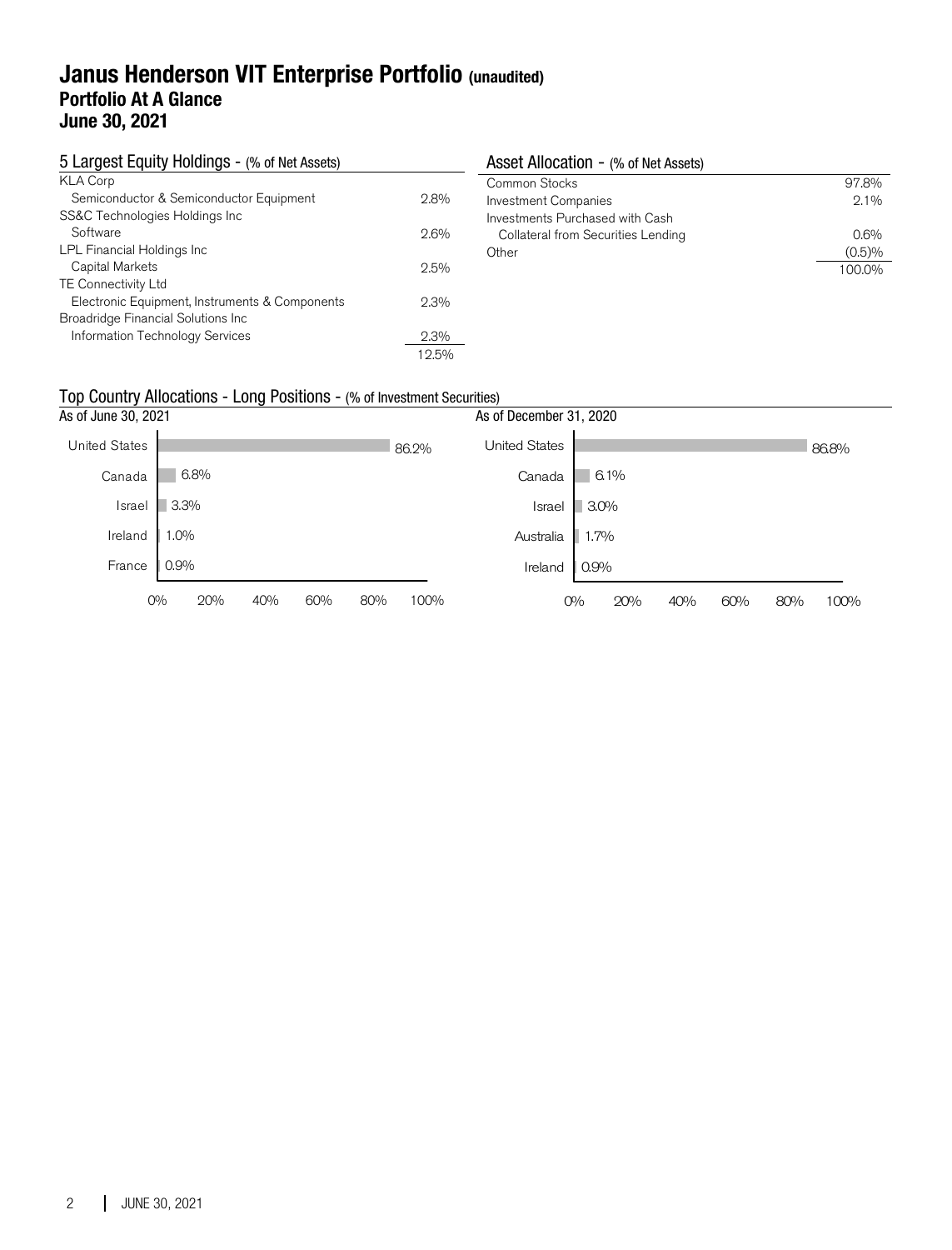# Janus Henderson VIT Enterprise Portfolio (unaudited)
## Portfolio At A Glance
## June 30, 2021

### 5 Largest Equity Holdings - (% of Net Assets)

| | |
|---|---|
| KLA Corp | |
| Semiconductor & Semiconductor Equipment | 2.8% |
| SS&C Technologies Holdings Inc | |
| Software | 2.6% |
| LPL Financial Holdings Inc | |
| Capital Markets | 2.5% |
| TE Connectivity Ltd | |
| Electronic Equipment, Instruments & Components | 2.3% |
| Broadridge Financial Solutions Inc | |
| Information Technology Services | 2.3% |
| | 12.5% |

### Asset Allocation - (% of Net Assets)

| | |
|---|---|
| Common Stocks | 97.8% |
| Investment Companies | 2.1% |
| Investments Purchased with Cash Collateral from Securities Lending | 0.6% |
| Other | (0.5)% |
| | 100.0% |

### Top Country Allocations - Long Positions - (% of Investment Securities)

As of June 30, 2021

| Country | % |
|---|---|
| United States | 86.2% |
| Canada | 6.8% |
| Israel | 3.3% |
| Ireland | 1.0% |
| France | 0.9% |

As of December 31, 2020

| Country | % |
|---|---|
| United States | 86.8% |
| Canada | 6.1% |
| Israel | 3.0% |
| Australia | 1.7% |
| Ireland | 0.9% |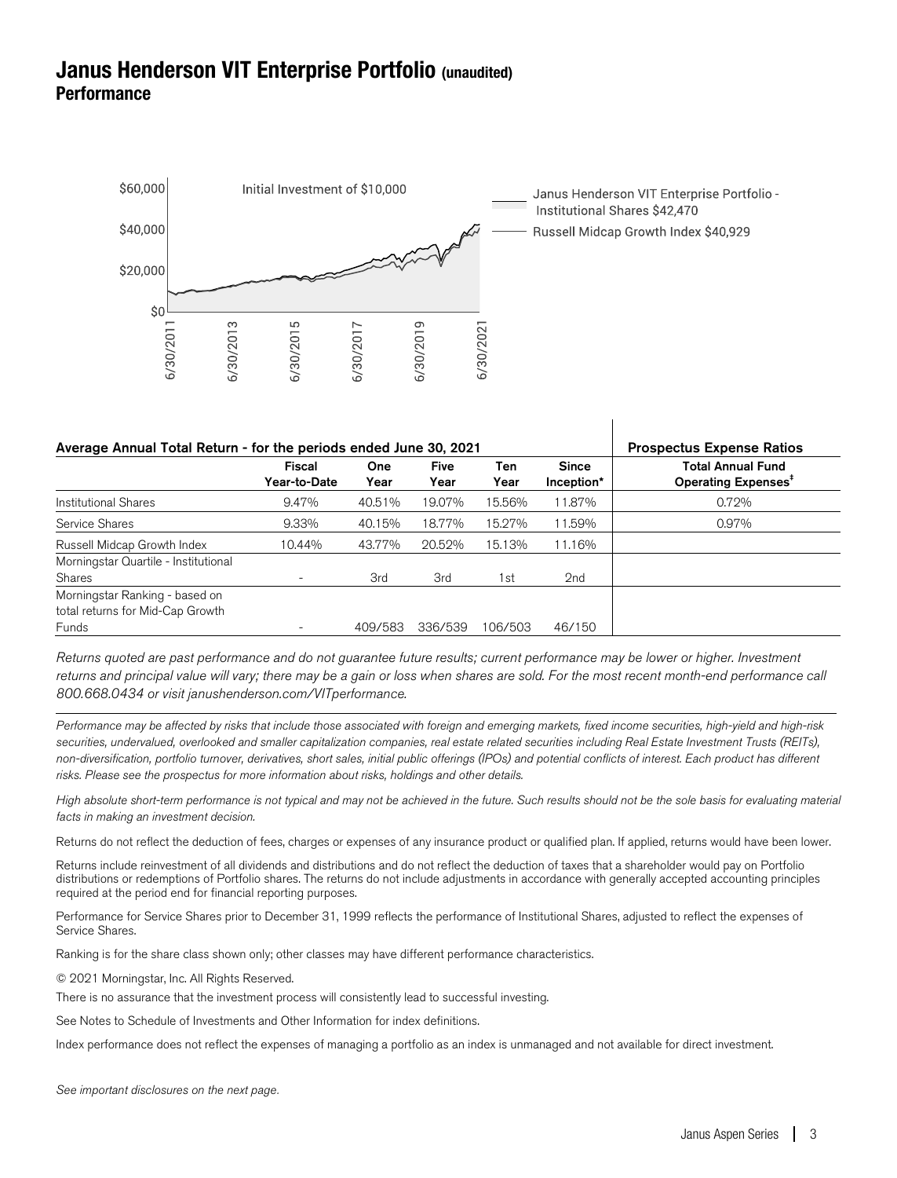# Janus Henderson VIT Enterprise Portfolio (unaudited)

## Performance

Initial Investment of $10,000

Janus Henderson VIT Enterprise Portfolio - Institutional Shares $42,470

Russell Midcap Growth Index $40,929

| Average Annual Total Return - for the periods ended June 30, 2021 | Fiscal Year-to-Date | One Year | Five Year | Ten Year | Since Inception* | Prospectus Expense Ratios: Total Annual Fund Operating Expenses‡ |
|---|---|---|---|---|---|---|
| Institutional Shares | 9.47% | 40.51% | 19.07% | 15.56% | 11.87% | 0.72% |
| Service Shares | 9.33% | 40.15% | 18.77% | 15.27% | 11.59% | 0.97% |
| Russell Midcap Growth Index | 10.44% | 43.77% | 20.52% | 15.13% | 11.16% | |
| Morningstar Quartile - Institutional Shares | - | 3rd | 3rd | 1st | 2nd | |
| Morningstar Ranking - based on total returns for Mid-Cap Growth Funds | - | 409/583 | 336/539 | 106/503 | 46/150 | |

*Returns quoted are past performance and do not guarantee future results; current performance may be lower or higher. Investment returns and principal value will vary; there may be a gain or loss when shares are sold. For the most recent month-end performance call 800.668.0434 or visit janushenderson.com/VITperformance.*

*Performance may be affected by risks that include those associated with foreign and emerging markets, fixed income securities, high-yield and high-risk securities, undervalued, overlooked and smaller capitalization companies, real estate related securities including Real Estate Investment Trusts (REITs), non-diversification, portfolio turnover, derivatives, short sales, initial public offerings (IPOs) and potential conflicts of interest. Each product has different risks. Please see the prospectus for more information about risks, holdings and other details.*

*High absolute short-term performance is not typical and may not be achieved in the future. Such results should not be the sole basis for evaluating material facts in making an investment decision.*

Returns do not reflect the deduction of fees, charges or expenses of any insurance product or qualified plan. If applied, returns would have been lower.

Returns include reinvestment of all dividends and distributions and do not reflect the deduction of taxes that a shareholder would pay on Portfolio distributions or redemptions of Portfolio shares. The returns do not include adjustments in accordance with generally accepted accounting principles required at the period end for financial reporting purposes.

Performance for Service Shares prior to December 31, 1999 reflects the performance of Institutional Shares, adjusted to reflect the expenses of Service Shares.

Ranking is for the share class shown only; other classes may have different performance characteristics.

© 2021 Morningstar, Inc. All Rights Reserved.

There is no assurance that the investment process will consistently lead to successful investing.

See Notes to Schedule of Investments and Other Information for index definitions.

Index performance does not reflect the expenses of managing a portfolio as an index is unmanaged and not available for direct investment.

*See important disclosures on the next page.*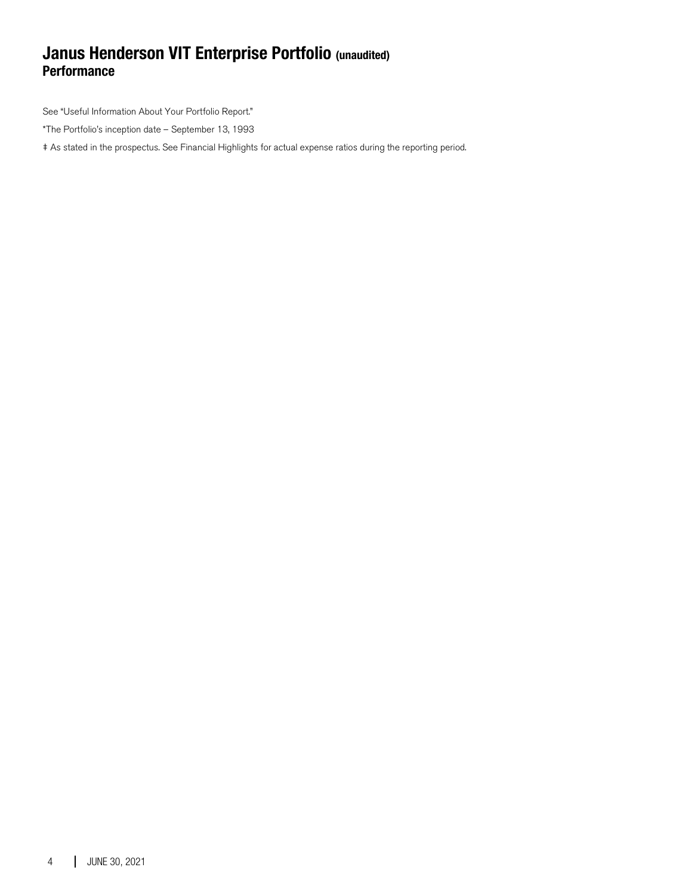# Janus Henderson VIT Enterprise Portfolio (unaudited)
## Performance

See "Useful Information About Your Portfolio Report."

*The Portfolio's inception date – September 13, 1993

‡ As stated in the prospectus. See Financial Highlights for actual expense ratios during the reporting period.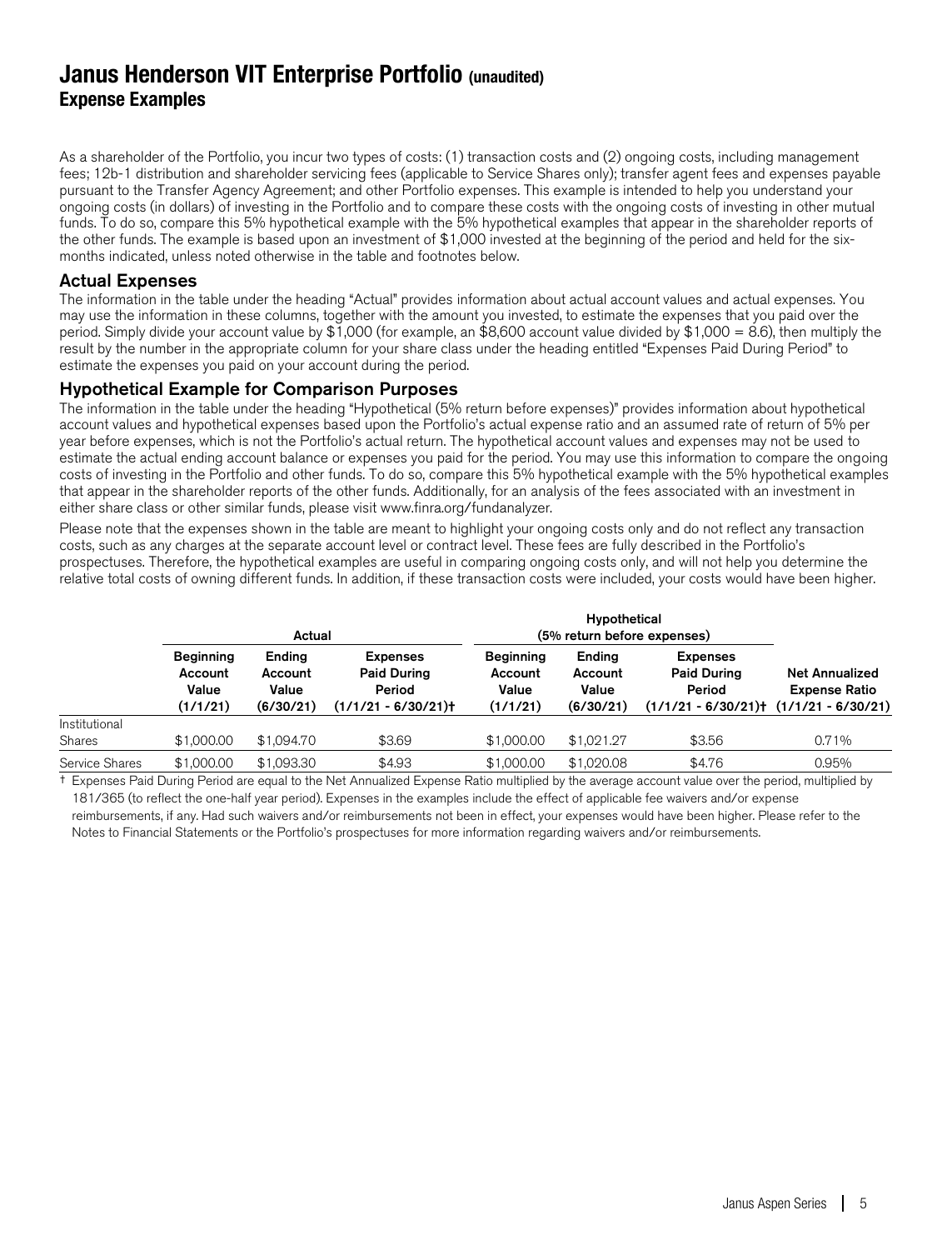# Janus Henderson VIT Enterprise Portfolio (unaudited)

## Expense Examples

As a shareholder of the Portfolio, you incur two types of costs: (1) transaction costs and (2) ongoing costs, including management fees; 12b-1 distribution and shareholder servicing fees (applicable to Service Shares only); transfer agent fees and expenses payable pursuant to the Transfer Agency Agreement; and other Portfolio expenses. This example is intended to help you understand your ongoing costs (in dollars) of investing in the Portfolio and to compare these costs with the ongoing costs of investing in other mutual funds. To do so, compare this 5% hypothetical example with the 5% hypothetical examples that appear in the shareholder reports of the other funds. The example is based upon an investment of $1,000 invested at the beginning of the period and held for the six-months indicated, unless noted otherwise in the table and footnotes below.

### Actual Expenses

The information in the table under the heading "Actual" provides information about actual account values and actual expenses. You may use the information in these columns, together with the amount you invested, to estimate the expenses that you paid over the period. Simply divide your account value by $1,000 (for example, an $8,600 account value divided by $1,000 = 8.6), then multiply the result by the number in the appropriate column for your share class under the heading entitled "Expenses Paid During Period" to estimate the expenses you paid on your account during the period.

### Hypothetical Example for Comparison Purposes

The information in the table under the heading "Hypothetical (5% return before expenses)" provides information about hypothetical account values and hypothetical expenses based upon the Portfolio's actual expense ratio and an assumed rate of return of 5% per year before expenses, which is not the Portfolio's actual return. The hypothetical account values and expenses may not be used to estimate the actual ending account balance or expenses you paid for the period. You may use this information to compare the ongoing costs of investing in the Portfolio and other funds. To do so, compare this 5% hypothetical example with the 5% hypothetical examples that appear in the shareholder reports of the other funds. Additionally, for an analysis of the fees associated with an investment in either share class or other similar funds, please visit www.finra.org/fundanalyzer.

Please note that the expenses shown in the table are meant to highlight your ongoing costs only and do not reflect any transaction costs, such as any charges at the separate account level or contract level. These fees are fully described in the Portfolio's prospectuses. Therefore, the hypothetical examples are useful in comparing ongoing costs only, and will not help you determine the relative total costs of owning different funds. In addition, if these transaction costs were included, your costs would have been higher.

| | Actual | | | Hypothetical (5% return before expenses) | | | |
|---|---|---|---|---|---|---|---|
| | Beginning Account Value (1/1/21) | Ending Account Value (6/30/21) | Expenses Paid During Period (1/1/21 - 6/30/21)† | Beginning Account Value (1/1/21) | Ending Account Value (6/30/21) | Expenses Paid During Period (1/1/21 - 6/30/21)† | Net Annualized Expense Ratio (1/1/21 - 6/30/21) |
| Institutional Shares | $1,000.00 | $1,094.70 | $3.69 | $1,000.00 | $1,021.27 | $3.56 | 0.71% |
| Service Shares | $1,000.00 | $1,093.30 | $4.93 | $1,000.00 | $1,020.08 | $4.76 | 0.95% |

† Expenses Paid During Period are equal to the Net Annualized Expense Ratio multiplied by the average account value over the period, multiplied by 181/365 (to reflect the one-half year period). Expenses in the examples include the effect of applicable fee waivers and/or expense reimbursements, if any. Had such waivers and/or reimbursements not been in effect, your expenses would have been higher. Please refer to the Notes to Financial Statements or the Portfolio's prospectuses for more information regarding waivers and/or reimbursements.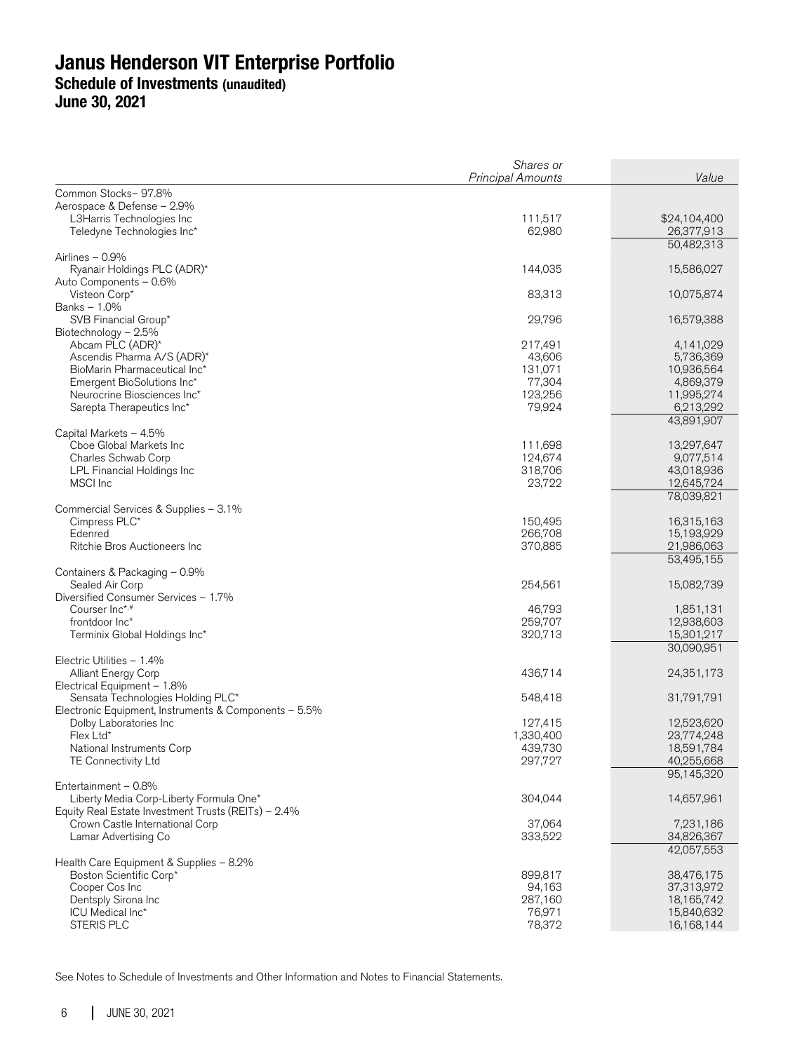# Janus Henderson VIT Enterprise Portfolio
## Schedule of Investments (unaudited)
## June 30, 2021

| | *Shares or Principal Amounts* | *Value* |
|---|---|---|
| Common Stocks– 97.8% | | |
| Aerospace & Defense – 2.9% | | |
| L3Harris Technologies Inc | 111,517 | $24,104,400 |
| Teledyne Technologies Inc* | 62,980 | 26,377,913 |
| | | 50,482,313 |
| Airlines – 0.9% | | |
| Ryanair Holdings PLC (ADR)* | 144,035 | 15,586,027 |
| Auto Components – 0.6% | | |
| Visteon Corp* | 83,313 | 10,075,874 |
| Banks – 1.0% | | |
| SVB Financial Group* | 29,796 | 16,579,388 |
| Biotechnology – 2.5% | | |
| Abcam PLC (ADR)* | 217,491 | 4,141,029 |
| Ascendis Pharma A/S (ADR)* | 43,606 | 5,736,369 |
| BioMarin Pharmaceutical Inc* | 131,071 | 10,936,564 |
| Emergent BioSolutions Inc* | 77,304 | 4,869,379 |
| Neurocrine Biosciences Inc* | 123,256 | 11,995,274 |
| Sarepta Therapeutics Inc* | 79,924 | 6,213,292 |
| | | 43,891,907 |
| Capital Markets – 4.5% | | |
| Cboe Global Markets Inc | 111,698 | 13,297,647 |
| Charles Schwab Corp | 124,674 | 9,077,514 |
| LPL Financial Holdings Inc | 318,706 | 43,018,936 |
| MSCI Inc | 23,722 | 12,645,724 |
| | | 78,039,821 |
| Commercial Services & Supplies – 3.1% | | |
| Cimpress PLC* | 150,495 | 16,315,163 |
| Edenred | 266,708 | 15,193,929 |
| Ritchie Bros Auctioneers Inc | 370,885 | 21,986,063 |
| | | 53,495,155 |
| Containers & Packaging – 0.9% | | |
| Sealed Air Corp | 254,561 | 15,082,739 |
| Diversified Consumer Services – 1.7% | | |
| Courser Inc*,# | 46,793 | 1,851,131 |
| frontdoor Inc* | 259,707 | 12,938,603 |
| Terminix Global Holdings Inc* | 320,713 | 15,301,217 |
| | | 30,090,951 |
| Electric Utilities – 1.4% | | |
| Alliant Energy Corp | 436,714 | 24,351,173 |
| Electrical Equipment – 1.8% | | |
| Sensata Technologies Holding PLC* | 548,418 | 31,791,791 |
| Electronic Equipment, Instruments & Components – 5.5% | | |
| Dolby Laboratories Inc | 127,415 | 12,523,620 |
| Flex Ltd* | 1,330,400 | 23,774,248 |
| National Instruments Corp | 439,730 | 18,591,784 |
| TE Connectivity Ltd | 297,727 | 40,255,668 |
| | | 95,145,320 |
| Entertainment – 0.8% | | |
| Liberty Media Corp-Liberty Formula One* | 304,044 | 14,657,961 |
| Equity Real Estate Investment Trusts (REITs) – 2.4% | | |
| Crown Castle International Corp | 37,064 | 7,231,186 |
| Lamar Advertising Co | 333,522 | 34,826,367 |
| | | 42,057,553 |
| Health Care Equipment & Supplies – 8.2% | | |
| Boston Scientific Corp* | 899,817 | 38,476,175 |
| Cooper Cos Inc | 94,163 | 37,313,972 |
| Dentsply Sirona Inc | 287,160 | 18,165,742 |
| ICU Medical Inc* | 76,971 | 15,840,632 |
| STERIS PLC | 78,372 | 16,168,144 |

See Notes to Schedule of Investments and Other Information and Notes to Financial Statements.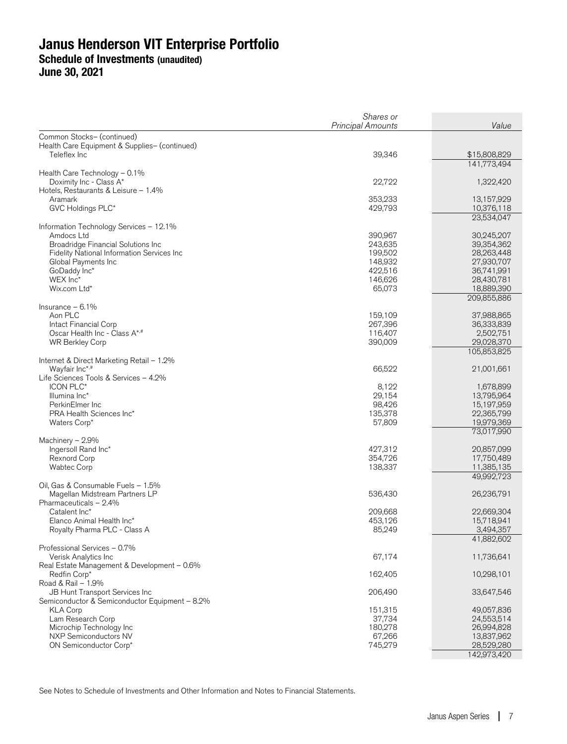# Janus Henderson VIT Enterprise Portfolio
## Schedule of Investments (unaudited)
## June 30, 2021

| | *Shares or Principal Amounts* | *Value* |
|---|---|---|
| Common Stocks– (continued) | | |
| Health Care Equipment & Supplies– (continued) | | |
| Teleflex Inc | 39,346 | $15,808,829 |
| | | 141,773,494 |
| Health Care Technology – 0.1% | | |
| Doximity Inc - Class A* | 22,722 | 1,322,420 |
| Hotels, Restaurants & Leisure – 1.4% | | |
| Aramark | 353,233 | 13,157,929 |
| GVC Holdings PLC* | 429,793 | 10,376,118 |
| | | 23,534,047 |
| Information Technology Services – 12.1% | | |
| Amdocs Ltd | 390,967 | 30,245,207 |
| Broadridge Financial Solutions Inc | 243,635 | 39,354,362 |
| Fidelity National Information Services Inc | 199,502 | 28,263,448 |
| Global Payments Inc | 148,932 | 27,930,707 |
| GoDaddy Inc* | 422,516 | 36,741,991 |
| WEX Inc* | 146,626 | 28,430,781 |
| Wix.com Ltd* | 65,073 | 18,889,390 |
| | | 209,855,886 |
| Insurance – 6.1% | | |
| Aon PLC | 159,109 | 37,988,865 |
| Intact Financial Corp | 267,396 | 36,333,839 |
| Oscar Health Inc - Class A*,# | 116,407 | 2,502,751 |
| WR Berkley Corp | 390,009 | 29,028,370 |
| | | 105,853,825 |
| Internet & Direct Marketing Retail – 1.2% | | |
| Wayfair Inc*,# | 66,522 | 21,001,661 |
| Life Sciences Tools & Services – 4.2% | | |
| ICON PLC* | 8,122 | 1,678,899 |
| Illumina Inc* | 29,154 | 13,795,964 |
| PerkinElmer Inc | 98,426 | 15,197,959 |
| PRA Health Sciences Inc* | 135,378 | 22,365,799 |
| Waters Corp* | 57,809 | 19,979,369 |
| | | 73,017,990 |
| Machinery – 2.9% | | |
| Ingersoll Rand Inc* | 427,312 | 20,857,099 |
| Rexnord Corp | 354,726 | 17,750,489 |
| Wabtec Corp | 138,337 | 11,385,135 |
| | | 49,992,723 |
| Oil, Gas & Consumable Fuels – 1.5% | | |
| Magellan Midstream Partners LP | 536,430 | 26,236,791 |
| Pharmaceuticals – 2.4% | | |
| Catalent Inc* | 209,668 | 22,669,304 |
| Elanco Animal Health Inc* | 453,126 | 15,718,941 |
| Royalty Pharma PLC - Class A | 85,249 | 3,494,357 |
| | | 41,882,602 |
| Professional Services – 0.7% | | |
| Verisk Analytics Inc | 67,174 | 11,736,641 |
| Real Estate Management & Development – 0.6% | | |
| Redfin Corp* | 162,405 | 10,298,101 |
| Road & Rail – 1.9% | | |
| JB Hunt Transport Services Inc | 206,490 | 33,647,546 |
| Semiconductor & Semiconductor Equipment – 8.2% | | |
| KLA Corp | 151,315 | 49,057,836 |
| Lam Research Corp | 37,734 | 24,553,514 |
| Microchip Technology Inc | 180,278 | 26,994,828 |
| NXP Semiconductors NV | 67,266 | 13,837,962 |
| ON Semiconductor Corp* | 745,279 | 28,529,280 |
| | | 142,973,420 |

See Notes to Schedule of Investments and Other Information and Notes to Financial Statements.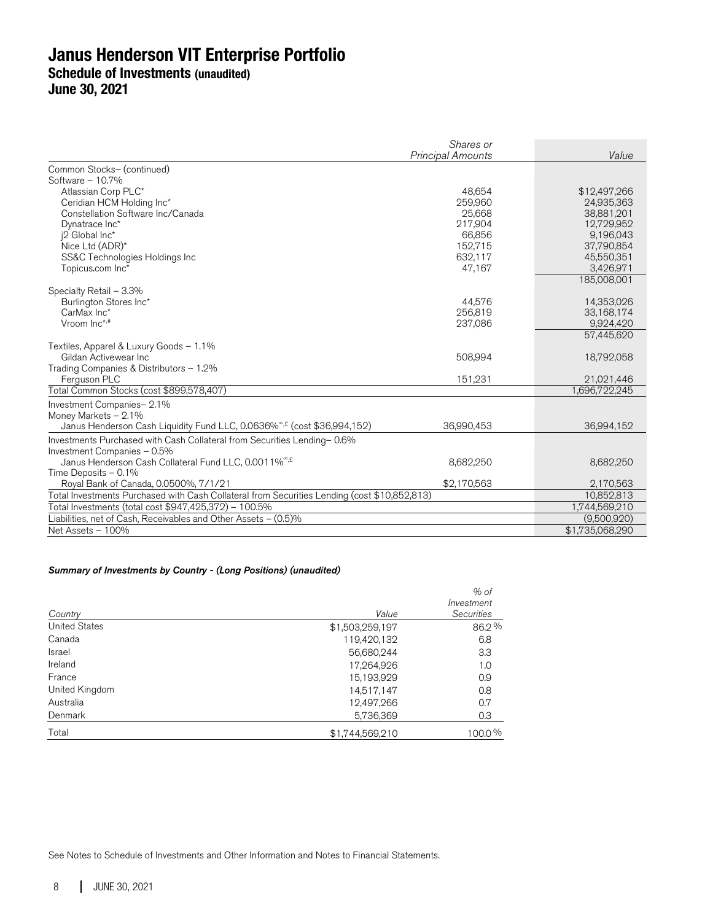# Janus Henderson VIT Enterprise Portfolio
## Schedule of Investments (unaudited)
## June 30, 2021

| | *Shares or Principal Amounts* | *Value* |
|---|---|---|
| Common Stocks– (continued) | | |
| Software – 10.7% | | |
| Atlassian Corp PLC* | 48,654 | $12,497,266 |
| Ceridian HCM Holding Inc* | 259,960 | 24,935,363 |
| Constellation Software Inc/Canada | 25,668 | 38,881,201 |
| Dynatrace Inc* | 217,904 | 12,729,952 |
| j2 Global Inc* | 66,856 | 9,196,043 |
| Nice Ltd (ADR)* | 152,715 | 37,790,854 |
| SS&C Technologies Holdings Inc | 632,117 | 45,550,351 |
| Topicus.com Inc* | 47,167 | 3,426,971 |
| | | 185,008,001 |
| Specialty Retail – 3.3% | | |
| Burlington Stores Inc* | 44,576 | 14,353,026 |
| CarMax Inc* | 256,819 | 33,168,174 |
| Vroom Inc*,# | 237,086 | 9,924,420 |
| | | 57,445,620 |
| Textiles, Apparel & Luxury Goods – 1.1% | | |
| Gildan Activewear Inc | 508,994 | 18,792,058 |
| Trading Companies & Distributors – 1.2% | | |
| Ferguson PLC | 151,231 | 21,021,446 |
| Total Common Stocks (cost $899,578,407) | | 1,696,722,245 |
| Investment Companies– 2.1% | | |
| Money Markets – 2.1% | | |
| Janus Henderson Cash Liquidity Fund LLC, 0.0636%∞,£ (cost $36,994,152) | 36,990,453 | 36,994,152 |
| Investments Purchased with Cash Collateral from Securities Lending– 0.6% | | |
| Investment Companies – 0.5% | | |
| Janus Henderson Cash Collateral Fund LLC, 0.0011%∞,£ | 8,682,250 | 8,682,250 |
| Time Deposits – 0.1% | | |
| Royal Bank of Canada, 0.0500%, 7/1/21 | $2,170,563 | 2,170,563 |
| Total Investments Purchased with Cash Collateral from Securities Lending (cost $10,852,813) | | 10,852,813 |
| Total Investments (total cost $947,425,372) – 100.5% | | 1,744,569,210 |
| Liabilities, net of Cash, Receivables and Other Assets – (0.5)% | | (9,500,920) |
| Net Assets – 100% | | $1,735,068,290 |

***Summary of Investments by Country - (Long Positions) (unaudited)***

| *Country* | *Value* | *% of Investment Securities* |
|---|---|---|
| United States | $1,503,259,197 | 86.2% |
| Canada | 119,420,132 | 6.8 |
| Israel | 56,680,244 | 3.3 |
| Ireland | 17,264,926 | 1.0 |
| France | 15,193,929 | 0.9 |
| United Kingdom | 14,517,147 | 0.8 |
| Australia | 12,497,266 | 0.7 |
| Denmark | 5,736,369 | 0.3 |
| Total | $1,744,569,210 | 100.0% |

See Notes to Schedule of Investments and Other Information and Notes to Financial Statements.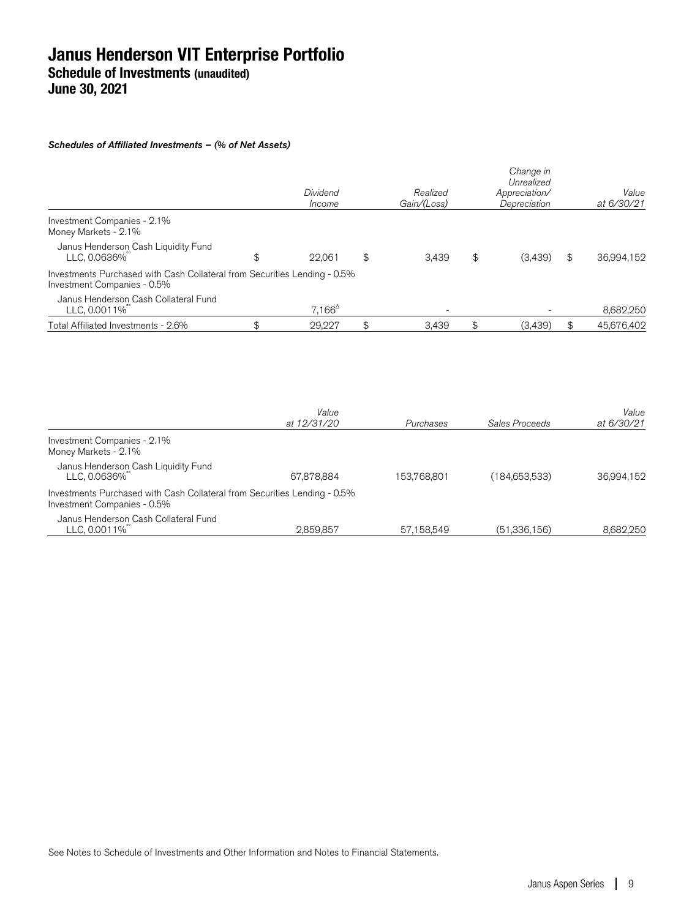# Janus Henderson VIT Enterprise Portfolio
## Schedule of Investments (unaudited)
## June 30, 2021

***Schedules of Affiliated Investments – (% of Net Assets)***

| | *Dividend Income* | *Realized Gain/(Loss)* | *Change in Unrealized Appreciation/ Depreciation* | *Value at 6/30/21* |
|---|---|---|---|---|
| Investment Companies - 2.1% | | | | |
| Money Markets - 2.1% | | | | |
| Janus Henderson Cash Liquidity Fund LLC, 0.0636%ºº | $ 22,061 | $ 3,439 | $ (3,439) | $ 36,994,152 |
| Investments Purchased with Cash Collateral from Securities Lending - 0.5% | | | | |
| Investment Companies - 0.5% | | | | |
| Janus Henderson Cash Collateral Fund LLC, 0.0011%ºº | 7,166[Δ] | - | - | 8,682,250 |
| Total Affiliated Investments - 2.6% | $ 29,227 | $ 3,439 | $ (3,439) | $ 45,676,402 |

| | *Value at 12/31/20* | *Purchases* | *Sales Proceeds* | *Value at 6/30/21* |
|---|---|---|---|---|
| Investment Companies - 2.1% | | | | |
| Money Markets - 2.1% | | | | |
| Janus Henderson Cash Liquidity Fund LLC, 0.0636%ºº | 67,878,884 | 153,768,801 | (184,653,533) | 36,994,152 |
| Investments Purchased with Cash Collateral from Securities Lending - 0.5% | | | | |
| Investment Companies - 0.5% | | | | |
| Janus Henderson Cash Collateral Fund LLC, 0.0011%ºº | 2,859,857 | 57,158,549 | (51,336,156) | 8,682,250 |

See Notes to Schedule of Investments and Other Information and Notes to Financial Statements.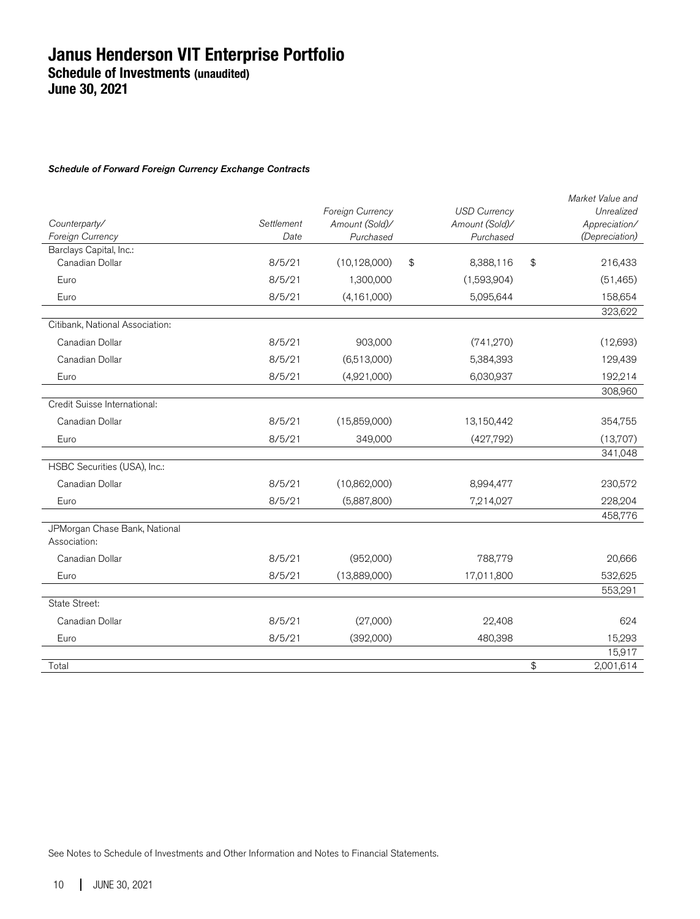# Janus Henderson VIT Enterprise Portfolio

## Schedule of Investments (unaudited)

## June 30, 2021

***Schedule of Forward Foreign Currency Exchange Contracts***

| Counterparty/ Foreign Currency | Settlement Date | Foreign Currency Amount (Sold)/ Purchased | USD Currency Amount (Sold)/ Purchased | Market Value and Unrealized Appreciation/ (Depreciation) |
|---|---|---|---|---|
| Barclays Capital, Inc.: | | | | |
| Canadian Dollar | 8/5/21 | (10,128,000) | $ 8,388,116 | $ 216,433 |
| Euro | 8/5/21 | 1,300,000 | (1,593,904) | (51,465) |
| Euro | 8/5/21 | (4,161,000) | 5,095,644 | 158,654 |
| | | | | 323,622 |
| Citibank, National Association: | | | | |
| Canadian Dollar | 8/5/21 | 903,000 | (741,270) | (12,693) |
| Canadian Dollar | 8/5/21 | (6,513,000) | 5,384,393 | 129,439 |
| Euro | 8/5/21 | (4,921,000) | 6,030,937 | 192,214 |
| | | | | 308,960 |
| Credit Suisse International: | | | | |
| Canadian Dollar | 8/5/21 | (15,859,000) | 13,150,442 | 354,755 |
| Euro | 8/5/21 | 349,000 | (427,792) | (13,707) |
| | | | | 341,048 |
| HSBC Securities (USA), Inc.: | | | | |
| Canadian Dollar | 8/5/21 | (10,862,000) | 8,994,477 | 230,572 |
| Euro | 8/5/21 | (5,887,800) | 7,214,027 | 228,204 |
| | | | | 458,776 |
| JPMorgan Chase Bank, National Association: | | | | |
| Canadian Dollar | 8/5/21 | (952,000) | 788,779 | 20,666 |
| Euro | 8/5/21 | (13,889,000) | 17,011,800 | 532,625 |
| | | | | 553,291 |
| State Street: | | | | |
| Canadian Dollar | 8/5/21 | (27,000) | 22,408 | 624 |
| Euro | 8/5/21 | (392,000) | 480,398 | 15,293 |
| | | | | 15,917 |
| Total | | | | $ 2,001,614 |

See Notes to Schedule of Investments and Other Information and Notes to Financial Statements.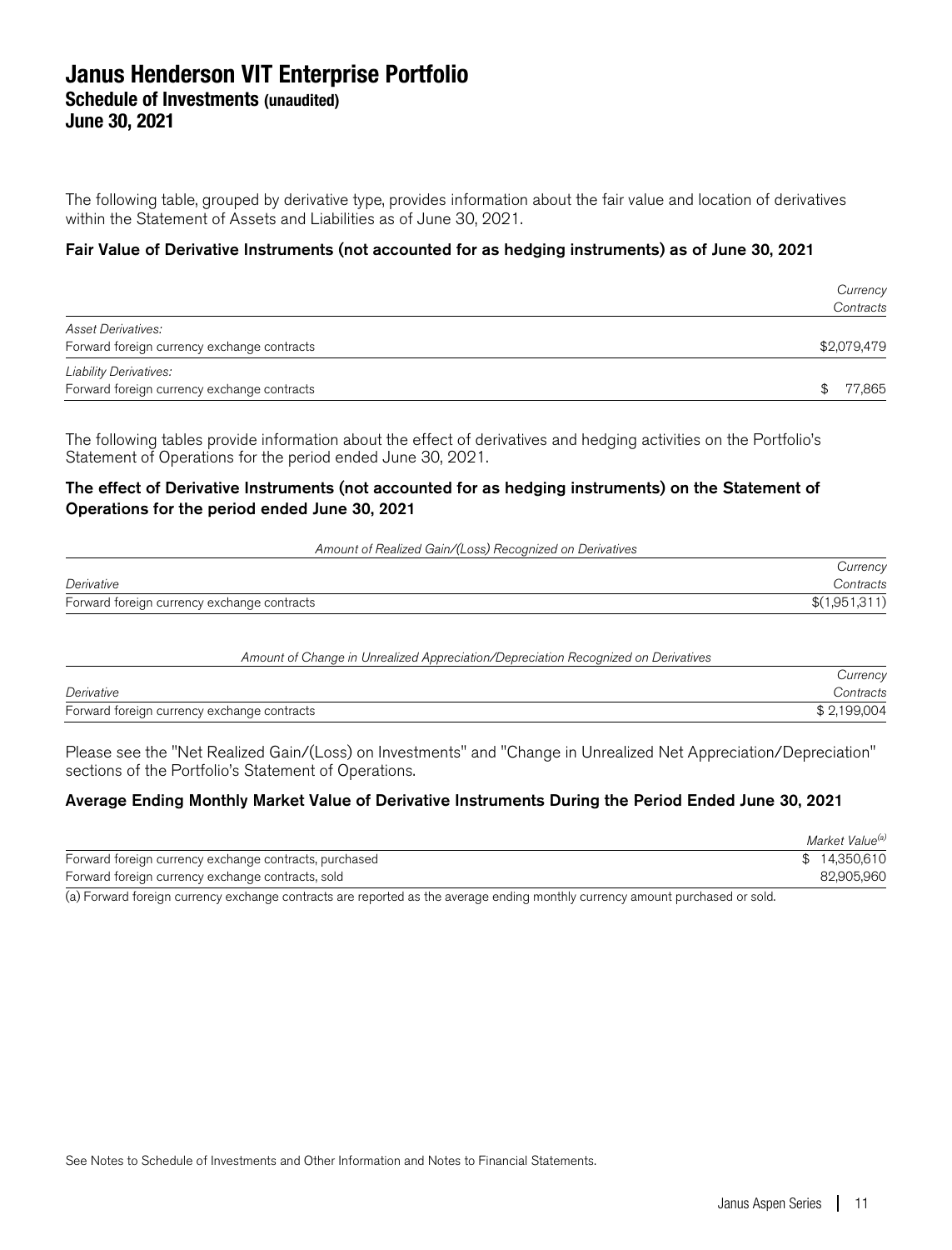# Janus Henderson VIT Enterprise Portfolio
## Schedule of Investments (unaudited)
## June 30, 2021

The following table, grouped by derivative type, provides information about the fair value and location of derivatives within the Statement of Assets and Liabilities as of June 30, 2021.

**Fair Value of Derivative Instruments (not accounted for as hedging instruments) as of June 30, 2021**

| | *Currency Contracts* |
|---|---|
| *Asset Derivatives:* | |
| Forward foreign currency exchange contracts | $2,079,479 |
| *Liability Derivatives:* | |
| Forward foreign currency exchange contracts | $ 77,865 |

The following tables provide information about the effect of derivatives and hedging activities on the Portfolio's Statement of Operations for the period ended June 30, 2021.

**The effect of Derivative Instruments (not accounted for as hedging instruments) on the Statement of Operations for the period ended June 30, 2021**

| *Amount of Realized Gain/(Loss) Recognized on Derivatives* | |
|---|---|
| *Derivative* | *Currency Contracts* |
| Forward foreign currency exchange contracts | $(1,951,311) |

| *Amount of Change in Unrealized Appreciation/Depreciation Recognized on Derivatives* | |
|---|---|
| *Derivative* | *Currency Contracts* |
| Forward foreign currency exchange contracts | $ 2,199,004 |

Please see the "Net Realized Gain/(Loss) on Investments" and "Change in Unrealized Net Appreciation/Depreciation" sections of the Portfolio's Statement of Operations.

**Average Ending Monthly Market Value of Derivative Instruments During the Period Ended June 30, 2021**

| | *Market Value*[(a)] |
|---|---|
| Forward foreign currency exchange contracts, purchased | $ 14,350,610 |
| Forward foreign currency exchange contracts, sold | 82,905,960 |

(a) Forward foreign currency exchange contracts are reported as the average ending monthly currency amount purchased or sold.

See Notes to Schedule of Investments and Other Information and Notes to Financial Statements.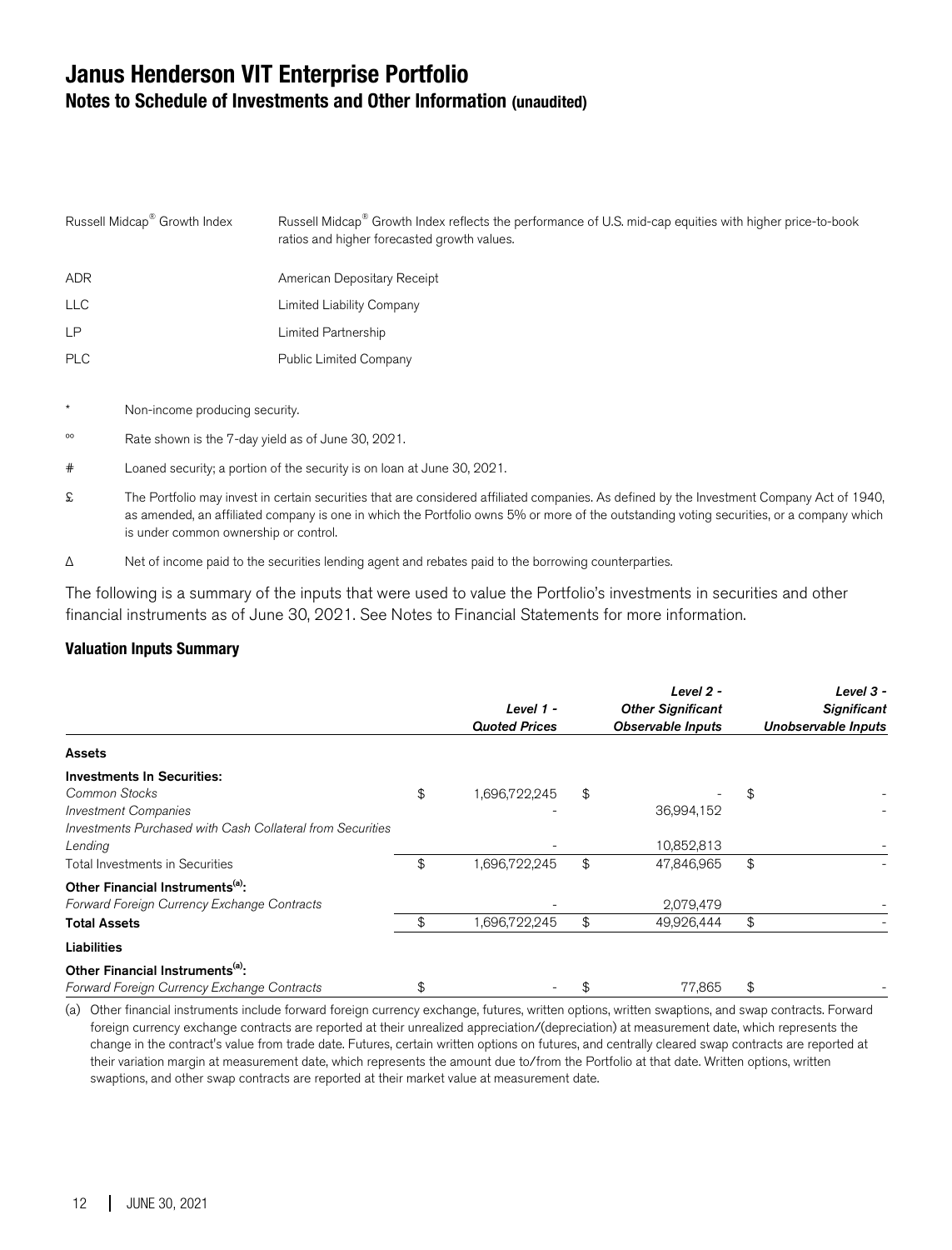# Janus Henderson VIT Enterprise Portfolio

## Notes to Schedule of Investments and Other Information (unaudited)

| | |
|---|---|
| Russell Midcap® Growth Index | Russell Midcap® Growth Index reflects the performance of U.S. mid-cap equities with higher price-to-book ratios and higher forecasted growth values. |
| ADR | American Depositary Receipt |
| LLC | Limited Liability Company |
| LP | Limited Partnership |
| PLC | Public Limited Company |

\* Non-income producing security.

ºº Rate shown is the 7-day yield as of June 30, 2021.

# Loaned security; a portion of the security is on loan at June 30, 2021.

£ The Portfolio may invest in certain securities that are considered affiliated companies. As defined by the Investment Company Act of 1940, as amended, an affiliated company is one in which the Portfolio owns 5% or more of the outstanding voting securities, or a company which is under common ownership or control.

Δ Net of income paid to the securities lending agent and rebates paid to the borrowing counterparties.

The following is a summary of the inputs that were used to value the Portfolio's investments in securities and other financial instruments as of June 30, 2021. See Notes to Financial Statements for more information.

### Valuation Inputs Summary

| | *Level 1 - Quoted Prices* | *Level 2 - Other Significant Observable Inputs* | *Level 3 - Significant Unobservable Inputs* |
|---|---|---|---|
| **Assets** | | | |
| **Investments In Securities:** | | | |
| *Common Stocks* | $ 1,696,722,245 | $ - | $ - |
| *Investment Companies* | - | 36,994,152 | - |
| *Investments Purchased with Cash Collateral from Securities Lending* | - | 10,852,813 | - |
| Total Investments in Securities | $ 1,696,722,245 | $ 47,846,965 | $ - |
| **Other Financial Instruments[(a)]:** | | | |
| *Forward Foreign Currency Exchange Contracts* | - | 2,079,479 | - |
| **Total Assets** | $ 1,696,722,245 | $ 49,926,444 | $ - |
| **Liabilities** | | | |
| **Other Financial Instruments[(a)]:** | | | |
| *Forward Foreign Currency Exchange Contracts* | $ - | $ 77,865 | $ - |

(a) Other financial instruments include forward foreign currency exchange, futures, written options, written swaptions, and swap contracts. Forward foreign currency exchange contracts are reported at their unrealized appreciation/(depreciation) at measurement date, which represents the change in the contract's value from trade date. Futures, certain written options on futures, and centrally cleared swap contracts are reported at their variation margin at measurement date, which represents the amount due to/from the Portfolio at that date. Written options, written swaptions, and other swap contracts are reported at their market value at measurement date.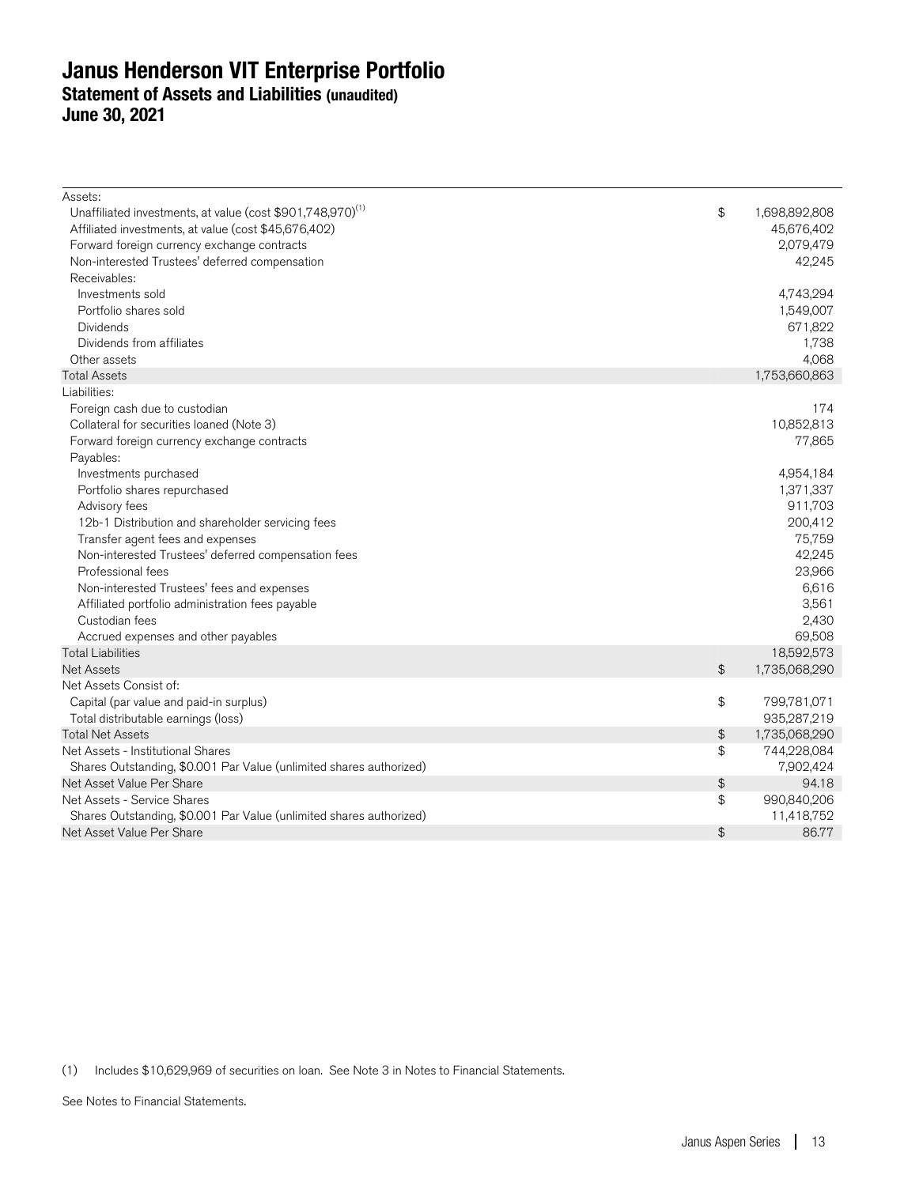# Janus Henderson VIT Enterprise Portfolio
## Statement of Assets and Liabilities (unaudited)
## June 30, 2021

| | | |
|---|---|---|
| Assets: | | |
| Unaffiliated investments, at value (cost $901,748,970)[(1)] | $ | 1,698,892,808 |
| Affiliated investments, at value (cost $45,676,402) | | 45,676,402 |
| Forward foreign currency exchange contracts | | 2,079,479 |
| Non-interested Trustees' deferred compensation | | 42,245 |
| Receivables: | | |
| Investments sold | | 4,743,294 |
| Portfolio shares sold | | 1,549,007 |
| Dividends | | 671,822 |
| Dividends from affiliates | | 1,738 |
| Other assets | | 4,068 |
| Total Assets | | 1,753,660,863 |
| Liabilities: | | |
| Foreign cash due to custodian | | 174 |
| Collateral for securities loaned (Note 3) | | 10,852,813 |
| Forward foreign currency exchange contracts | | 77,865 |
| Payables: | | |
| Investments purchased | | 4,954,184 |
| Portfolio shares repurchased | | 1,371,337 |
| Advisory fees | | 911,703 |
| 12b-1 Distribution and shareholder servicing fees | | 200,412 |
| Transfer agent fees and expenses | | 75,759 |
| Non-interested Trustees' deferred compensation fees | | 42,245 |
| Professional fees | | 23,966 |
| Non-interested Trustees' fees and expenses | | 6,616 |
| Affiliated portfolio administration fees payable | | 3,561 |
| Custodian fees | | 2,430 |
| Accrued expenses and other payables | | 69,508 |
| Total Liabilities | | 18,592,573 |
| Net Assets | $ | 1,735,068,290 |
| Net Assets Consist of: | | |
| Capital (par value and paid-in surplus) | $ | 799,781,071 |
| Total distributable earnings (loss) | | 935,287,219 |
| Total Net Assets | $ | 1,735,068,290 |
| Net Assets - Institutional Shares | $ | 744,228,084 |
| Shares Outstanding, $0.001 Par Value (unlimited shares authorized) | | 7,902,424 |
| Net Asset Value Per Share | $ | 94.18 |
| Net Assets - Service Shares | $ | 990,840,206 |
| Shares Outstanding, $0.001 Par Value (unlimited shares authorized) | | 11,418,752 |
| Net Asset Value Per Share | $ | 86.77 |

(1) Includes $10,629,969 of securities on loan. See Note 3 in Notes to Financial Statements.

See Notes to Financial Statements.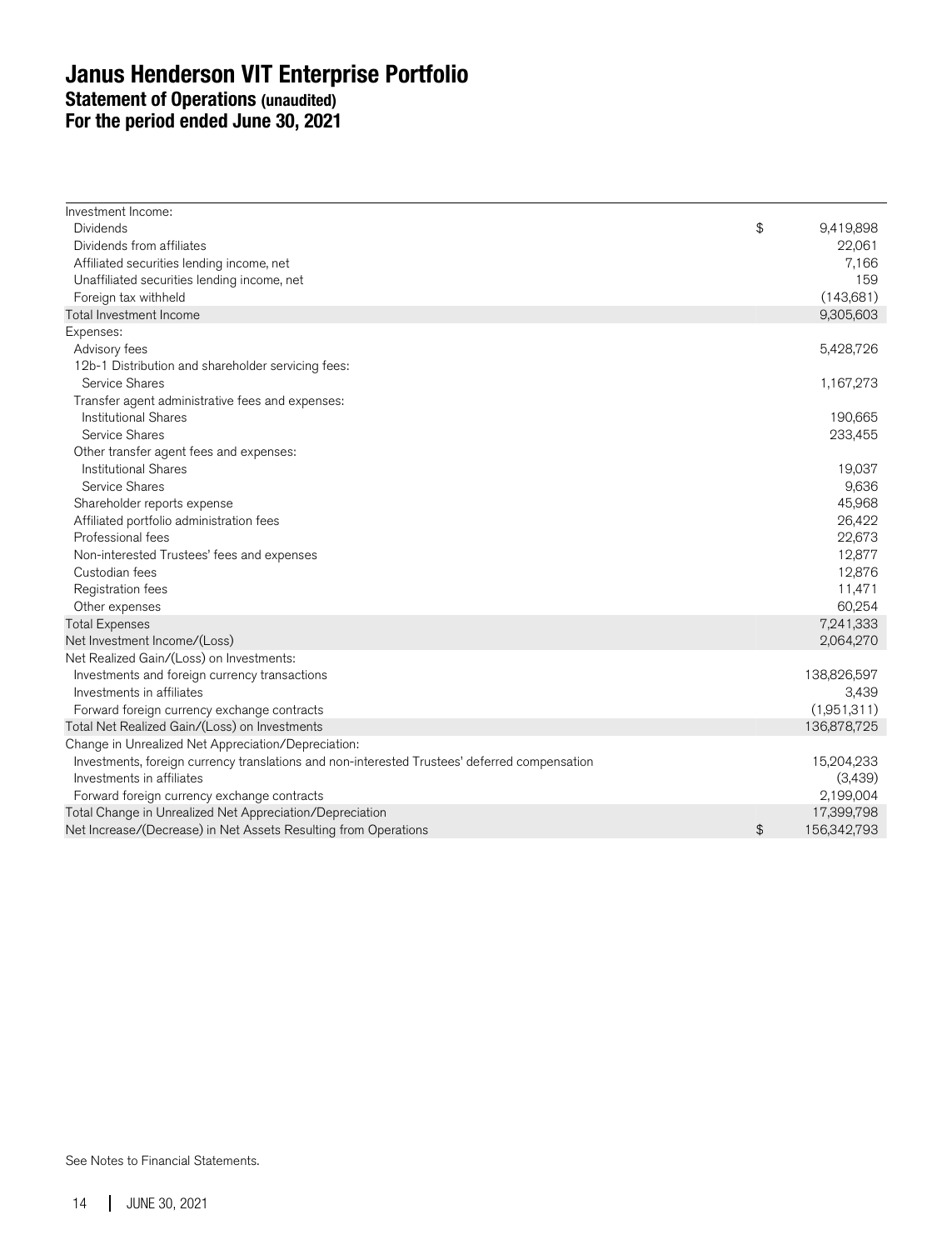# Janus Henderson VIT Enterprise Portfolio

## Statement of Operations (unaudited)

## For the period ended June 30, 2021

| | | |
|---|---|---|
| Investment Income: | | |
| Dividends | $ | 9,419,898 |
| Dividends from affiliates | | 22,061 |
| Affiliated securities lending income, net | | 7,166 |
| Unaffiliated securities lending income, net | | 159 |
| Foreign tax withheld | | (143,681) |
| Total Investment Income | | 9,305,603 |
| Expenses: | | |
| Advisory fees | | 5,428,726 |
| 12b-1 Distribution and shareholder servicing fees: | | |
| Service Shares | | 1,167,273 |
| Transfer agent administrative fees and expenses: | | |
| Institutional Shares | | 190,665 |
| Service Shares | | 233,455 |
| Other transfer agent fees and expenses: | | |
| Institutional Shares | | 19,037 |
| Service Shares | | 9,636 |
| Shareholder reports expense | | 45,968 |
| Affiliated portfolio administration fees | | 26,422 |
| Professional fees | | 22,673 |
| Non-interested Trustees' fees and expenses | | 12,877 |
| Custodian fees | | 12,876 |
| Registration fees | | 11,471 |
| Other expenses | | 60,254 |
| Total Expenses | | 7,241,333 |
| Net Investment Income/(Loss) | | 2,064,270 |
| Net Realized Gain/(Loss) on Investments: | | |
| Investments and foreign currency transactions | | 138,826,597 |
| Investments in affiliates | | 3,439 |
| Forward foreign currency exchange contracts | | (1,951,311) |
| Total Net Realized Gain/(Loss) on Investments | | 136,878,725 |
| Change in Unrealized Net Appreciation/Depreciation: | | |
| Investments, foreign currency translations and non-interested Trustees' deferred compensation | | 15,204,233 |
| Investments in affiliates | | (3,439) |
| Forward foreign currency exchange contracts | | 2,199,004 |
| Total Change in Unrealized Net Appreciation/Depreciation | | 17,399,798 |
| Net Increase/(Decrease) in Net Assets Resulting from Operations | $ | 156,342,793 |

See Notes to Financial Statements.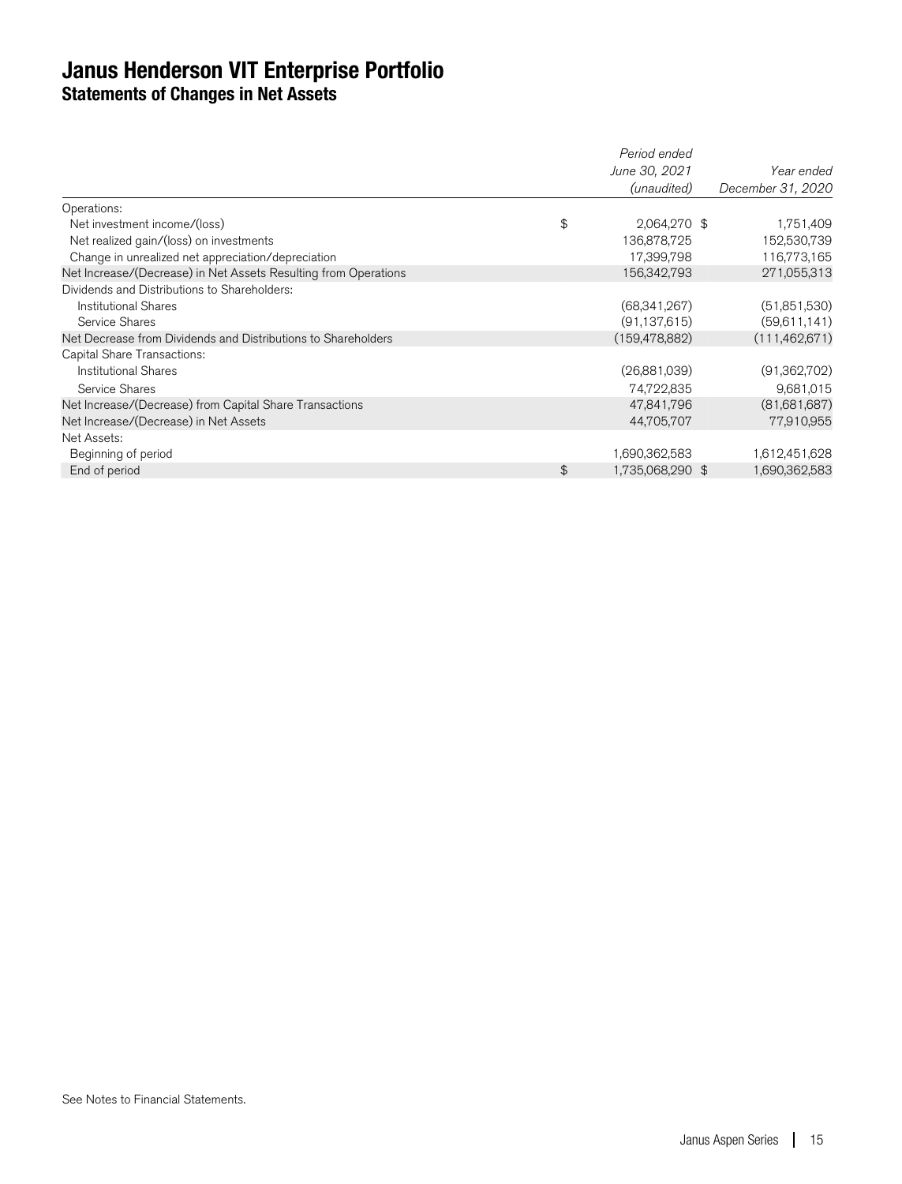# Janus Henderson VIT Enterprise Portfolio
## Statements of Changes in Net Assets

| | Period ended June 30, 2021 (unaudited) | Year ended December 31, 2020 |
|---|---|---|
| Operations: | | |
| Net investment income/(loss) | $ 2,064,270 | $ 1,751,409 |
| Net realized gain/(loss) on investments | 136,878,725 | 152,530,739 |
| Change in unrealized net appreciation/depreciation | 17,399,798 | 116,773,165 |
| Net Increase/(Decrease) in Net Assets Resulting from Operations | 156,342,793 | 271,055,313 |
| Dividends and Distributions to Shareholders: | | |
| Institutional Shares | (68,341,267) | (51,851,530) |
| Service Shares | (91,137,615) | (59,611,141) |
| Net Decrease from Dividends and Distributions to Shareholders | (159,478,882) | (111,462,671) |
| Capital Share Transactions: | | |
| Institutional Shares | (26,881,039) | (91,362,702) |
| Service Shares | 74,722,835 | 9,681,015 |
| Net Increase/(Decrease) from Capital Share Transactions | 47,841,796 | (81,681,687) |
| Net Increase/(Decrease) in Net Assets | 44,705,707 | 77,910,955 |
| Net Assets: | | |
| Beginning of period | 1,690,362,583 | 1,612,451,628 |
| End of period | $ 1,735,068,290 | $ 1,690,362,583 |

See Notes to Financial Statements.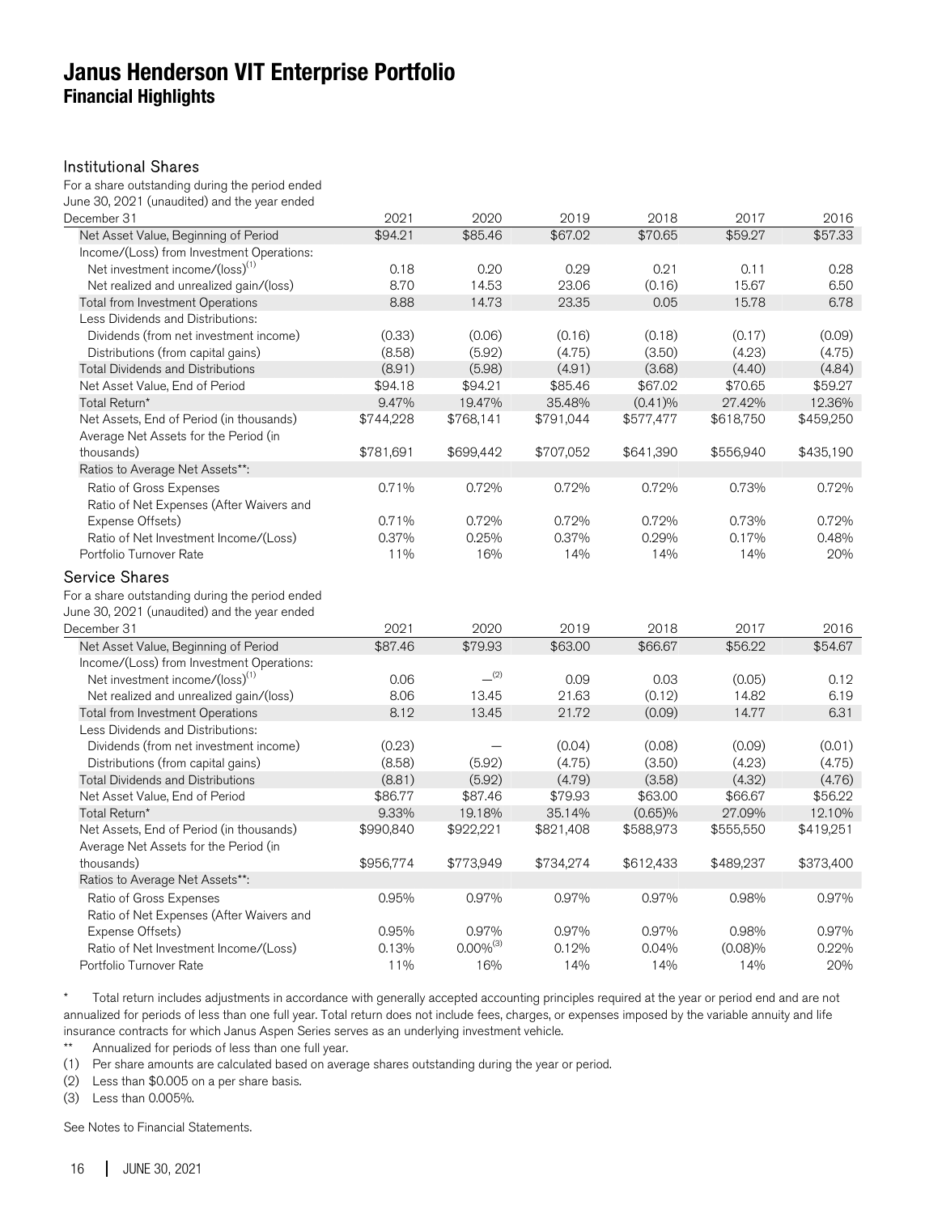# Janus Henderson VIT Enterprise Portfolio
## Financial Highlights

### Institutional Shares

| For a share outstanding during the period ended June 30, 2021 (unaudited) and the year ended December 31 | 2021 | 2020 | 2019 | 2018 | 2017 | 2016 |
|---|---|---|---|---|---|---|
| Net Asset Value, Beginning of Period | $94.21 | $85.46 | $67.02 | $70.65 | $59.27 | $57.33 |
| Income/(Loss) from Investment Operations: | | | | | | |
| Net investment income/(loss)[1] | 0.18 | 0.20 | 0.29 | 0.21 | 0.11 | 0.28 |
| Net realized and unrealized gain/(loss) | 8.70 | 14.53 | 23.06 | (0.16) | 15.67 | 6.50 |
| Total from Investment Operations | 8.88 | 14.73 | 23.35 | 0.05 | 15.78 | 6.78 |
| Less Dividends and Distributions: | | | | | | |
| Dividends (from net investment income) | (0.33) | (0.06) | (0.16) | (0.18) | (0.17) | (0.09) |
| Distributions (from capital gains) | (8.58) | (5.92) | (4.75) | (3.50) | (4.23) | (4.75) |
| Total Dividends and Distributions | (8.91) | (5.98) | (4.91) | (3.68) | (4.40) | (4.84) |
| Net Asset Value, End of Period | $94.18 | $94.21 | $85.46 | $67.02 | $70.65 | $59.27 |
| Total Return* | 9.47% | 19.47% | 35.48% | (0.41)% | 27.42% | 12.36% |
| Net Assets, End of Period (in thousands) | $744,228 | $768,141 | $791,044 | $577,477 | $618,750 | $459,250 |
| Average Net Assets for the Period (in thousands) | $781,691 | $699,442 | $707,052 | $641,390 | $556,940 | $435,190 |
| Ratios to Average Net Assets**: | | | | | | |
| Ratio of Gross Expenses | 0.71% | 0.72% | 0.72% | 0.72% | 0.73% | 0.72% |
| Ratio of Net Expenses (After Waivers and Expense Offsets) | 0.71% | 0.72% | 0.72% | 0.72% | 0.73% | 0.72% |
| Ratio of Net Investment Income/(Loss) | 0.37% | 0.25% | 0.37% | 0.29% | 0.17% | 0.48% |
| Portfolio Turnover Rate | 11% | 16% | 14% | 14% | 14% | 20% |

### Service Shares

| For a share outstanding during the period ended June 30, 2021 (unaudited) and the year ended December 31 | 2021 | 2020 | 2019 | 2018 | 2017 | 2016 |
|---|---|---|---|---|---|---|
| Net Asset Value, Beginning of Period | $87.46 | $79.93 | $63.00 | $66.67 | $56.22 | $54.67 |
| Income/(Loss) from Investment Operations: | | | | | | |
| Net investment income/(loss)[1] | 0.06 | —[2] | 0.09 | 0.03 | (0.05) | 0.12 |
| Net realized and unrealized gain/(loss) | 8.06 | 13.45 | 21.63 | (0.12) | 14.82 | 6.19 |
| Total from Investment Operations | 8.12 | 13.45 | 21.72 | (0.09) | 14.77 | 6.31 |
| Less Dividends and Distributions: | | | | | | |
| Dividends (from net investment income) | (0.23) | — | (0.04) | (0.08) | (0.09) | (0.01) |
| Distributions (from capital gains) | (8.58) | (5.92) | (4.75) | (3.50) | (4.23) | (4.75) |
| Total Dividends and Distributions | (8.81) | (5.92) | (4.79) | (3.58) | (4.32) | (4.76) |
| Net Asset Value, End of Period | $86.77 | $87.46 | $79.93 | $63.00 | $66.67 | $56.22 |
| Total Return* | 9.33% | 19.18% | 35.14% | (0.65)% | 27.09% | 12.10% |
| Net Assets, End of Period (in thousands) | $990,840 | $922,221 | $821,408 | $588,973 | $555,550 | $419,251 |
| Average Net Assets for the Period (in thousands) | $956,774 | $773,949 | $734,274 | $612,433 | $489,237 | $373,400 |
| Ratios to Average Net Assets**: | | | | | | |
| Ratio of Gross Expenses | 0.95% | 0.97% | 0.97% | 0.97% | 0.98% | 0.97% |
| Ratio of Net Expenses (After Waivers and Expense Offsets) | 0.95% | 0.97% | 0.97% | 0.97% | 0.98% | 0.97% |
| Ratio of Net Investment Income/(Loss) | 0.13% | 0.00%[3] | 0.12% | 0.04% | (0.08)% | 0.22% |
| Portfolio Turnover Rate | 11% | 16% | 14% | 14% | 14% | 20% |

\* Total return includes adjustments in accordance with generally accepted accounting principles required at the year or period end and are not annualized for periods of less than one full year. Total return does not include fees, charges, or expenses imposed by the variable annuity and life insurance contracts for which Janus Aspen Series serves as an underlying investment vehicle.

\** Annualized for periods of less than one full year.

(1) Per share amounts are calculated based on average shares outstanding during the year or period.

(2) Less than $0.005 on a per share basis.

(3) Less than 0.005%.

See Notes to Financial Statements.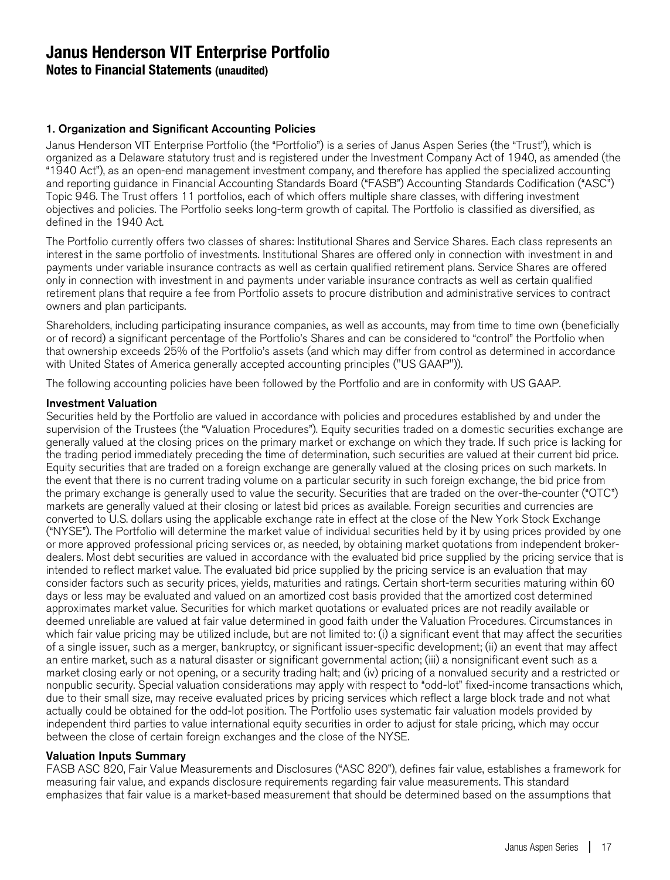# Janus Henderson VIT Enterprise Portfolio

## Notes to Financial Statements (unaudited)

### 1. Organization and Significant Accounting Policies

Janus Henderson VIT Enterprise Portfolio (the "Portfolio") is a series of Janus Aspen Series (the "Trust"), which is organized as a Delaware statutory trust and is registered under the Investment Company Act of 1940, as amended (the "1940 Act"), as an open-end management investment company, and therefore has applied the specialized accounting and reporting guidance in Financial Accounting Standards Board ("FASB") Accounting Standards Codification ("ASC") Topic 946. The Trust offers 11 portfolios, each of which offers multiple share classes, with differing investment objectives and policies. The Portfolio seeks long-term growth of capital. The Portfolio is classified as diversified, as defined in the 1940 Act.

The Portfolio currently offers two classes of shares: Institutional Shares and Service Shares. Each class represents an interest in the same portfolio of investments. Institutional Shares are offered only in connection with investment in and payments under variable insurance contracts as well as certain qualified retirement plans. Service Shares are offered only in connection with investment in and payments under variable insurance contracts as well as certain qualified retirement plans that require a fee from Portfolio assets to procure distribution and administrative services to contract owners and plan participants.

Shareholders, including participating insurance companies, as well as accounts, may from time to time own (beneficially or of record) a significant percentage of the Portfolio's Shares and can be considered to "control" the Portfolio when that ownership exceeds 25% of the Portfolio's assets (and which may differ from control as determined in accordance with United States of America generally accepted accounting principles ("US GAAP")).

The following accounting policies have been followed by the Portfolio and are in conformity with US GAAP.

#### Investment Valuation

Securities held by the Portfolio are valued in accordance with policies and procedures established by and under the supervision of the Trustees (the "Valuation Procedures"). Equity securities traded on a domestic securities exchange are generally valued at the closing prices on the primary market or exchange on which they trade. If such price is lacking for the trading period immediately preceding the time of determination, such securities are valued at their current bid price. Equity securities that are traded on a foreign exchange are generally valued at the closing prices on such markets. In the event that there is no current trading volume on a particular security in such foreign exchange, the bid price from the primary exchange is generally used to value the security. Securities that are traded on the over-the-counter ("OTC") markets are generally valued at their closing or latest bid prices as available. Foreign securities and currencies are converted to U.S. dollars using the applicable exchange rate in effect at the close of the New York Stock Exchange ("NYSE"). The Portfolio will determine the market value of individual securities held by it by using prices provided by one or more approved professional pricing services or, as needed, by obtaining market quotations from independent broker-dealers. Most debt securities are valued in accordance with the evaluated bid price supplied by the pricing service that is intended to reflect market value. The evaluated bid price supplied by the pricing service is an evaluation that may consider factors such as security prices, yields, maturities and ratings. Certain short-term securities maturing within 60 days or less may be evaluated and valued on an amortized cost basis provided that the amortized cost determined approximates market value. Securities for which market quotations or evaluated prices are not readily available or deemed unreliable are valued at fair value determined in good faith under the Valuation Procedures. Circumstances in which fair value pricing may be utilized include, but are not limited to: (i) a significant event that may affect the securities of a single issuer, such as a merger, bankruptcy, or significant issuer-specific development; (ii) an event that may affect an entire market, such as a natural disaster or significant governmental action; (iii) a nonsignificant event such as a market closing early or not opening, or a security trading halt; and (iv) pricing of a nonvalued security and a restricted or nonpublic security. Special valuation considerations may apply with respect to "odd-lot" fixed-income transactions which, due to their small size, may receive evaluated prices by pricing services which reflect a large block trade and not what actually could be obtained for the odd-lot position. The Portfolio uses systematic fair valuation models provided by independent third parties to value international equity securities in order to adjust for stale pricing, which may occur between the close of certain foreign exchanges and the close of the NYSE.

#### Valuation Inputs Summary

FASB ASC 820, Fair Value Measurements and Disclosures ("ASC 820"), defines fair value, establishes a framework for measuring fair value, and expands disclosure requirements regarding fair value measurements. This standard emphasizes that fair value is a market-based measurement that should be determined based on the assumptions that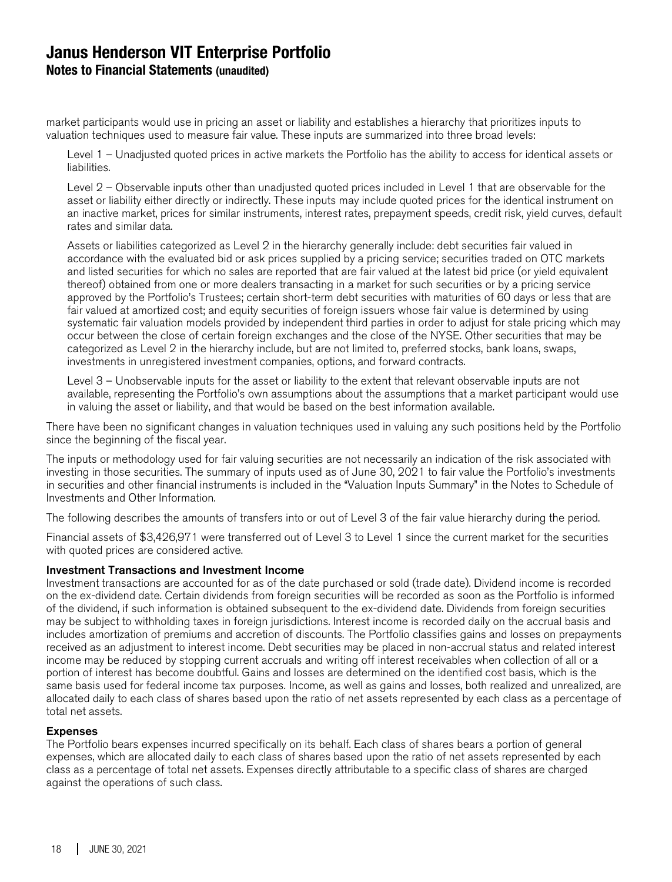market participants would use in pricing an asset or liability and establishes a hierarchy that prioritizes inputs to valuation techniques used to measure fair value. These inputs are summarized into three broad levels:

Level 1 – Unadjusted quoted prices in active markets the Portfolio has the ability to access for identical assets or liabilities.

Level 2 – Observable inputs other than unadjusted quoted prices included in Level 1 that are observable for the asset or liability either directly or indirectly. These inputs may include quoted prices for the identical instrument on an inactive market, prices for similar instruments, interest rates, prepayment speeds, credit risk, yield curves, default rates and similar data.

Assets or liabilities categorized as Level 2 in the hierarchy generally include: debt securities fair valued in accordance with the evaluated bid or ask prices supplied by a pricing service; securities traded on OTC markets and listed securities for which no sales are reported that are fair valued at the latest bid price (or yield equivalent thereof) obtained from one or more dealers transacting in a market for such securities or by a pricing service approved by the Portfolio's Trustees; certain short-term debt securities with maturities of 60 days or less that are fair valued at amortized cost; and equity securities of foreign issuers whose fair value is determined by using systematic fair valuation models provided by independent third parties in order to adjust for stale pricing which may occur between the close of certain foreign exchanges and the close of the NYSE. Other securities that may be categorized as Level 2 in the hierarchy include, but are not limited to, preferred stocks, bank loans, swaps, investments in unregistered investment companies, options, and forward contracts.

Level 3 – Unobservable inputs for the asset or liability to the extent that relevant observable inputs are not available, representing the Portfolio's own assumptions about the assumptions that a market participant would use in valuing the asset or liability, and that would be based on the best information available.

There have been no significant changes in valuation techniques used in valuing any such positions held by the Portfolio since the beginning of the fiscal year.

The inputs or methodology used for fair valuing securities are not necessarily an indication of the risk associated with investing in those securities. The summary of inputs used as of June 30, 2021 to fair value the Portfolio's investments in securities and other financial instruments is included in the "Valuation Inputs Summary" in the Notes to Schedule of Investments and Other Information.

The following describes the amounts of transfers into or out of Level 3 of the fair value hierarchy during the period.

Financial assets of $3,426,971 were transferred out of Level 3 to Level 1 since the current market for the securities with quoted prices are considered active.

### Investment Transactions and Investment Income

Investment transactions are accounted for as of the date purchased or sold (trade date). Dividend income is recorded on the ex-dividend date. Certain dividends from foreign securities will be recorded as soon as the Portfolio is informed of the dividend, if such information is obtained subsequent to the ex-dividend date. Dividends from foreign securities may be subject to withholding taxes in foreign jurisdictions. Interest income is recorded daily on the accrual basis and includes amortization of premiums and accretion of discounts. The Portfolio classifies gains and losses on prepayments received as an adjustment to interest income. Debt securities may be placed in non-accrual status and related interest income may be reduced by stopping current accruals and writing off interest receivables when collection of all or a portion of interest has become doubtful. Gains and losses are determined on the identified cost basis, which is the same basis used for federal income tax purposes. Income, as well as gains and losses, both realized and unrealized, are allocated daily to each class of shares based upon the ratio of net assets represented by each class as a percentage of total net assets.

### Expenses

The Portfolio bears expenses incurred specifically on its behalf. Each class of shares bears a portion of general expenses, which are allocated daily to each class of shares based upon the ratio of net assets represented by each class as a percentage of total net assets. Expenses directly attributable to a specific class of shares are charged against the operations of such class.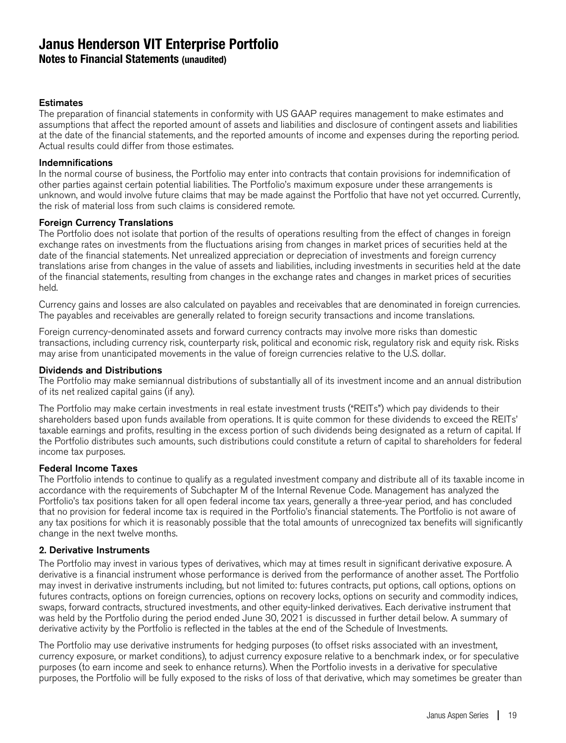# Janus Henderson VIT Enterprise Portfolio

## Notes to Financial Statements (unaudited)

### Estimates

The preparation of financial statements in conformity with US GAAP requires management to make estimates and assumptions that affect the reported amount of assets and liabilities and disclosure of contingent assets and liabilities at the date of the financial statements, and the reported amounts of income and expenses during the reporting period. Actual results could differ from those estimates.

### Indemnifications

In the normal course of business, the Portfolio may enter into contracts that contain provisions for indemnification of other parties against certain potential liabilities. The Portfolio's maximum exposure under these arrangements is unknown, and would involve future claims that may be made against the Portfolio that have not yet occurred. Currently, the risk of material loss from such claims is considered remote.

### Foreign Currency Translations

The Portfolio does not isolate that portion of the results of operations resulting from the effect of changes in foreign exchange rates on investments from the fluctuations arising from changes in market prices of securities held at the date of the financial statements. Net unrealized appreciation or depreciation of investments and foreign currency translations arise from changes in the value of assets and liabilities, including investments in securities held at the date of the financial statements, resulting from changes in the exchange rates and changes in market prices of securities held.

Currency gains and losses are also calculated on payables and receivables that are denominated in foreign currencies. The payables and receivables are generally related to foreign security transactions and income translations.

Foreign currency-denominated assets and forward currency contracts may involve more risks than domestic transactions, including currency risk, counterparty risk, political and economic risk, regulatory risk and equity risk. Risks may arise from unanticipated movements in the value of foreign currencies relative to the U.S. dollar.

### Dividends and Distributions

The Portfolio may make semiannual distributions of substantially all of its investment income and an annual distribution of its net realized capital gains (if any).

The Portfolio may make certain investments in real estate investment trusts ("REITs") which pay dividends to their shareholders based upon funds available from operations. It is quite common for these dividends to exceed the REITs' taxable earnings and profits, resulting in the excess portion of such dividends being designated as a return of capital. If the Portfolio distributes such amounts, such distributions could constitute a return of capital to shareholders for federal income tax purposes.

### Federal Income Taxes

The Portfolio intends to continue to qualify as a regulated investment company and distribute all of its taxable income in accordance with the requirements of Subchapter M of the Internal Revenue Code. Management has analyzed the Portfolio's tax positions taken for all open federal income tax years, generally a three-year period, and has concluded that no provision for federal income tax is required in the Portfolio's financial statements. The Portfolio is not aware of any tax positions for which it is reasonably possible that the total amounts of unrecognized tax benefits will significantly change in the next twelve months.

### 2. Derivative Instruments

The Portfolio may invest in various types of derivatives, which may at times result in significant derivative exposure. A derivative is a financial instrument whose performance is derived from the performance of another asset. The Portfolio may invest in derivative instruments including, but not limited to: futures contracts, put options, call options, options on futures contracts, options on foreign currencies, options on recovery locks, options on security and commodity indices, swaps, forward contracts, structured investments, and other equity-linked derivatives. Each derivative instrument that was held by the Portfolio during the period ended June 30, 2021 is discussed in further detail below. A summary of derivative activity by the Portfolio is reflected in the tables at the end of the Schedule of Investments.

The Portfolio may use derivative instruments for hedging purposes (to offset risks associated with an investment, currency exposure, or market conditions), to adjust currency exposure relative to a benchmark index, or for speculative purposes (to earn income and seek to enhance returns). When the Portfolio invests in a derivative for speculative purposes, the Portfolio will be fully exposed to the risks of loss of that derivative, which may sometimes be greater than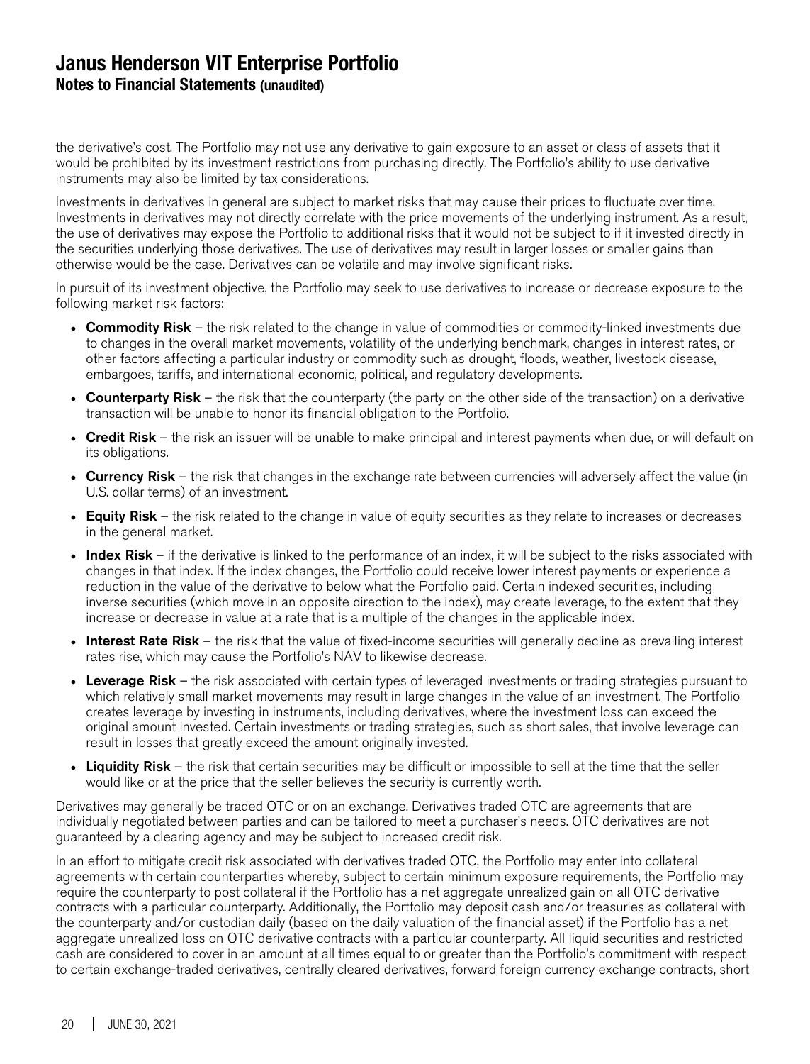the derivative's cost. The Portfolio may not use any derivative to gain exposure to an asset or class of assets that it would be prohibited by its investment restrictions from purchasing directly. The Portfolio's ability to use derivative instruments may also be limited by tax considerations.

Investments in derivatives in general are subject to market risks that may cause their prices to fluctuate over time. Investments in derivatives may not directly correlate with the price movements of the underlying instrument. As a result, the use of derivatives may expose the Portfolio to additional risks that it would not be subject to if it invested directly in the securities underlying those derivatives. The use of derivatives may result in larger losses or smaller gains than otherwise would be the case. Derivatives can be volatile and may involve significant risks.

In pursuit of its investment objective, the Portfolio may seek to use derivatives to increase or decrease exposure to the following market risk factors:

- **Commodity Risk** – the risk related to the change in value of commodities or commodity-linked investments due to changes in the overall market movements, volatility of the underlying benchmark, changes in interest rates, or other factors affecting a particular industry or commodity such as drought, floods, weather, livestock disease, embargoes, tariffs, and international economic, political, and regulatory developments.
- **Counterparty Risk** – the risk that the counterparty (the party on the other side of the transaction) on a derivative transaction will be unable to honor its financial obligation to the Portfolio.
- **Credit Risk** – the risk an issuer will be unable to make principal and interest payments when due, or will default on its obligations.
- **Currency Risk** – the risk that changes in the exchange rate between currencies will adversely affect the value (in U.S. dollar terms) of an investment.
- **Equity Risk** – the risk related to the change in value of equity securities as they relate to increases or decreases in the general market.
- **Index Risk** – if the derivative is linked to the performance of an index, it will be subject to the risks associated with changes in that index. If the index changes, the Portfolio could receive lower interest payments or experience a reduction in the value of the derivative to below what the Portfolio paid. Certain indexed securities, including inverse securities (which move in an opposite direction to the index), may create leverage, to the extent that they increase or decrease in value at a rate that is a multiple of the changes in the applicable index.
- **Interest Rate Risk** – the risk that the value of fixed-income securities will generally decline as prevailing interest rates rise, which may cause the Portfolio's NAV to likewise decrease.
- **Leverage Risk** – the risk associated with certain types of leveraged investments or trading strategies pursuant to which relatively small market movements may result in large changes in the value of an investment. The Portfolio creates leverage by investing in instruments, including derivatives, where the investment loss can exceed the original amount invested. Certain investments or trading strategies, such as short sales, that involve leverage can result in losses that greatly exceed the amount originally invested.
- **Liquidity Risk** – the risk that certain securities may be difficult or impossible to sell at the time that the seller would like or at the price that the seller believes the security is currently worth.

Derivatives may generally be traded OTC or on an exchange. Derivatives traded OTC are agreements that are individually negotiated between parties and can be tailored to meet a purchaser's needs. OTC derivatives are not guaranteed by a clearing agency and may be subject to increased credit risk.

In an effort to mitigate credit risk associated with derivatives traded OTC, the Portfolio may enter into collateral agreements with certain counterparties whereby, subject to certain minimum exposure requirements, the Portfolio may require the counterparty to post collateral if the Portfolio has a net aggregate unrealized gain on all OTC derivative contracts with a particular counterparty. Additionally, the Portfolio may deposit cash and/or treasuries as collateral with the counterparty and/or custodian daily (based on the daily valuation of the financial asset) if the Portfolio has a net aggregate unrealized loss on OTC derivative contracts with a particular counterparty. All liquid securities and restricted cash are considered to cover in an amount at all times equal to or greater than the Portfolio's commitment with respect to certain exchange-traded derivatives, centrally cleared derivatives, forward foreign currency exchange contracts, short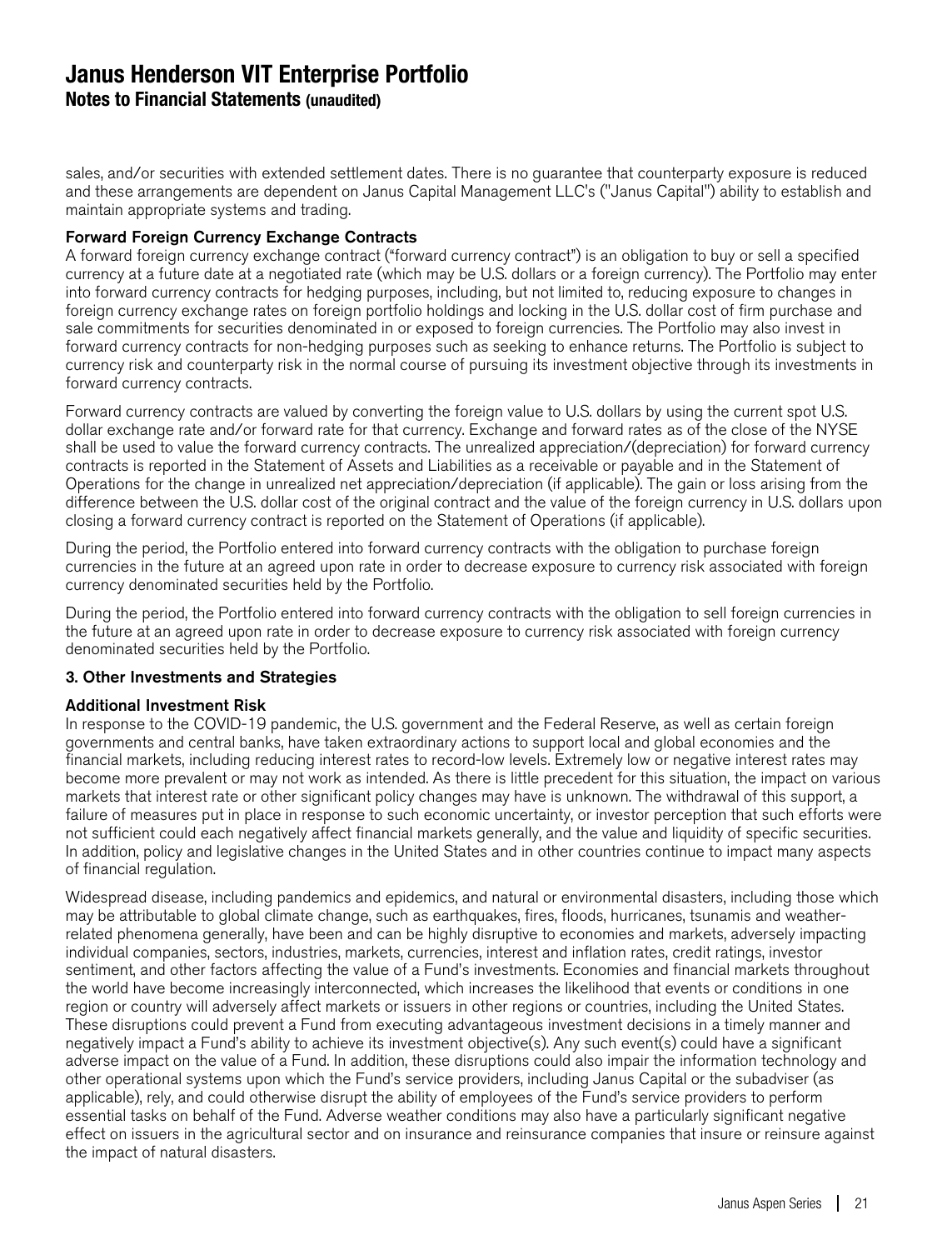sales, and/or securities with extended settlement dates. There is no guarantee that counterparty exposure is reduced and these arrangements are dependent on Janus Capital Management LLC's ("Janus Capital") ability to establish and maintain appropriate systems and trading.

### Forward Foreign Currency Exchange Contracts

A forward foreign currency exchange contract ("forward currency contract") is an obligation to buy or sell a specified currency at a future date at a negotiated rate (which may be U.S. dollars or a foreign currency). The Portfolio may enter into forward currency contracts for hedging purposes, including, but not limited to, reducing exposure to changes in foreign currency exchange rates on foreign portfolio holdings and locking in the U.S. dollar cost of firm purchase and sale commitments for securities denominated in or exposed to foreign currencies. The Portfolio may also invest in forward currency contracts for non-hedging purposes such as seeking to enhance returns. The Portfolio is subject to currency risk and counterparty risk in the normal course of pursuing its investment objective through its investments in forward currency contracts.

Forward currency contracts are valued by converting the foreign value to U.S. dollars by using the current spot U.S. dollar exchange rate and/or forward rate for that currency. Exchange and forward rates as of the close of the NYSE shall be used to value the forward currency contracts. The unrealized appreciation/(depreciation) for forward currency contracts is reported in the Statement of Assets and Liabilities as a receivable or payable and in the Statement of Operations for the change in unrealized net appreciation/depreciation (if applicable). The gain or loss arising from the difference between the U.S. dollar cost of the original contract and the value of the foreign currency in U.S. dollars upon closing a forward currency contract is reported on the Statement of Operations (if applicable).

During the period, the Portfolio entered into forward currency contracts with the obligation to purchase foreign currencies in the future at an agreed upon rate in order to decrease exposure to currency risk associated with foreign currency denominated securities held by the Portfolio.

During the period, the Portfolio entered into forward currency contracts with the obligation to sell foreign currencies in the future at an agreed upon rate in order to decrease exposure to currency risk associated with foreign currency denominated securities held by the Portfolio.

## 3. Other Investments and Strategies

### Additional Investment Risk

In response to the COVID-19 pandemic, the U.S. government and the Federal Reserve, as well as certain foreign governments and central banks, have taken extraordinary actions to support local and global economies and the financial markets, including reducing interest rates to record-low levels. Extremely low or negative interest rates may become more prevalent or may not work as intended. As there is little precedent for this situation, the impact on various markets that interest rate or other significant policy changes may have is unknown. The withdrawal of this support, a failure of measures put in place in response to such economic uncertainty, or investor perception that such efforts were not sufficient could each negatively affect financial markets generally, and the value and liquidity of specific securities. In addition, policy and legislative changes in the United States and in other countries continue to impact many aspects of financial regulation.

Widespread disease, including pandemics and epidemics, and natural or environmental disasters, including those which may be attributable to global climate change, such as earthquakes, fires, floods, hurricanes, tsunamis and weather-related phenomena generally, have been and can be highly disruptive to economies and markets, adversely impacting individual companies, sectors, industries, markets, currencies, interest and inflation rates, credit ratings, investor sentiment, and other factors affecting the value of a Fund's investments. Economies and financial markets throughout the world have become increasingly interconnected, which increases the likelihood that events or conditions in one region or country will adversely affect markets or issuers in other regions or countries, including the United States. These disruptions could prevent a Fund from executing advantageous investment decisions in a timely manner and negatively impact a Fund's ability to achieve its investment objective(s). Any such event(s) could have a significant adverse impact on the value of a Fund. In addition, these disruptions could also impair the information technology and other operational systems upon which the Fund's service providers, including Janus Capital or the subadviser (as applicable), rely, and could otherwise disrupt the ability of employees of the Fund's service providers to perform essential tasks on behalf of the Fund. Adverse weather conditions may also have a particularly significant negative effect on issuers in the agricultural sector and on insurance and reinsurance companies that insure or reinsure against the impact of natural disasters.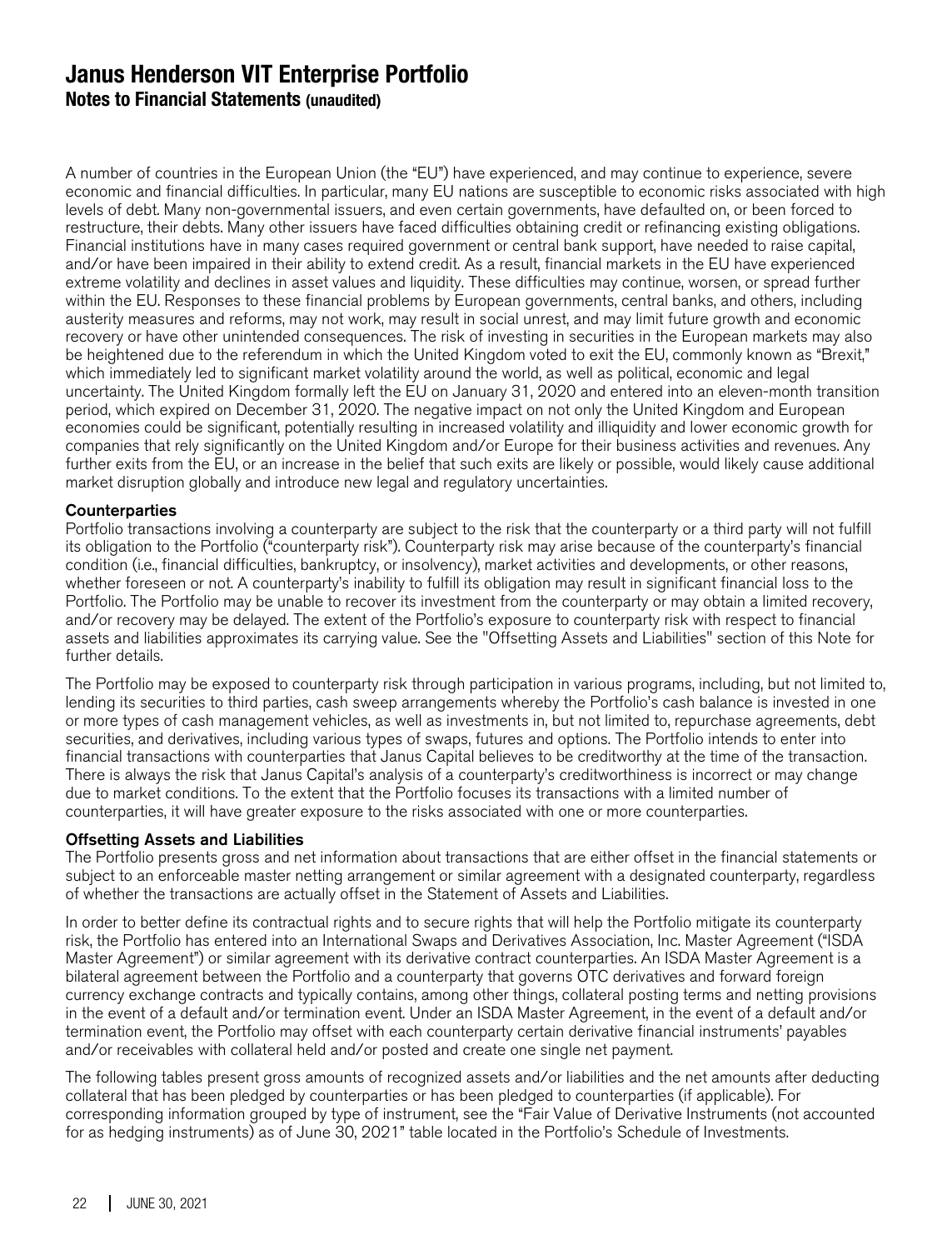# Janus Henderson VIT Enterprise Portfolio

## Notes to Financial Statements (unaudited)

A number of countries in the European Union (the "EU") have experienced, and may continue to experience, severe economic and financial difficulties. In particular, many EU nations are susceptible to economic risks associated with high levels of debt. Many non-governmental issuers, and even certain governments, have defaulted on, or been forced to restructure, their debts. Many other issuers have faced difficulties obtaining credit or refinancing existing obligations. Financial institutions have in many cases required government or central bank support, have needed to raise capital, and/or have been impaired in their ability to extend credit. As a result, financial markets in the EU have experienced extreme volatility and declines in asset values and liquidity. These difficulties may continue, worsen, or spread further within the EU. Responses to these financial problems by European governments, central banks, and others, including austerity measures and reforms, may not work, may result in social unrest, and may limit future growth and economic recovery or have other unintended consequences. The risk of investing in securities in the European markets may also be heightened due to the referendum in which the United Kingdom voted to exit the EU, commonly known as "Brexit," which immediately led to significant market volatility around the world, as well as political, economic and legal uncertainty. The United Kingdom formally left the EU on January 31, 2020 and entered into an eleven-month transition period, which expired on December 31, 2020. The negative impact on not only the United Kingdom and European economies could be significant, potentially resulting in increased volatility and illiquidity and lower economic growth for companies that rely significantly on the United Kingdom and/or Europe for their business activities and revenues. Any further exits from the EU, or an increase in the belief that such exits are likely or possible, would likely cause additional market disruption globally and introduce new legal and regulatory uncertainties.

### Counterparties

Portfolio transactions involving a counterparty are subject to the risk that the counterparty or a third party will not fulfill its obligation to the Portfolio ("counterparty risk"). Counterparty risk may arise because of the counterparty's financial condition (i.e., financial difficulties, bankruptcy, or insolvency), market activities and developments, or other reasons, whether foreseen or not. A counterparty's inability to fulfill its obligation may result in significant financial loss to the Portfolio. The Portfolio may be unable to recover its investment from the counterparty or may obtain a limited recovery, and/or recovery may be delayed. The extent of the Portfolio's exposure to counterparty risk with respect to financial assets and liabilities approximates its carrying value. See the "Offsetting Assets and Liabilities" section of this Note for further details.

The Portfolio may be exposed to counterparty risk through participation in various programs, including, but not limited to, lending its securities to third parties, cash sweep arrangements whereby the Portfolio's cash balance is invested in one or more types of cash management vehicles, as well as investments in, but not limited to, repurchase agreements, debt securities, and derivatives, including various types of swaps, futures and options. The Portfolio intends to enter into financial transactions with counterparties that Janus Capital believes to be creditworthy at the time of the transaction. There is always the risk that Janus Capital's analysis of a counterparty's creditworthiness is incorrect or may change due to market conditions. To the extent that the Portfolio focuses its transactions with a limited number of counterparties, it will have greater exposure to the risks associated with one or more counterparties.

### Offsetting Assets and Liabilities

The Portfolio presents gross and net information about transactions that are either offset in the financial statements or subject to an enforceable master netting arrangement or similar agreement with a designated counterparty, regardless of whether the transactions are actually offset in the Statement of Assets and Liabilities.

In order to better define its contractual rights and to secure rights that will help the Portfolio mitigate its counterparty risk, the Portfolio has entered into an International Swaps and Derivatives Association, Inc. Master Agreement ("ISDA Master Agreement") or similar agreement with its derivative contract counterparties. An ISDA Master Agreement is a bilateral agreement between the Portfolio and a counterparty that governs OTC derivatives and forward foreign currency exchange contracts and typically contains, among other things, collateral posting terms and netting provisions in the event of a default and/or termination event. Under an ISDA Master Agreement, in the event of a default and/or termination event, the Portfolio may offset with each counterparty certain derivative financial instruments' payables and/or receivables with collateral held and/or posted and create one single net payment.

The following tables present gross amounts of recognized assets and/or liabilities and the net amounts after deducting collateral that has been pledged by counterparties or has been pledged to counterparties (if applicable). For corresponding information grouped by type of instrument, see the "Fair Value of Derivative Instruments (not accounted for as hedging instruments) as of June 30, 2021" table located in the Portfolio's Schedule of Investments.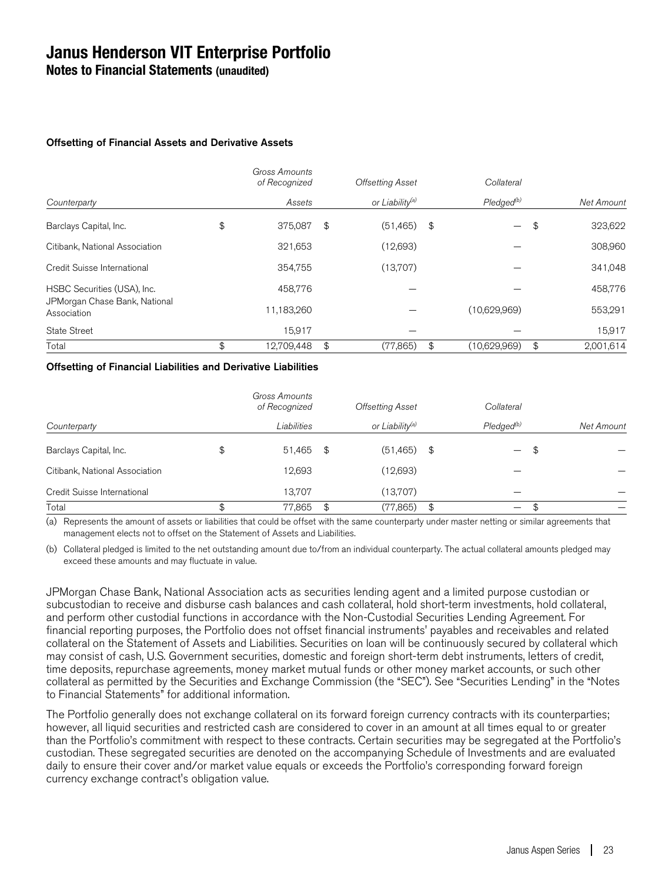# Janus Henderson VIT Enterprise Portfolio
## Notes to Financial Statements (unaudited)

**Offsetting of Financial Assets and Derivative Assets**

| *Counterparty* | *Gross Amounts of Recognized Assets* | *Offsetting Asset or Liability*[(a)] | *Collateral Pledged*[(b)] | *Net Amount* |
|---|---|---|---|---|
| Barclays Capital, Inc. | $ 375,087 | $ (51,465) | $ — | $ 323,622 |
| Citibank, National Association | 321,653 | (12,693) | — | 308,960 |
| Credit Suisse International | 354,755 | (13,707) | — | 341,048 |
| HSBC Securities (USA), Inc. | 458,776 | — | — | 458,776 |
| JPMorgan Chase Bank, National Association | 11,183,260 | — | (10,629,969) | 553,291 |
| State Street | 15,917 | — | — | 15,917 |
| Total | $ 12,709,448 | $ (77,865) | $ (10,629,969) | $ 2,001,614 |

**Offsetting of Financial Liabilities and Derivative Liabilities**

| *Counterparty* | *Gross Amounts of Recognized Liabilities* | *Offsetting Asset or Liability*[(a)] | *Collateral Pledged*[(b)] | *Net Amount* |
|---|---|---|---|---|
| Barclays Capital, Inc. | $ 51,465 | $ (51,465) | $ — | $ — |
| Citibank, National Association | 12,693 | (12,693) | — | — |
| Credit Suisse International | 13,707 | (13,707) | — | — |
| Total | $ 77,865 | $ (77,865) | $ — | $ — |

(a) Represents the amount of assets or liabilities that could be offset with the same counterparty under master netting or similar agreements that management elects not to offset on the Statement of Assets and Liabilities.

(b) Collateral pledged is limited to the net outstanding amount due to/from an individual counterparty. The actual collateral amounts pledged may exceed these amounts and may fluctuate in value.

JPMorgan Chase Bank, National Association acts as securities lending agent and a limited purpose custodian or subcustodian to receive and disburse cash balances and cash collateral, hold short-term investments, hold collateral, and perform other custodial functions in accordance with the Non-Custodial Securities Lending Agreement. For financial reporting purposes, the Portfolio does not offset financial instruments' payables and receivables and related collateral on the Statement of Assets and Liabilities. Securities on loan will be continuously secured by collateral which may consist of cash, U.S. Government securities, domestic and foreign short-term debt instruments, letters of credit, time deposits, repurchase agreements, money market mutual funds or other money market accounts, or such other collateral as permitted by the Securities and Exchange Commission (the "SEC"). See "Securities Lending" in the "Notes to Financial Statements" for additional information.

The Portfolio generally does not exchange collateral on its forward foreign currency contracts with its counterparties; however, all liquid securities and restricted cash are considered to cover in an amount at all times equal to or greater than the Portfolio's commitment with respect to these contracts. Certain securities may be segregated at the Portfolio's custodian. These segregated securities are denoted on the accompanying Schedule of Investments and are evaluated daily to ensure their cover and/or market value equals or exceeds the Portfolio's corresponding forward foreign currency exchange contract's obligation value.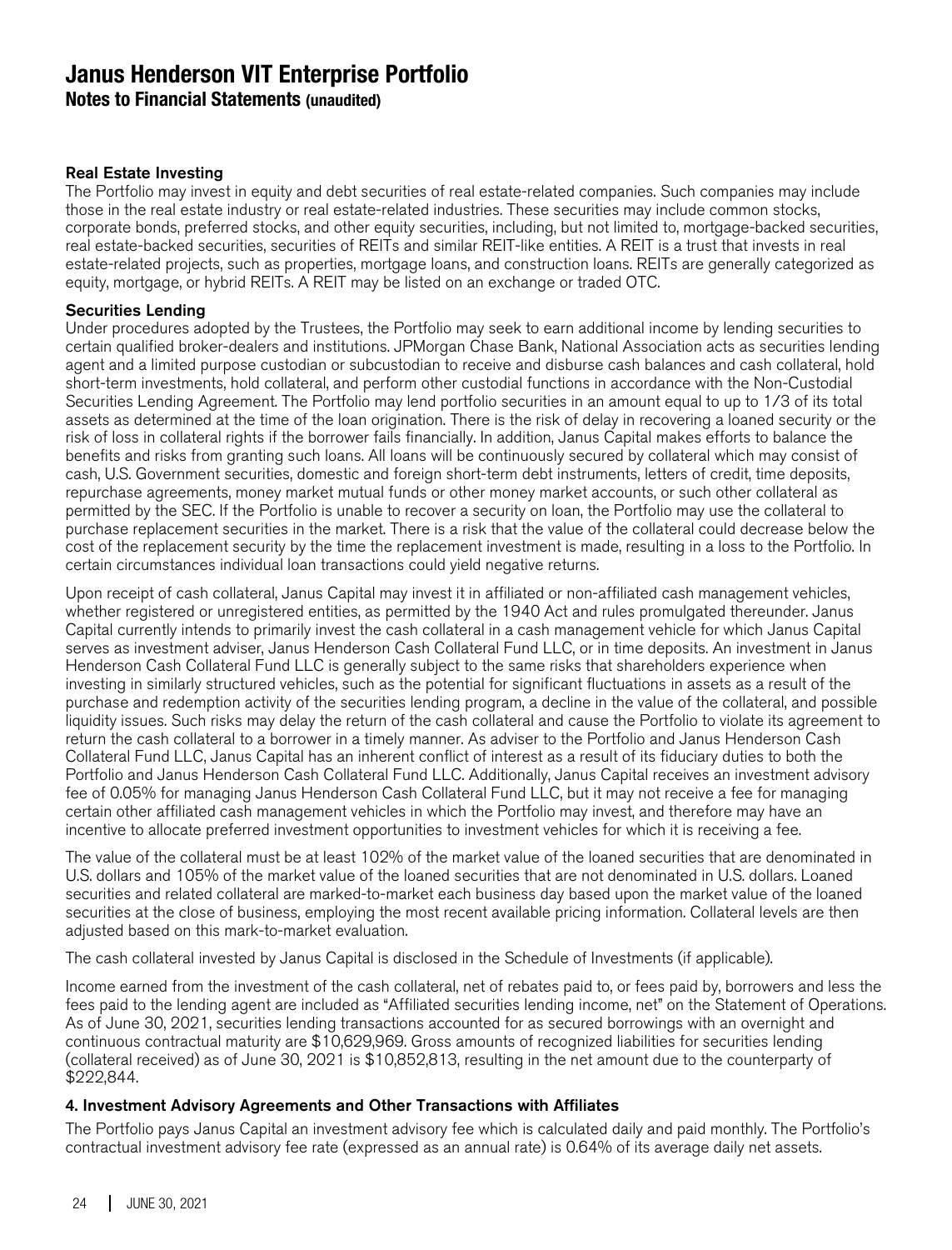# Janus Henderson VIT Enterprise Portfolio

## Notes to Financial Statements (unaudited)

### Real Estate Investing

The Portfolio may invest in equity and debt securities of real estate-related companies. Such companies may include those in the real estate industry or real estate-related industries. These securities may include common stocks, corporate bonds, preferred stocks, and other equity securities, including, but not limited to, mortgage-backed securities, real estate-backed securities, securities of REITs and similar REIT-like entities. A REIT is a trust that invests in real estate-related projects, such as properties, mortgage loans, and construction loans. REITs are generally categorized as equity, mortgage, or hybrid REITs. A REIT may be listed on an exchange or traded OTC.

### Securities Lending

Under procedures adopted by the Trustees, the Portfolio may seek to earn additional income by lending securities to certain qualified broker-dealers and institutions. JPMorgan Chase Bank, National Association acts as securities lending agent and a limited purpose custodian or subcustodian to receive and disburse cash balances and cash collateral, hold short-term investments, hold collateral, and perform other custodial functions in accordance with the Non-Custodial Securities Lending Agreement. The Portfolio may lend portfolio securities in an amount equal to up to 1/3 of its total assets as determined at the time of the loan origination. There is the risk of delay in recovering a loaned security or the risk of loss in collateral rights if the borrower fails financially. In addition, Janus Capital makes efforts to balance the benefits and risks from granting such loans. All loans will be continuously secured by collateral which may consist of cash, U.S. Government securities, domestic and foreign short-term debt instruments, letters of credit, time deposits, repurchase agreements, money market mutual funds or other money market accounts, or such other collateral as permitted by the SEC. If the Portfolio is unable to recover a security on loan, the Portfolio may use the collateral to purchase replacement securities in the market. There is a risk that the value of the collateral could decrease below the cost of the replacement security by the time the replacement investment is made, resulting in a loss to the Portfolio. In certain circumstances individual loan transactions could yield negative returns.

Upon receipt of cash collateral, Janus Capital may invest it in affiliated or non-affiliated cash management vehicles, whether registered or unregistered entities, as permitted by the 1940 Act and rules promulgated thereunder. Janus Capital currently intends to primarily invest the cash collateral in a cash management vehicle for which Janus Capital serves as investment adviser, Janus Henderson Cash Collateral Fund LLC, or in time deposits. An investment in Janus Henderson Cash Collateral Fund LLC is generally subject to the same risks that shareholders experience when investing in similarly structured vehicles, such as the potential for significant fluctuations in assets as a result of the purchase and redemption activity of the securities lending program, a decline in the value of the collateral, and possible liquidity issues. Such risks may delay the return of the cash collateral and cause the Portfolio to violate its agreement to return the cash collateral to a borrower in a timely manner. As adviser to the Portfolio and Janus Henderson Cash Collateral Fund LLC, Janus Capital has an inherent conflict of interest as a result of its fiduciary duties to both the Portfolio and Janus Henderson Cash Collateral Fund LLC. Additionally, Janus Capital receives an investment advisory fee of 0.05% for managing Janus Henderson Cash Collateral Fund LLC, but it may not receive a fee for managing certain other affiliated cash management vehicles in which the Portfolio may invest, and therefore may have an incentive to allocate preferred investment opportunities to investment vehicles for which it is receiving a fee.

The value of the collateral must be at least 102% of the market value of the loaned securities that are denominated in U.S. dollars and 105% of the market value of the loaned securities that are not denominated in U.S. dollars. Loaned securities and related collateral are marked-to-market each business day based upon the market value of the loaned securities at the close of business, employing the most recent available pricing information. Collateral levels are then adjusted based on this mark-to-market evaluation.

The cash collateral invested by Janus Capital is disclosed in the Schedule of Investments (if applicable).

Income earned from the investment of the cash collateral, net of rebates paid to, or fees paid by, borrowers and less the fees paid to the lending agent are included as "Affiliated securities lending income, net" on the Statement of Operations. As of June 30, 2021, securities lending transactions accounted for as secured borrowings with an overnight and continuous contractual maturity are $10,629,969. Gross amounts of recognized liabilities for securities lending (collateral received) as of June 30, 2021 is $10,852,813, resulting in the net amount due to the counterparty of $222,844.

### 4. Investment Advisory Agreements and Other Transactions with Affiliates

The Portfolio pays Janus Capital an investment advisory fee which is calculated daily and paid monthly. The Portfolio's contractual investment advisory fee rate (expressed as an annual rate) is 0.64% of its average daily net assets.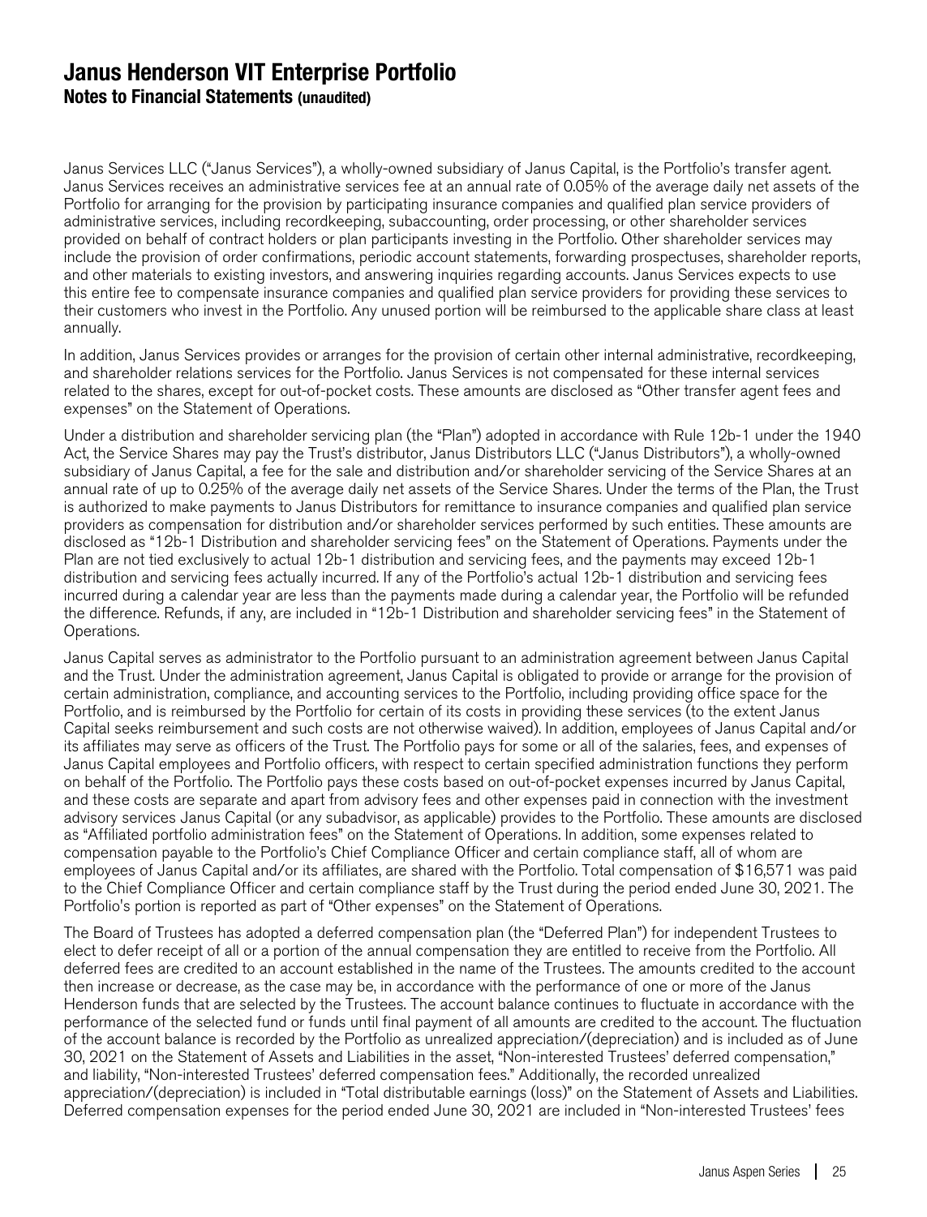# Janus Henderson VIT Enterprise Portfolio
## Notes to Financial Statements (unaudited)

Janus Services LLC ("Janus Services"), a wholly-owned subsidiary of Janus Capital, is the Portfolio's transfer agent. Janus Services receives an administrative services fee at an annual rate of 0.05% of the average daily net assets of the Portfolio for arranging for the provision by participating insurance companies and qualified plan service providers of administrative services, including recordkeeping, subaccounting, order processing, or other shareholder services provided on behalf of contract holders or plan participants investing in the Portfolio. Other shareholder services may include the provision of order confirmations, periodic account statements, forwarding prospectuses, shareholder reports, and other materials to existing investors, and answering inquiries regarding accounts. Janus Services expects to use this entire fee to compensate insurance companies and qualified plan service providers for providing these services to their customers who invest in the Portfolio. Any unused portion will be reimbursed to the applicable share class at least annually.

In addition, Janus Services provides or arranges for the provision of certain other internal administrative, recordkeeping, and shareholder relations services for the Portfolio. Janus Services is not compensated for these internal services related to the shares, except for out-of-pocket costs. These amounts are disclosed as "Other transfer agent fees and expenses" on the Statement of Operations.

Under a distribution and shareholder servicing plan (the "Plan") adopted in accordance with Rule 12b-1 under the 1940 Act, the Service Shares may pay the Trust's distributor, Janus Distributors LLC ("Janus Distributors"), a wholly-owned subsidiary of Janus Capital, a fee for the sale and distribution and/or shareholder servicing of the Service Shares at an annual rate of up to 0.25% of the average daily net assets of the Service Shares. Under the terms of the Plan, the Trust is authorized to make payments to Janus Distributors for remittance to insurance companies and qualified plan service providers as compensation for distribution and/or shareholder services performed by such entities. These amounts are disclosed as "12b-1 Distribution and shareholder servicing fees" on the Statement of Operations. Payments under the Plan are not tied exclusively to actual 12b-1 distribution and servicing fees, and the payments may exceed 12b-1 distribution and servicing fees actually incurred. If any of the Portfolio's actual 12b-1 distribution and servicing fees incurred during a calendar year are less than the payments made during a calendar year, the Portfolio will be refunded the difference. Refunds, if any, are included in "12b-1 Distribution and shareholder servicing fees" in the Statement of Operations.

Janus Capital serves as administrator to the Portfolio pursuant to an administration agreement between Janus Capital and the Trust. Under the administration agreement, Janus Capital is obligated to provide or arrange for the provision of certain administration, compliance, and accounting services to the Portfolio, including providing office space for the Portfolio, and is reimbursed by the Portfolio for certain of its costs in providing these services (to the extent Janus Capital seeks reimbursement and such costs are not otherwise waived). In addition, employees of Janus Capital and/or its affiliates may serve as officers of the Trust. The Portfolio pays for some or all of the salaries, fees, and expenses of Janus Capital employees and Portfolio officers, with respect to certain specified administration functions they perform on behalf of the Portfolio. The Portfolio pays these costs based on out-of-pocket expenses incurred by Janus Capital, and these costs are separate and apart from advisory fees and other expenses paid in connection with the investment advisory services Janus Capital (or any subadvisor, as applicable) provides to the Portfolio. These amounts are disclosed as "Affiliated portfolio administration fees" on the Statement of Operations. In addition, some expenses related to compensation payable to the Portfolio's Chief Compliance Officer and certain compliance staff, all of whom are employees of Janus Capital and/or its affiliates, are shared with the Portfolio. Total compensation of $16,571 was paid to the Chief Compliance Officer and certain compliance staff by the Trust during the period ended June 30, 2021. The Portfolio's portion is reported as part of "Other expenses" on the Statement of Operations.

The Board of Trustees has adopted a deferred compensation plan (the "Deferred Plan") for independent Trustees to elect to defer receipt of all or a portion of the annual compensation they are entitled to receive from the Portfolio. All deferred fees are credited to an account established in the name of the Trustees. The amounts credited to the account then increase or decrease, as the case may be, in accordance with the performance of one or more of the Janus Henderson funds that are selected by the Trustees. The account balance continues to fluctuate in accordance with the performance of the selected fund or funds until final payment of all amounts are credited to the account. The fluctuation of the account balance is recorded by the Portfolio as unrealized appreciation/(depreciation) and is included as of June 30, 2021 on the Statement of Assets and Liabilities in the asset, "Non-interested Trustees' deferred compensation," and liability, "Non-interested Trustees' deferred compensation fees." Additionally, the recorded unrealized appreciation/(depreciation) is included in "Total distributable earnings (loss)" on the Statement of Assets and Liabilities. Deferred compensation expenses for the period ended June 30, 2021 are included in "Non-interested Trustees' fees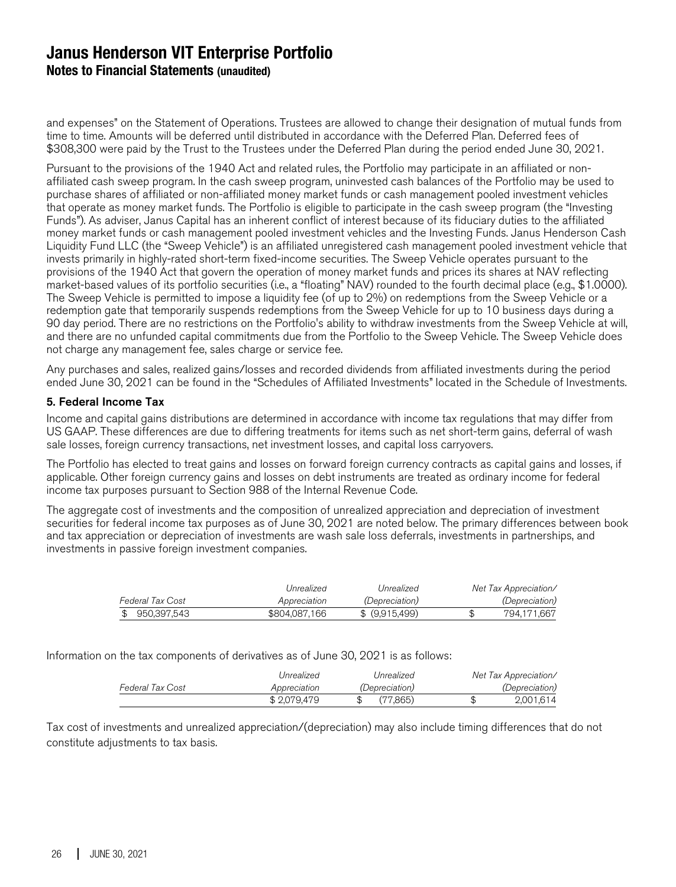and expenses" on the Statement of Operations. Trustees are allowed to change their designation of mutual funds from time to time. Amounts will be deferred until distributed in accordance with the Deferred Plan. Deferred fees of $308,300 were paid by the Trust to the Trustees under the Deferred Plan during the period ended June 30, 2021.

Pursuant to the provisions of the 1940 Act and related rules, the Portfolio may participate in an affiliated or non-affiliated cash sweep program. In the cash sweep program, uninvested cash balances of the Portfolio may be used to purchase shares of affiliated or non-affiliated money market funds or cash management pooled investment vehicles that operate as money market funds. The Portfolio is eligible to participate in the cash sweep program (the "Investing Funds"). As adviser, Janus Capital has an inherent conflict of interest because of its fiduciary duties to the affiliated money market funds or cash management pooled investment vehicles and the Investing Funds. Janus Henderson Cash Liquidity Fund LLC (the "Sweep Vehicle") is an affiliated unregistered cash management pooled investment vehicle that invests primarily in highly-rated short-term fixed-income securities. The Sweep Vehicle operates pursuant to the provisions of the 1940 Act that govern the operation of money market funds and prices its shares at NAV reflecting market-based values of its portfolio securities (i.e., a "floating" NAV) rounded to the fourth decimal place (e.g., $1.0000). The Sweep Vehicle is permitted to impose a liquidity fee (of up to 2%) on redemptions from the Sweep Vehicle or a redemption gate that temporarily suspends redemptions from the Sweep Vehicle for up to 10 business days during a 90 day period. There are no restrictions on the Portfolio's ability to withdraw investments from the Sweep Vehicle at will, and there are no unfunded capital commitments due from the Portfolio to the Sweep Vehicle. The Sweep Vehicle does not charge any management fee, sales charge or service fee.

Any purchases and sales, realized gains/losses and recorded dividends from affiliated investments during the period ended June 30, 2021 can be found in the "Schedules of Affiliated Investments" located in the Schedule of Investments.

### 5. Federal Income Tax

Income and capital gains distributions are determined in accordance with income tax regulations that may differ from US GAAP. These differences are due to differing treatments for items such as net short-term gains, deferral of wash sale losses, foreign currency transactions, net investment losses, and capital loss carryovers.

The Portfolio has elected to treat gains and losses on forward foreign currency contracts as capital gains and losses, if applicable. Other foreign currency gains and losses on debt instruments are treated as ordinary income for federal income tax purposes pursuant to Section 988 of the Internal Revenue Code.

The aggregate cost of investments and the composition of unrealized appreciation and depreciation of investment securities for federal income tax purposes as of June 30, 2021 are noted below. The primary differences between book and tax appreciation or depreciation of investments are wash sale loss deferrals, investments in partnerships, and investments in passive foreign investment companies.

| *Federal Tax Cost* | *Unrealized Appreciation* | *Unrealized (Depreciation)* | *Net Tax Appreciation/ (Depreciation)* |
|---|---|---|---|
| $ 950,397,543 | $804,087,166 | $ (9,915,499) | $ 794,171,667 |

Information on the tax components of derivatives as of June 30, 2021 is as follows:

| *Federal Tax Cost* | *Unrealized Appreciation* | *Unrealized (Depreciation)* | *Net Tax Appreciation/ (Depreciation)* |
|---|---|---|---|
| | $ 2,079,479 | $ (77,865) | $ 2,001,614 |

Tax cost of investments and unrealized appreciation/(depreciation) may also include timing differences that do not constitute adjustments to tax basis.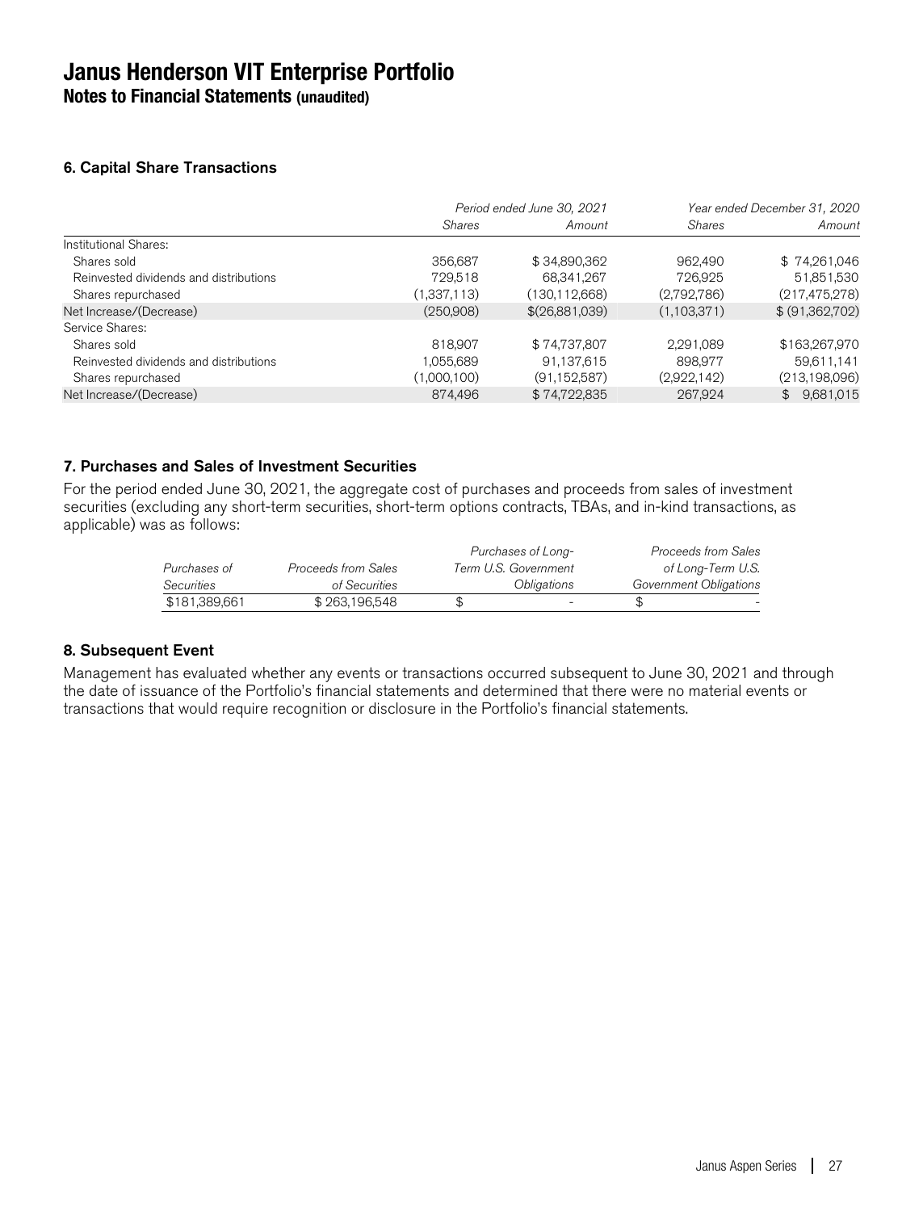# Janus Henderson VIT Enterprise Portfolio

## Notes to Financial Statements (unaudited)

### 6. Capital Share Transactions

| | Period ended June 30, 2021 | | Year ended December 31, 2020 | |
|---|---|---|---|---|
| | *Shares* | *Amount* | *Shares* | *Amount* |
| Institutional Shares: | | | | |
| Shares sold | 356,687 | $ 34,890,362 | 962,490 | $ 74,261,046 |
| Reinvested dividends and distributions | 729,518 | 68,341,267 | 726,925 | 51,851,530 |
| Shares repurchased | (1,337,113) | (130,112,668) | (2,792,786) | (217,475,278) |
| Net Increase/(Decrease) | (250,908) | $(26,881,039) | (1,103,371) | $ (91,362,702) |
| Service Shares: | | | | |
| Shares sold | 818,907 | $ 74,737,807 | 2,291,089 | $163,267,970 |
| Reinvested dividends and distributions | 1,055,689 | 91,137,615 | 898,977 | 59,611,141 |
| Shares repurchased | (1,000,100) | (91,152,587) | (2,922,142) | (213,198,096) |
| Net Increase/(Decrease) | 874,496 | $ 74,722,835 | 267,924 | $ 9,681,015 |

### 7. Purchases and Sales of Investment Securities

For the period ended June 30, 2021, the aggregate cost of purchases and proceeds from sales of investment securities (excluding any short-term securities, short-term options contracts, TBAs, and in-kind transactions, as applicable) was as follows:

| *Purchases of Securities* | *Proceeds from Sales of Securities* | *Purchases of Long-Term U.S. Government Obligations* | *Proceeds from Sales of Long-Term U.S. Government Obligations* |
|---|---|---|---|
| $181,389,661 | $ 263,196,548 | $ - | $ - |

### 8. Subsequent Event

Management has evaluated whether any events or transactions occurred subsequent to June 30, 2021 and through the date of issuance of the Portfolio's financial statements and determined that there were no material events or transactions that would require recognition or disclosure in the Portfolio's financial statements.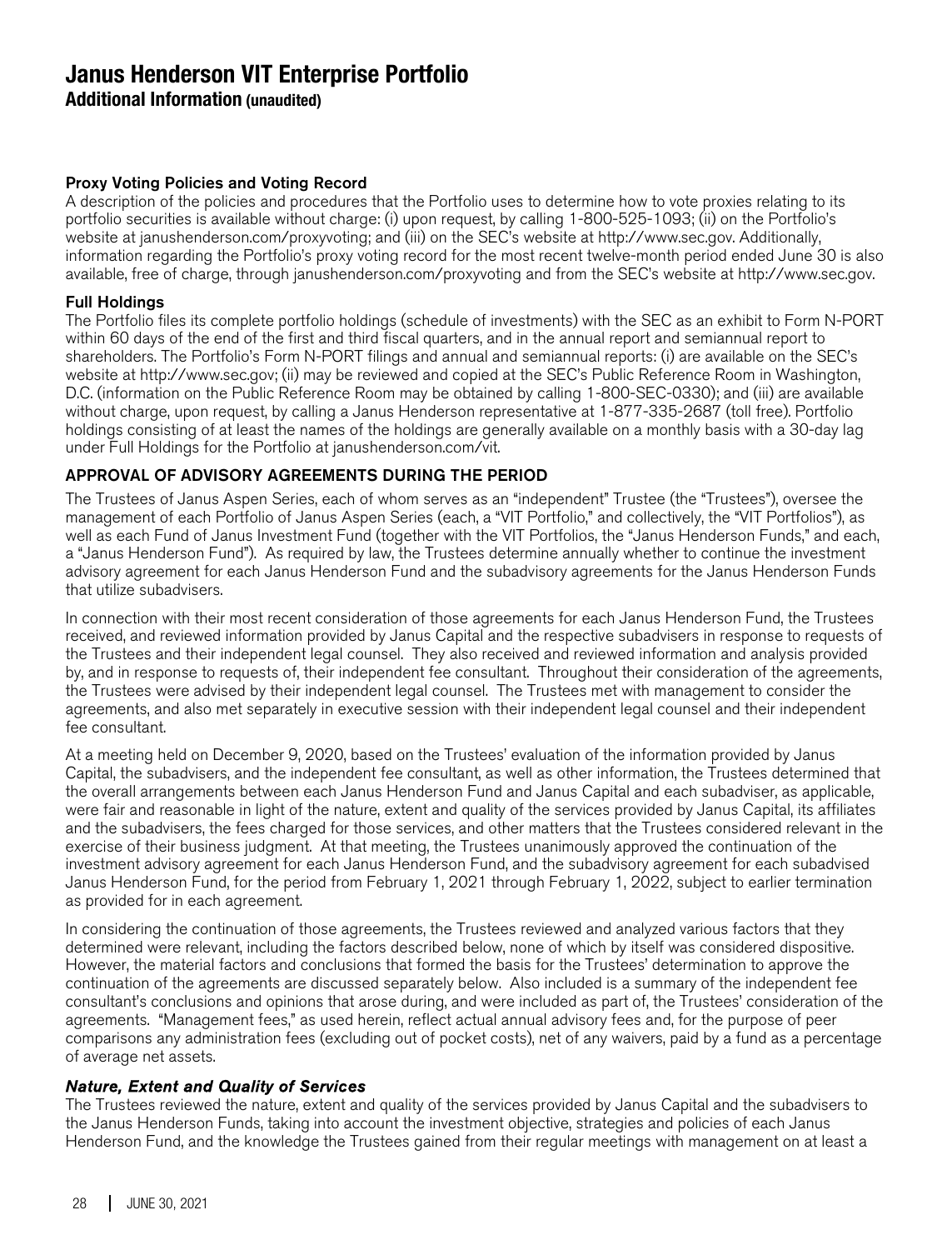# Janus Henderson VIT Enterprise Portfolio

## Additional Information (unaudited)

### Proxy Voting Policies and Voting Record

A description of the policies and procedures that the Portfolio uses to determine how to vote proxies relating to its portfolio securities is available without charge: (i) upon request, by calling 1-800-525-1093; (ii) on the Portfolio's website at janushenderson.com/proxyvoting; and (iii) on the SEC's website at http://www.sec.gov. Additionally, information regarding the Portfolio's proxy voting record for the most recent twelve-month period ended June 30 is also available, free of charge, through janushenderson.com/proxyvoting and from the SEC's website at http://www.sec.gov.

### Full Holdings

The Portfolio files its complete portfolio holdings (schedule of investments) with the SEC as an exhibit to Form N-PORT within 60 days of the end of the first and third fiscal quarters, and in the annual report and semiannual report to shareholders. The Portfolio's Form N-PORT filings and annual and semiannual reports: (i) are available on the SEC's website at http://www.sec.gov; (ii) may be reviewed and copied at the SEC's Public Reference Room in Washington, D.C. (information on the Public Reference Room may be obtained by calling 1-800-SEC-0330); and (iii) are available without charge, upon request, by calling a Janus Henderson representative at 1-877-335-2687 (toll free). Portfolio holdings consisting of at least the names of the holdings are generally available on a monthly basis with a 30-day lag under Full Holdings for the Portfolio at janushenderson.com/vit.

### APPROVAL OF ADVISORY AGREEMENTS DURING THE PERIOD

The Trustees of Janus Aspen Series, each of whom serves as an "independent" Trustee (the "Trustees"), oversee the management of each Portfolio of Janus Aspen Series (each, a "VIT Portfolio," and collectively, the "VIT Portfolios"), as well as each Fund of Janus Investment Fund (together with the VIT Portfolios, the "Janus Henderson Funds," and each, a "Janus Henderson Fund"). As required by law, the Trustees determine annually whether to continue the investment advisory agreement for each Janus Henderson Fund and the subadvisory agreements for the Janus Henderson Funds that utilize subadvisers.

In connection with their most recent consideration of those agreements for each Janus Henderson Fund, the Trustees received, and reviewed information provided by Janus Capital and the respective subadvisers in response to requests of the Trustees and their independent legal counsel. They also received and reviewed information and analysis provided by, and in response to requests of, their independent fee consultant. Throughout their consideration of the agreements, the Trustees were advised by their independent legal counsel. The Trustees met with management to consider the agreements, and also met separately in executive session with their independent legal counsel and their independent fee consultant.

At a meeting held on December 9, 2020, based on the Trustees' evaluation of the information provided by Janus Capital, the subadvisers, and the independent fee consultant, as well as other information, the Trustees determined that the overall arrangements between each Janus Henderson Fund and Janus Capital and each subadviser, as applicable, were fair and reasonable in light of the nature, extent and quality of the services provided by Janus Capital, its affiliates and the subadvisers, the fees charged for those services, and other matters that the Trustees considered relevant in the exercise of their business judgment. At that meeting, the Trustees unanimously approved the continuation of the investment advisory agreement for each Janus Henderson Fund, and the subadvisory agreement for each subadvised Janus Henderson Fund, for the period from February 1, 2021 through February 1, 2022, subject to earlier termination as provided for in each agreement.

In considering the continuation of those agreements, the Trustees reviewed and analyzed various factors that they determined were relevant, including the factors described below, none of which by itself was considered dispositive. However, the material factors and conclusions that formed the basis for the Trustees' determination to approve the continuation of the agreements are discussed separately below. Also included is a summary of the independent fee consultant's conclusions and opinions that arose during, and were included as part of, the Trustees' consideration of the agreements. "Management fees," as used herein, reflect actual annual advisory fees and, for the purpose of peer comparisons any administration fees (excluding out of pocket costs), net of any waivers, paid by a fund as a percentage of average net assets.

#### *Nature, Extent and Quality of Services*

The Trustees reviewed the nature, extent and quality of the services provided by Janus Capital and the subadvisers to the Janus Henderson Funds, taking into account the investment objective, strategies and policies of each Janus Henderson Fund, and the knowledge the Trustees gained from their regular meetings with management on at least a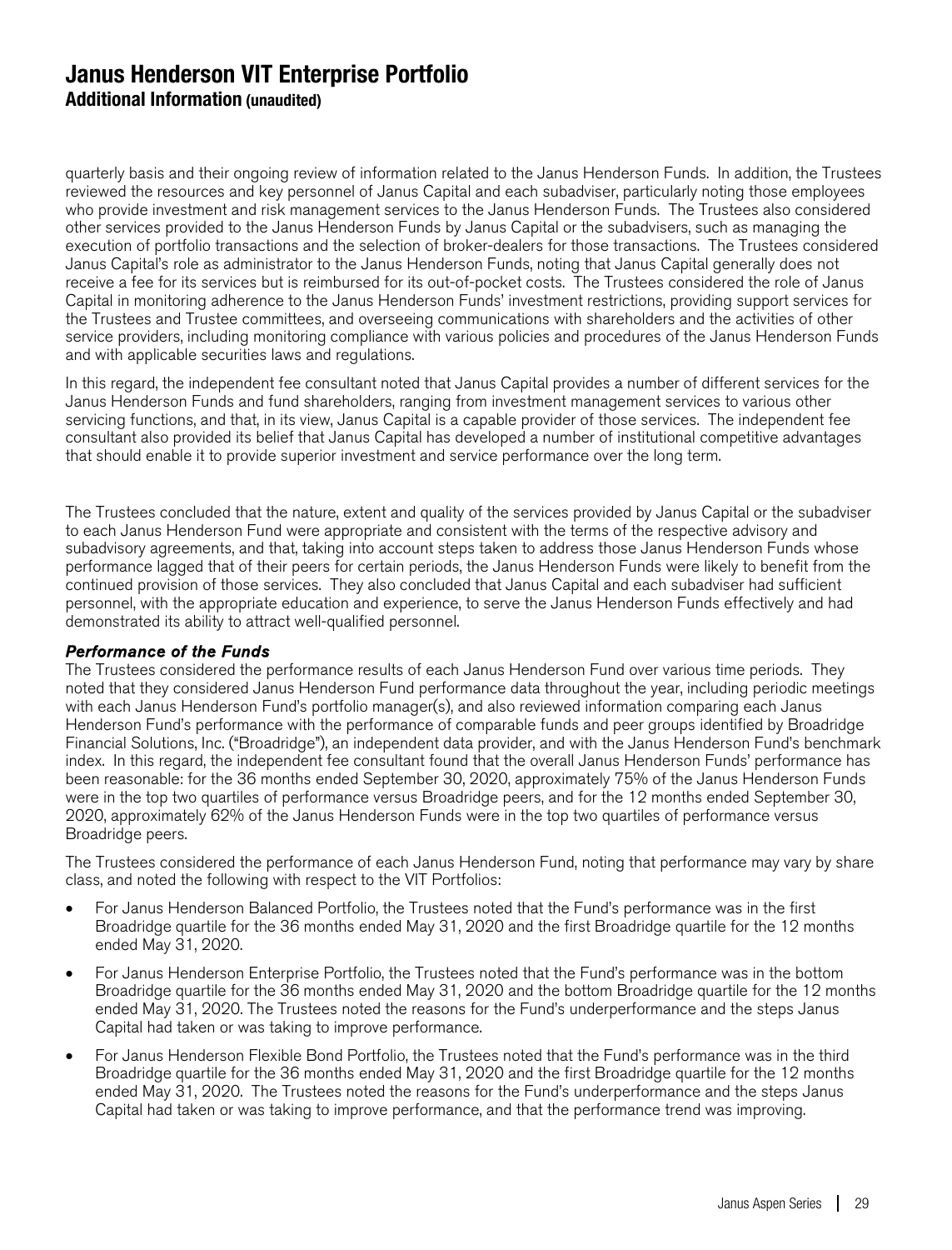quarterly basis and their ongoing review of information related to the Janus Henderson Funds. In addition, the Trustees reviewed the resources and key personnel of Janus Capital and each subadviser, particularly noting those employees who provide investment and risk management services to the Janus Henderson Funds. The Trustees also considered other services provided to the Janus Henderson Funds by Janus Capital or the subadvisers, such as managing the execution of portfolio transactions and the selection of broker-dealers for those transactions. The Trustees considered Janus Capital's role as administrator to the Janus Henderson Funds, noting that Janus Capital generally does not receive a fee for its services but is reimbursed for its out-of-pocket costs. The Trustees considered the role of Janus Capital in monitoring adherence to the Janus Henderson Funds' investment restrictions, providing support services for the Trustees and Trustee committees, and overseeing communications with shareholders and the activities of other service providers, including monitoring compliance with various policies and procedures of the Janus Henderson Funds and with applicable securities laws and regulations.

In this regard, the independent fee consultant noted that Janus Capital provides a number of different services for the Janus Henderson Funds and fund shareholders, ranging from investment management services to various other servicing functions, and that, in its view, Janus Capital is a capable provider of those services. The independent fee consultant also provided its belief that Janus Capital has developed a number of institutional competitive advantages that should enable it to provide superior investment and service performance over the long term.

The Trustees concluded that the nature, extent and quality of the services provided by Janus Capital or the subadviser to each Janus Henderson Fund were appropriate and consistent with the terms of the respective advisory and subadvisory agreements, and that, taking into account steps taken to address those Janus Henderson Funds whose performance lagged that of their peers for certain periods, the Janus Henderson Funds were likely to benefit from the continued provision of those services. They also concluded that Janus Capital and each subadviser had sufficient personnel, with the appropriate education and experience, to serve the Janus Henderson Funds effectively and had demonstrated its ability to attract well-qualified personnel.

***Performance of the Funds***

The Trustees considered the performance results of each Janus Henderson Fund over various time periods. They noted that they considered Janus Henderson Fund performance data throughout the year, including periodic meetings with each Janus Henderson Fund's portfolio manager(s), and also reviewed information comparing each Janus Henderson Fund's performance with the performance of comparable funds and peer groups identified by Broadridge Financial Solutions, Inc. ("Broadridge"), an independent data provider, and with the Janus Henderson Fund's benchmark index. In this regard, the independent fee consultant found that the overall Janus Henderson Funds' performance has been reasonable: for the 36 months ended September 30, 2020, approximately 75% of the Janus Henderson Funds were in the top two quartiles of performance versus Broadridge peers, and for the 12 months ended September 30, 2020, approximately 62% of the Janus Henderson Funds were in the top two quartiles of performance versus Broadridge peers.

The Trustees considered the performance of each Janus Henderson Fund, noting that performance may vary by share class, and noted the following with respect to the VIT Portfolios:

- For Janus Henderson Balanced Portfolio, the Trustees noted that the Fund's performance was in the first Broadridge quartile for the 36 months ended May 31, 2020 and the first Broadridge quartile for the 12 months ended May 31, 2020.
- For Janus Henderson Enterprise Portfolio, the Trustees noted that the Fund's performance was in the bottom Broadridge quartile for the 36 months ended May 31, 2020 and the bottom Broadridge quartile for the 12 months ended May 31, 2020. The Trustees noted the reasons for the Fund's underperformance and the steps Janus Capital had taken or was taking to improve performance.
- For Janus Henderson Flexible Bond Portfolio, the Trustees noted that the Fund's performance was in the third Broadridge quartile for the 36 months ended May 31, 2020 and the first Broadridge quartile for the 12 months ended May 31, 2020. The Trustees noted the reasons for the Fund's underperformance and the steps Janus Capital had taken or was taking to improve performance, and that the performance trend was improving.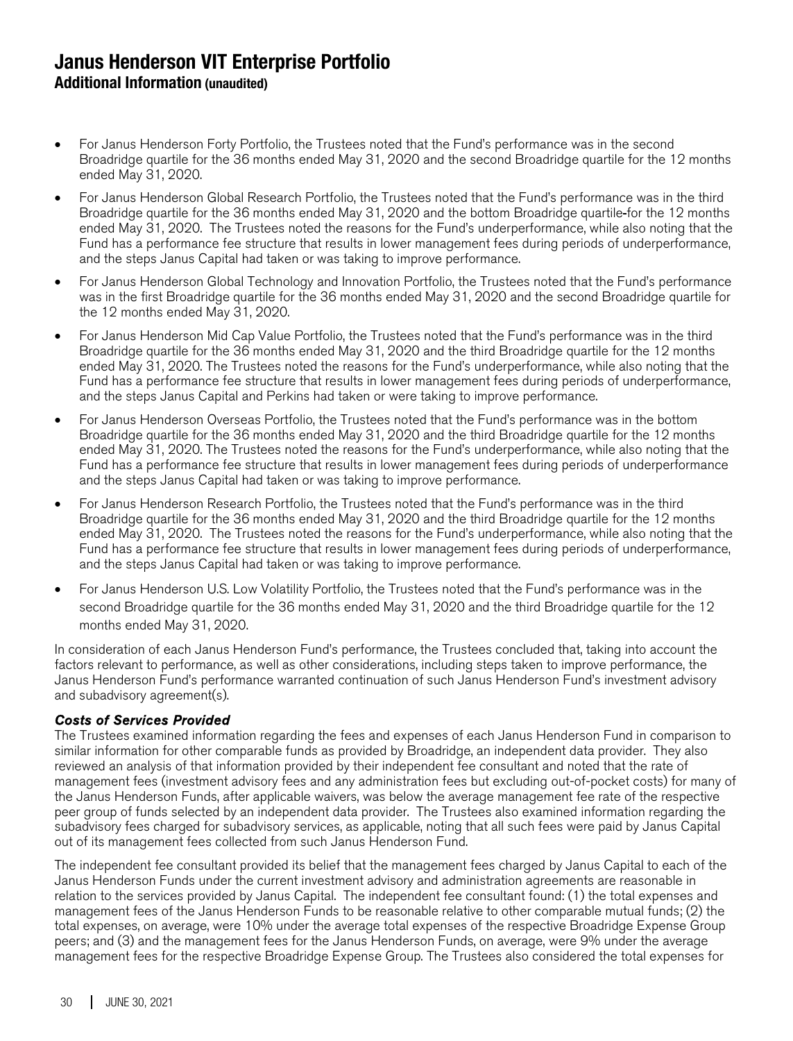- For Janus Henderson Forty Portfolio, the Trustees noted that the Fund's performance was in the second Broadridge quartile for the 36 months ended May 31, 2020 and the second Broadridge quartile for the 12 months ended May 31, 2020.
- For Janus Henderson Global Research Portfolio, the Trustees noted that the Fund's performance was in the third Broadridge quartile for the 36 months ended May 31, 2020 and the bottom Broadridge quartile for the 12 months ended May 31, 2020. The Trustees noted the reasons for the Fund's underperformance, while also noting that the Fund has a performance fee structure that results in lower management fees during periods of underperformance, and the steps Janus Capital had taken or was taking to improve performance.
- For Janus Henderson Global Technology and Innovation Portfolio, the Trustees noted that the Fund's performance was in the first Broadridge quartile for the 36 months ended May 31, 2020 and the second Broadridge quartile for the 12 months ended May 31, 2020.
- For Janus Henderson Mid Cap Value Portfolio, the Trustees noted that the Fund's performance was in the third Broadridge quartile for the 36 months ended May 31, 2020 and the third Broadridge quartile for the 12 months ended May 31, 2020. The Trustees noted the reasons for the Fund's underperformance, while also noting that the Fund has a performance fee structure that results in lower management fees during periods of underperformance, and the steps Janus Capital and Perkins had taken or were taking to improve performance.
- For Janus Henderson Overseas Portfolio, the Trustees noted that the Fund's performance was in the bottom Broadridge quartile for the 36 months ended May 31, 2020 and the third Broadridge quartile for the 12 months ended May 31, 2020. The Trustees noted the reasons for the Fund's underperformance, while also noting that the Fund has a performance fee structure that results in lower management fees during periods of underperformance and the steps Janus Capital had taken or was taking to improve performance.
- For Janus Henderson Research Portfolio, the Trustees noted that the Fund's performance was in the third Broadridge quartile for the 36 months ended May 31, 2020 and the third Broadridge quartile for the 12 months ended May 31, 2020. The Trustees noted the reasons for the Fund's underperformance, while also noting that the Fund has a performance fee structure that results in lower management fees during periods of underperformance, and the steps Janus Capital had taken or was taking to improve performance.
- For Janus Henderson U.S. Low Volatility Portfolio, the Trustees noted that the Fund's performance was in the second Broadridge quartile for the 36 months ended May 31, 2020 and the third Broadridge quartile for the 12 months ended May 31, 2020.

In consideration of each Janus Henderson Fund's performance, the Trustees concluded that, taking into account the factors relevant to performance, as well as other considerations, including steps taken to improve performance, the Janus Henderson Fund's performance warranted continuation of such Janus Henderson Fund's investment advisory and subadvisory agreement(s).

***Costs of Services Provided***

The Trustees examined information regarding the fees and expenses of each Janus Henderson Fund in comparison to similar information for other comparable funds as provided by Broadridge, an independent data provider. They also reviewed an analysis of that information provided by their independent fee consultant and noted that the rate of management fees (investment advisory fees and any administration fees but excluding out-of-pocket costs) for many of the Janus Henderson Funds, after applicable waivers, was below the average management fee rate of the respective peer group of funds selected by an independent data provider. The Trustees also examined information regarding the subadvisory fees charged for subadvisory services, as applicable, noting that all such fees were paid by Janus Capital out of its management fees collected from such Janus Henderson Fund.

The independent fee consultant provided its belief that the management fees charged by Janus Capital to each of the Janus Henderson Funds under the current investment advisory and administration agreements are reasonable in relation to the services provided by Janus Capital. The independent fee consultant found: (1) the total expenses and management fees of the Janus Henderson Funds to be reasonable relative to other comparable mutual funds; (2) the total expenses, on average, were 10% under the average total expenses of the respective Broadridge Expense Group peers; and (3) and the management fees for the Janus Henderson Funds, on average, were 9% under the average management fees for the respective Broadridge Expense Group. The Trustees also considered the total expenses for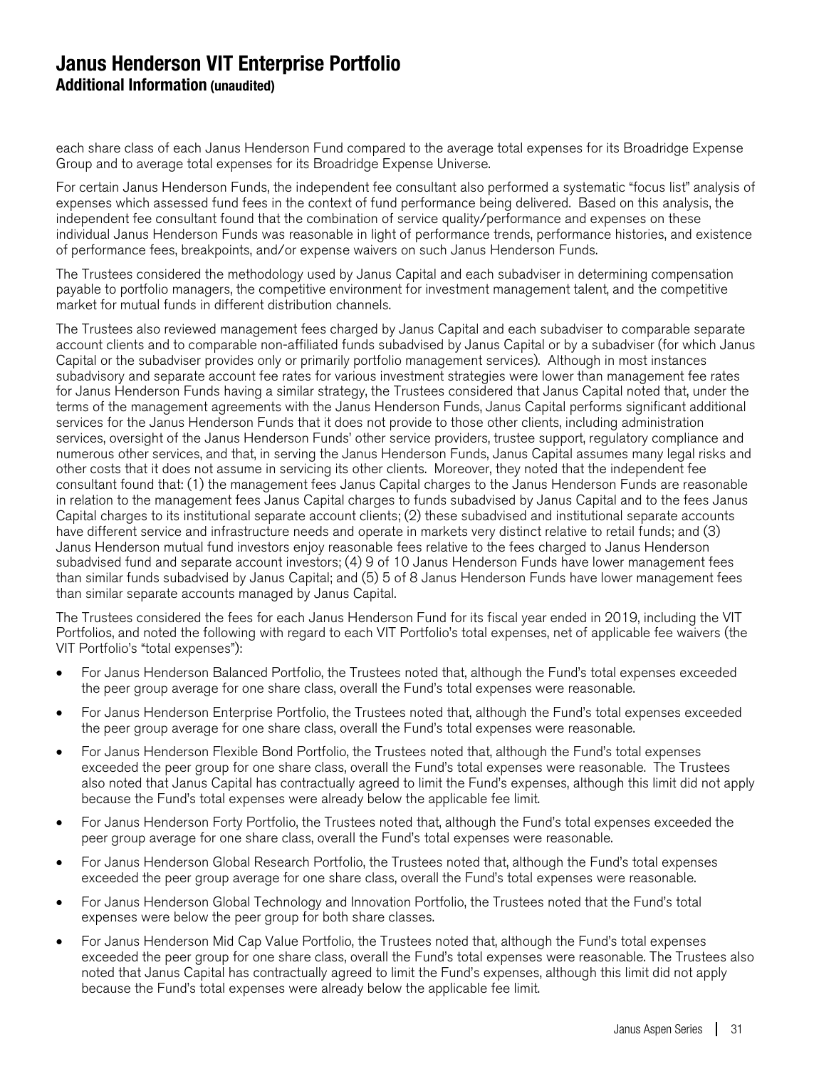each share class of each Janus Henderson Fund compared to the average total expenses for its Broadridge Expense Group and to average total expenses for its Broadridge Expense Universe.

For certain Janus Henderson Funds, the independent fee consultant also performed a systematic "focus list" analysis of expenses which assessed fund fees in the context of fund performance being delivered. Based on this analysis, the independent fee consultant found that the combination of service quality/performance and expenses on these individual Janus Henderson Funds was reasonable in light of performance trends, performance histories, and existence of performance fees, breakpoints, and/or expense waivers on such Janus Henderson Funds.

The Trustees considered the methodology used by Janus Capital and each subadviser in determining compensation payable to portfolio managers, the competitive environment for investment management talent, and the competitive market for mutual funds in different distribution channels.

The Trustees also reviewed management fees charged by Janus Capital and each subadviser to comparable separate account clients and to comparable non-affiliated funds subadvised by Janus Capital or by a subadviser (for which Janus Capital or the subadviser provides only or primarily portfolio management services). Although in most instances subadvisory and separate account fee rates for various investment strategies were lower than management fee rates for Janus Henderson Funds having a similar strategy, the Trustees considered that Janus Capital noted that, under the terms of the management agreements with the Janus Henderson Funds, Janus Capital performs significant additional services for the Janus Henderson Funds that it does not provide to those other clients, including administration services, oversight of the Janus Henderson Funds' other service providers, trustee support, regulatory compliance and numerous other services, and that, in serving the Janus Henderson Funds, Janus Capital assumes many legal risks and other costs that it does not assume in servicing its other clients. Moreover, they noted that the independent fee consultant found that: (1) the management fees Janus Capital charges to the Janus Henderson Funds are reasonable in relation to the management fees Janus Capital charges to funds subadvised by Janus Capital and to the fees Janus Capital charges to its institutional separate account clients; (2) these subadvised and institutional separate accounts have different service and infrastructure needs and operate in markets very distinct relative to retail funds; and (3) Janus Henderson mutual fund investors enjoy reasonable fees relative to the fees charged to Janus Henderson subadvised fund and separate account investors; (4) 9 of 10 Janus Henderson Funds have lower management fees than similar funds subadvised by Janus Capital; and (5) 5 of 8 Janus Henderson Funds have lower management fees than similar separate accounts managed by Janus Capital.

The Trustees considered the fees for each Janus Henderson Fund for its fiscal year ended in 2019, including the VIT Portfolios, and noted the following with regard to each VIT Portfolio's total expenses, net of applicable fee waivers (the VIT Portfolio's "total expenses"):

- For Janus Henderson Balanced Portfolio, the Trustees noted that, although the Fund's total expenses exceeded the peer group average for one share class, overall the Fund's total expenses were reasonable.
- For Janus Henderson Enterprise Portfolio, the Trustees noted that, although the Fund's total expenses exceeded the peer group average for one share class, overall the Fund's total expenses were reasonable.
- For Janus Henderson Flexible Bond Portfolio, the Trustees noted that, although the Fund's total expenses exceeded the peer group for one share class, overall the Fund's total expenses were reasonable. The Trustees also noted that Janus Capital has contractually agreed to limit the Fund's expenses, although this limit did not apply because the Fund's total expenses were already below the applicable fee limit.
- For Janus Henderson Forty Portfolio, the Trustees noted that, although the Fund's total expenses exceeded the peer group average for one share class, overall the Fund's total expenses were reasonable.
- For Janus Henderson Global Research Portfolio, the Trustees noted that, although the Fund's total expenses exceeded the peer group average for one share class, overall the Fund's total expenses were reasonable.
- For Janus Henderson Global Technology and Innovation Portfolio, the Trustees noted that the Fund's total expenses were below the peer group for both share classes.
- For Janus Henderson Mid Cap Value Portfolio, the Trustees noted that, although the Fund's total expenses exceeded the peer group for one share class, overall the Fund's total expenses were reasonable. The Trustees also noted that Janus Capital has contractually agreed to limit the Fund's expenses, although this limit did not apply because the Fund's total expenses were already below the applicable fee limit.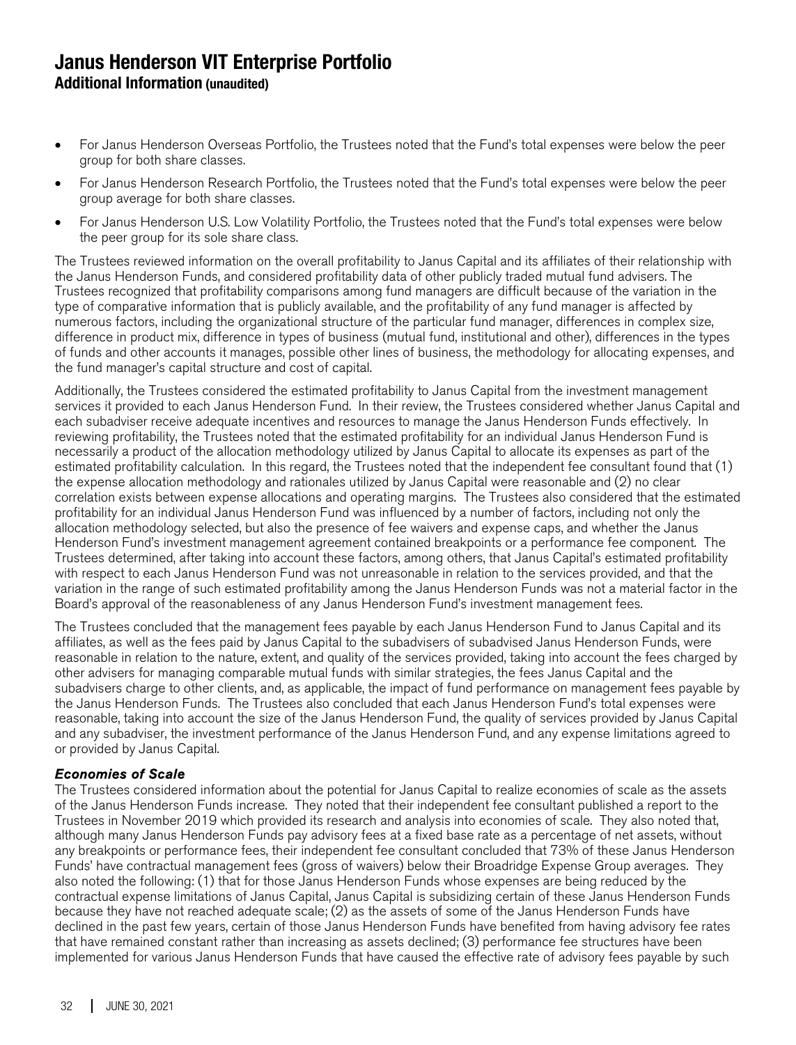# Janus Henderson VIT Enterprise Portfolio

## Additional Information (unaudited)

- For Janus Henderson Overseas Portfolio, the Trustees noted that the Fund's total expenses were below the peer group for both share classes.
- For Janus Henderson Research Portfolio, the Trustees noted that the Fund's total expenses were below the peer group average for both share classes.
- For Janus Henderson U.S. Low Volatility Portfolio, the Trustees noted that the Fund's total expenses were below the peer group for its sole share class.

The Trustees reviewed information on the overall profitability to Janus Capital and its affiliates of their relationship with the Janus Henderson Funds, and considered profitability data of other publicly traded mutual fund advisers. The Trustees recognized that profitability comparisons among fund managers are difficult because of the variation in the type of comparative information that is publicly available, and the profitability of any fund manager is affected by numerous factors, including the organizational structure of the particular fund manager, differences in complex size, difference in product mix, difference in types of business (mutual fund, institutional and other), differences in the types of funds and other accounts it manages, possible other lines of business, the methodology for allocating expenses, and the fund manager's capital structure and cost of capital.

Additionally, the Trustees considered the estimated profitability to Janus Capital from the investment management services it provided to each Janus Henderson Fund. In their review, the Trustees considered whether Janus Capital and each subadviser receive adequate incentives and resources to manage the Janus Henderson Funds effectively. In reviewing profitability, the Trustees noted that the estimated profitability for an individual Janus Henderson Fund is necessarily a product of the allocation methodology utilized by Janus Capital to allocate its expenses as part of the estimated profitability calculation. In this regard, the Trustees noted that the independent fee consultant found that (1) the expense allocation methodology and rationales utilized by Janus Capital were reasonable and (2) no clear correlation exists between expense allocations and operating margins. The Trustees also considered that the estimated profitability for an individual Janus Henderson Fund was influenced by a number of factors, including not only the allocation methodology selected, but also the presence of fee waivers and expense caps, and whether the Janus Henderson Fund's investment management agreement contained breakpoints or a performance fee component. The Trustees determined, after taking into account these factors, among others, that Janus Capital's estimated profitability with respect to each Janus Henderson Fund was not unreasonable in relation to the services provided, and that the variation in the range of such estimated profitability among the Janus Henderson Funds was not a material factor in the Board's approval of the reasonableness of any Janus Henderson Fund's investment management fees.

The Trustees concluded that the management fees payable by each Janus Henderson Fund to Janus Capital and its affiliates, as well as the fees paid by Janus Capital to the subadvisers of subadvised Janus Henderson Funds, were reasonable in relation to the nature, extent, and quality of the services provided, taking into account the fees charged by other advisers for managing comparable mutual funds with similar strategies, the fees Janus Capital and the subadvisers charge to other clients, and, as applicable, the impact of fund performance on management fees payable by the Janus Henderson Funds. The Trustees also concluded that each Janus Henderson Fund's total expenses were reasonable, taking into account the size of the Janus Henderson Fund, the quality of services provided by Janus Capital and any subadviser, the investment performance of the Janus Henderson Fund, and any expense limitations agreed to or provided by Janus Capital.

***Economies of Scale***

The Trustees considered information about the potential for Janus Capital to realize economies of scale as the assets of the Janus Henderson Funds increase. They noted that their independent fee consultant published a report to the Trustees in November 2019 which provided its research and analysis into economies of scale. They also noted that, although many Janus Henderson Funds pay advisory fees at a fixed base rate as a percentage of net assets, without any breakpoints or performance fees, their independent fee consultant concluded that 73% of these Janus Henderson Funds' have contractual management fees (gross of waivers) below their Broadridge Expense Group averages. They also noted the following: (1) that for those Janus Henderson Funds whose expenses are being reduced by the contractual expense limitations of Janus Capital, Janus Capital is subsidizing certain of these Janus Henderson Funds because they have not reached adequate scale; (2) as the assets of some of the Janus Henderson Funds have declined in the past few years, certain of those Janus Henderson Funds have benefited from having advisory fee rates that have remained constant rather than increasing as assets declined; (3) performance fee structures have been implemented for various Janus Henderson Funds that have caused the effective rate of advisory fees payable by such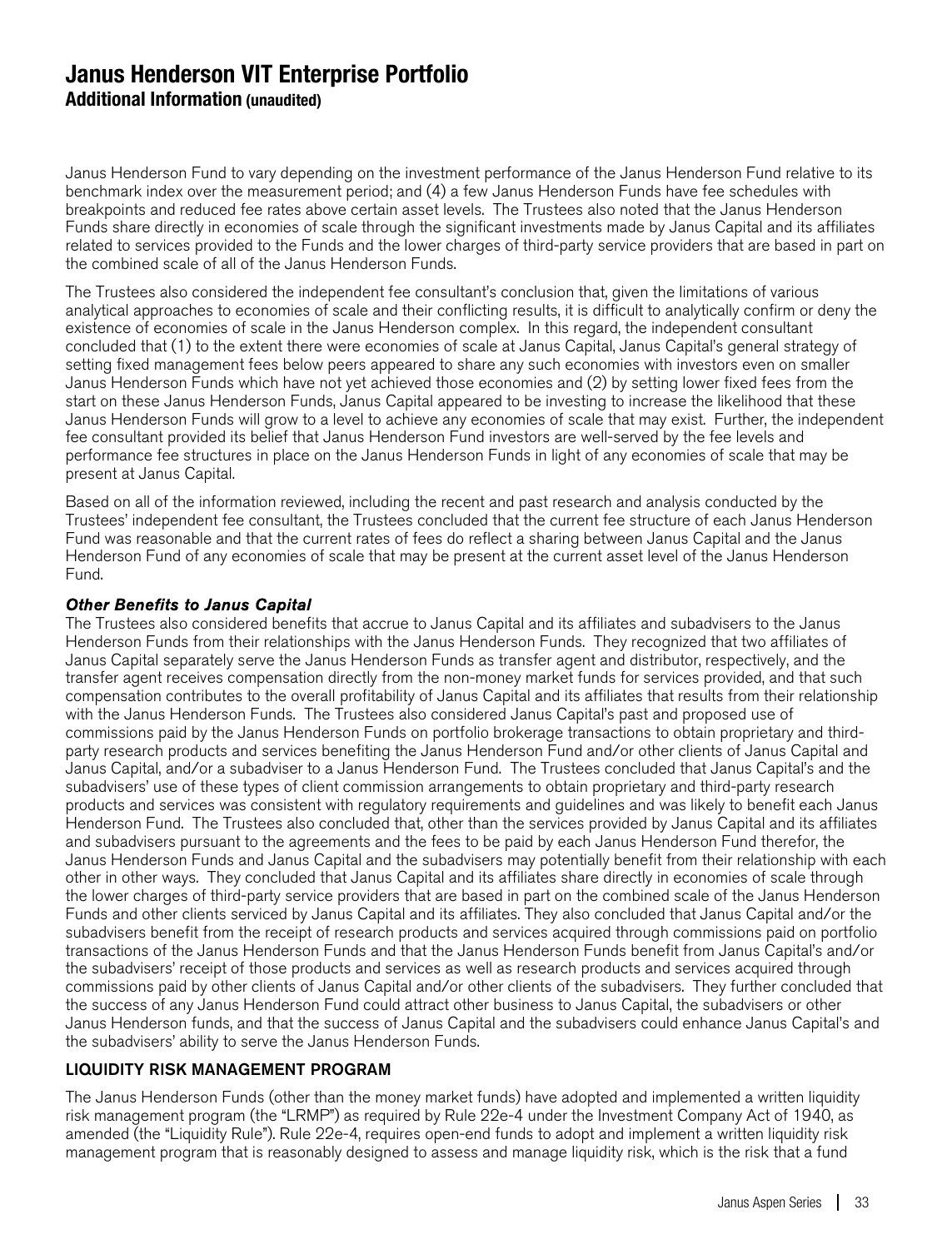Janus Henderson Fund to vary depending on the investment performance of the Janus Henderson Fund relative to its benchmark index over the measurement period; and (4) a few Janus Henderson Funds have fee schedules with breakpoints and reduced fee rates above certain asset levels. The Trustees also noted that the Janus Henderson Funds share directly in economies of scale through the significant investments made by Janus Capital and its affiliates related to services provided to the Funds and the lower charges of third-party service providers that are based in part on the combined scale of all of the Janus Henderson Funds.

The Trustees also considered the independent fee consultant's conclusion that, given the limitations of various analytical approaches to economies of scale and their conflicting results, it is difficult to analytically confirm or deny the existence of economies of scale in the Janus Henderson complex. In this regard, the independent consultant concluded that (1) to the extent there were economies of scale at Janus Capital, Janus Capital's general strategy of setting fixed management fees below peers appeared to share any such economies with investors even on smaller Janus Henderson Funds which have not yet achieved those economies and (2) by setting lower fixed fees from the start on these Janus Henderson Funds, Janus Capital appeared to be investing to increase the likelihood that these Janus Henderson Funds will grow to a level to achieve any economies of scale that may exist. Further, the independent fee consultant provided its belief that Janus Henderson Fund investors are well-served by the fee levels and performance fee structures in place on the Janus Henderson Funds in light of any economies of scale that may be present at Janus Capital.

Based on all of the information reviewed, including the recent and past research and analysis conducted by the Trustees' independent fee consultant, the Trustees concluded that the current fee structure of each Janus Henderson Fund was reasonable and that the current rates of fees do reflect a sharing between Janus Capital and the Janus Henderson Fund of any economies of scale that may be present at the current asset level of the Janus Henderson Fund.

***Other Benefits to Janus Capital***

The Trustees also considered benefits that accrue to Janus Capital and its affiliates and subadvisers to the Janus Henderson Funds from their relationships with the Janus Henderson Funds. They recognized that two affiliates of Janus Capital separately serve the Janus Henderson Funds as transfer agent and distributor, respectively, and the transfer agent receives compensation directly from the non-money market funds for services provided, and that such compensation contributes to the overall profitability of Janus Capital and its affiliates that results from their relationship with the Janus Henderson Funds. The Trustees also considered Janus Capital's past and proposed use of commissions paid by the Janus Henderson Funds on portfolio brokerage transactions to obtain proprietary and third-party research products and services benefiting the Janus Henderson Fund and/or other clients of Janus Capital and Janus Capital, and/or a subadviser to a Janus Henderson Fund. The Trustees concluded that Janus Capital's and the subadvisers' use of these types of client commission arrangements to obtain proprietary and third-party research products and services was consistent with regulatory requirements and guidelines and was likely to benefit each Janus Henderson Fund. The Trustees also concluded that, other than the services provided by Janus Capital and its affiliates and subadvisers pursuant to the agreements and the fees to be paid by each Janus Henderson Fund therefor, the Janus Henderson Funds and Janus Capital and the subadvisers may potentially benefit from their relationship with each other in other ways. They concluded that Janus Capital and its affiliates share directly in economies of scale through the lower charges of third-party service providers that are based in part on the combined scale of the Janus Henderson Funds and other clients serviced by Janus Capital and its affiliates. They also concluded that Janus Capital and/or the subadvisers benefit from the receipt of research products and services acquired through commissions paid on portfolio transactions of the Janus Henderson Funds and that the Janus Henderson Funds benefit from Janus Capital's and/or the subadvisers' receipt of those products and services as well as research products and services acquired through commissions paid by other clients of Janus Capital and/or other clients of the subadvisers. They further concluded that the success of any Janus Henderson Fund could attract other business to Janus Capital, the subadvisers or other Janus Henderson funds, and that the success of Janus Capital and the subadvisers could enhance Janus Capital's and the subadvisers' ability to serve the Janus Henderson Funds.

## LIQUIDITY RISK MANAGEMENT PROGRAM

The Janus Henderson Funds (other than the money market funds) have adopted and implemented a written liquidity risk management program (the "LRMP") as required by Rule 22e-4 under the Investment Company Act of 1940, as amended (the "Liquidity Rule"). Rule 22e-4, requires open-end funds to adopt and implement a written liquidity risk management program that is reasonably designed to assess and manage liquidity risk, which is the risk that a fund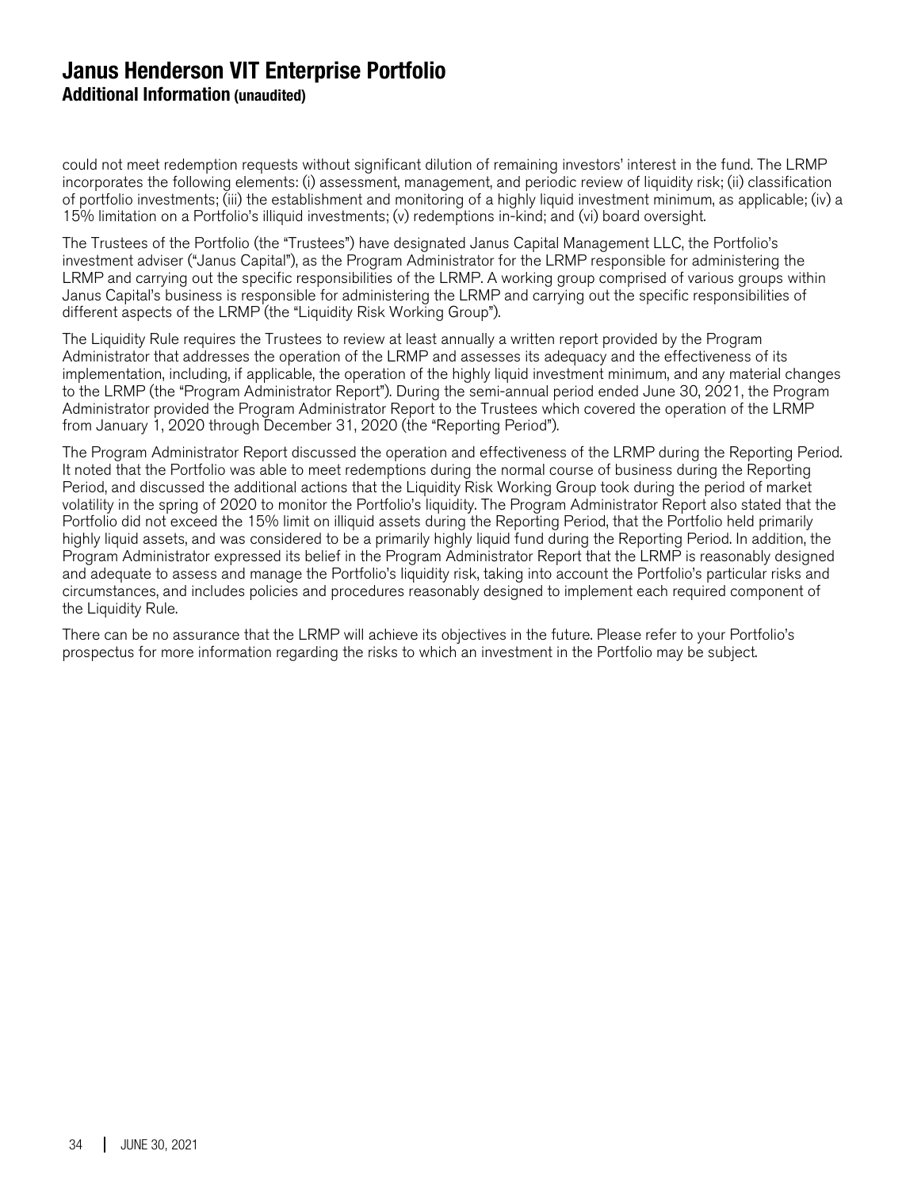could not meet redemption requests without significant dilution of remaining investors' interest in the fund. The LRMP incorporates the following elements: (i) assessment, management, and periodic review of liquidity risk; (ii) classification of portfolio investments; (iii) the establishment and monitoring of a highly liquid investment minimum, as applicable; (iv) a 15% limitation on a Portfolio's illiquid investments; (v) redemptions in-kind; and (vi) board oversight.

The Trustees of the Portfolio (the "Trustees") have designated Janus Capital Management LLC, the Portfolio's investment adviser ("Janus Capital"), as the Program Administrator for the LRMP responsible for administering the LRMP and carrying out the specific responsibilities of the LRMP. A working group comprised of various groups within Janus Capital's business is responsible for administering the LRMP and carrying out the specific responsibilities of different aspects of the LRMP (the "Liquidity Risk Working Group").

The Liquidity Rule requires the Trustees to review at least annually a written report provided by the Program Administrator that addresses the operation of the LRMP and assesses its adequacy and the effectiveness of its implementation, including, if applicable, the operation of the highly liquid investment minimum, and any material changes to the LRMP (the "Program Administrator Report"). During the semi-annual period ended June 30, 2021, the Program Administrator provided the Program Administrator Report to the Trustees which covered the operation of the LRMP from January 1, 2020 through December 31, 2020 (the "Reporting Period").

The Program Administrator Report discussed the operation and effectiveness of the LRMP during the Reporting Period. It noted that the Portfolio was able to meet redemptions during the normal course of business during the Reporting Period, and discussed the additional actions that the Liquidity Risk Working Group took during the period of market volatility in the spring of 2020 to monitor the Portfolio's liquidity. The Program Administrator Report also stated that the Portfolio did not exceed the 15% limit on illiquid assets during the Reporting Period, that the Portfolio held primarily highly liquid assets, and was considered to be a primarily highly liquid fund during the Reporting Period. In addition, the Program Administrator expressed its belief in the Program Administrator Report that the LRMP is reasonably designed and adequate to assess and manage the Portfolio's liquidity risk, taking into account the Portfolio's particular risks and circumstances, and includes policies and procedures reasonably designed to implement each required component of the Liquidity Rule.

There can be no assurance that the LRMP will achieve its objectives in the future. Please refer to your Portfolio's prospectus for more information regarding the risks to which an investment in the Portfolio may be subject.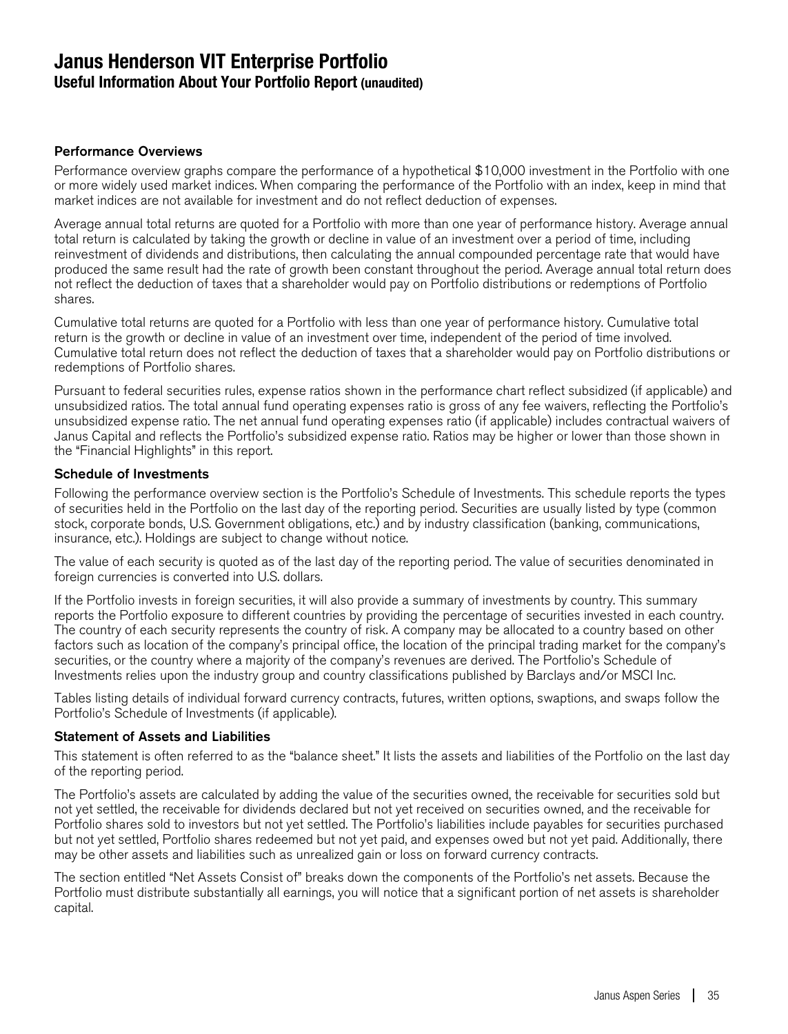# Janus Henderson VIT Enterprise Portfolio

## Useful Information About Your Portfolio Report (unaudited)

### Performance Overviews

Performance overview graphs compare the performance of a hypothetical $10,000 investment in the Portfolio with one or more widely used market indices. When comparing the performance of the Portfolio with an index, keep in mind that market indices are not available for investment and do not reflect deduction of expenses.

Average annual total returns are quoted for a Portfolio with more than one year of performance history. Average annual total return is calculated by taking the growth or decline in value of an investment over a period of time, including reinvestment of dividends and distributions, then calculating the annual compounded percentage rate that would have produced the same result had the rate of growth been constant throughout the period. Average annual total return does not reflect the deduction of taxes that a shareholder would pay on Portfolio distributions or redemptions of Portfolio shares.

Cumulative total returns are quoted for a Portfolio with less than one year of performance history. Cumulative total return is the growth or decline in value of an investment over time, independent of the period of time involved. Cumulative total return does not reflect the deduction of taxes that a shareholder would pay on Portfolio distributions or redemptions of Portfolio shares.

Pursuant to federal securities rules, expense ratios shown in the performance chart reflect subsidized (if applicable) and unsubsidized ratios. The total annual fund operating expenses ratio is gross of any fee waivers, reflecting the Portfolio's unsubsidized expense ratio. The net annual fund operating expenses ratio (if applicable) includes contractual waivers of Janus Capital and reflects the Portfolio's subsidized expense ratio. Ratios may be higher or lower than those shown in the "Financial Highlights" in this report.

### Schedule of Investments

Following the performance overview section is the Portfolio's Schedule of Investments. This schedule reports the types of securities held in the Portfolio on the last day of the reporting period. Securities are usually listed by type (common stock, corporate bonds, U.S. Government obligations, etc.) and by industry classification (banking, communications, insurance, etc.). Holdings are subject to change without notice.

The value of each security is quoted as of the last day of the reporting period. The value of securities denominated in foreign currencies is converted into U.S. dollars.

If the Portfolio invests in foreign securities, it will also provide a summary of investments by country. This summary reports the Portfolio exposure to different countries by providing the percentage of securities invested in each country. The country of each security represents the country of risk. A company may be allocated to a country based on other factors such as location of the company's principal office, the location of the principal trading market for the company's securities, or the country where a majority of the company's revenues are derived. The Portfolio's Schedule of Investments relies upon the industry group and country classifications published by Barclays and/or MSCI Inc.

Tables listing details of individual forward currency contracts, futures, written options, swaptions, and swaps follow the Portfolio's Schedule of Investments (if applicable).

### Statement of Assets and Liabilities

This statement is often referred to as the "balance sheet." It lists the assets and liabilities of the Portfolio on the last day of the reporting period.

The Portfolio's assets are calculated by adding the value of the securities owned, the receivable for securities sold but not yet settled, the receivable for dividends declared but not yet received on securities owned, and the receivable for Portfolio shares sold to investors but not yet settled. The Portfolio's liabilities include payables for securities purchased but not yet settled, Portfolio shares redeemed but not yet paid, and expenses owed but not yet paid. Additionally, there may be other assets and liabilities such as unrealized gain or loss on forward currency contracts.

The section entitled "Net Assets Consist of" breaks down the components of the Portfolio's net assets. Because the Portfolio must distribute substantially all earnings, you will notice that a significant portion of net assets is shareholder capital.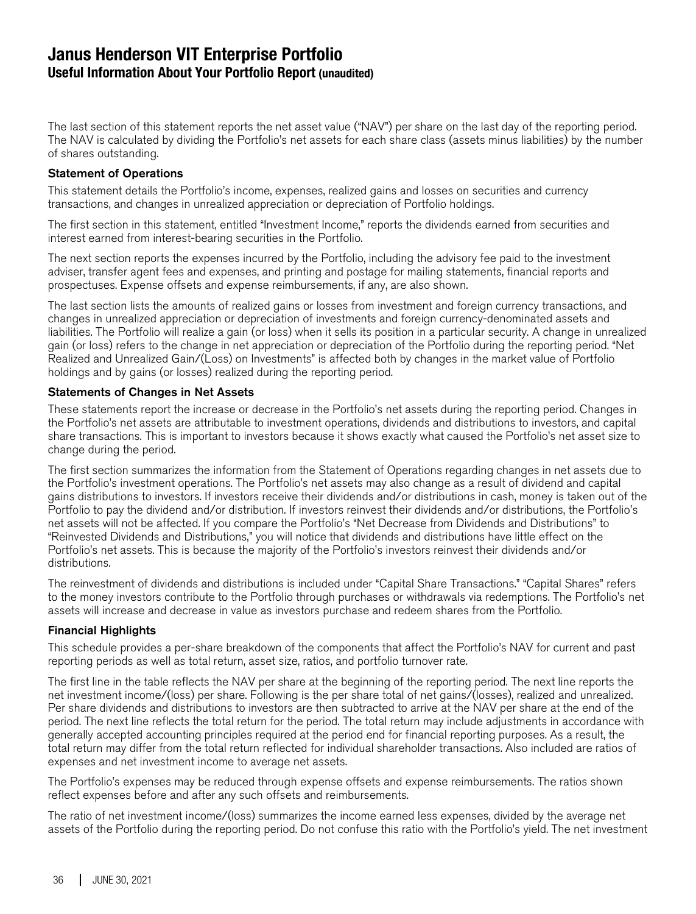# Janus Henderson VIT Enterprise Portfolio
## Useful Information About Your Portfolio Report (unaudited)

The last section of this statement reports the net asset value ("NAV") per share on the last day of the reporting period. The NAV is calculated by dividing the Portfolio's net assets for each share class (assets minus liabilities) by the number of shares outstanding.

### Statement of Operations

This statement details the Portfolio's income, expenses, realized gains and losses on securities and currency transactions, and changes in unrealized appreciation or depreciation of Portfolio holdings.

The first section in this statement, entitled "Investment Income," reports the dividends earned from securities and interest earned from interest-bearing securities in the Portfolio.

The next section reports the expenses incurred by the Portfolio, including the advisory fee paid to the investment adviser, transfer agent fees and expenses, and printing and postage for mailing statements, financial reports and prospectuses. Expense offsets and expense reimbursements, if any, are also shown.

The last section lists the amounts of realized gains or losses from investment and foreign currency transactions, and changes in unrealized appreciation or depreciation of investments and foreign currency-denominated assets and liabilities. The Portfolio will realize a gain (or loss) when it sells its position in a particular security. A change in unrealized gain (or loss) refers to the change in net appreciation or depreciation of the Portfolio during the reporting period. "Net Realized and Unrealized Gain/(Loss) on Investments" is affected both by changes in the market value of Portfolio holdings and by gains (or losses) realized during the reporting period.

### Statements of Changes in Net Assets

These statements report the increase or decrease in the Portfolio's net assets during the reporting period. Changes in the Portfolio's net assets are attributable to investment operations, dividends and distributions to investors, and capital share transactions. This is important to investors because it shows exactly what caused the Portfolio's net asset size to change during the period.

The first section summarizes the information from the Statement of Operations regarding changes in net assets due to the Portfolio's investment operations. The Portfolio's net assets may also change as a result of dividend and capital gains distributions to investors. If investors receive their dividends and/or distributions in cash, money is taken out of the Portfolio to pay the dividend and/or distribution. If investors reinvest their dividends and/or distributions, the Portfolio's net assets will not be affected. If you compare the Portfolio's "Net Decrease from Dividends and Distributions" to "Reinvested Dividends and Distributions," you will notice that dividends and distributions have little effect on the Portfolio's net assets. This is because the majority of the Portfolio's investors reinvest their dividends and/or distributions.

The reinvestment of dividends and distributions is included under "Capital Share Transactions." "Capital Shares" refers to the money investors contribute to the Portfolio through purchases or withdrawals via redemptions. The Portfolio's net assets will increase and decrease in value as investors purchase and redeem shares from the Portfolio.

### Financial Highlights

This schedule provides a per-share breakdown of the components that affect the Portfolio's NAV for current and past reporting periods as well as total return, asset size, ratios, and portfolio turnover rate.

The first line in the table reflects the NAV per share at the beginning of the reporting period. The next line reports the net investment income/(loss) per share. Following is the per share total of net gains/(losses), realized and unrealized. Per share dividends and distributions to investors are then subtracted to arrive at the NAV per share at the end of the period. The next line reflects the total return for the period. The total return may include adjustments in accordance with generally accepted accounting principles required at the period end for financial reporting purposes. As a result, the total return may differ from the total return reflected for individual shareholder transactions. Also included are ratios of expenses and net investment income to average net assets.

The Portfolio's expenses may be reduced through expense offsets and expense reimbursements. The ratios shown reflect expenses before and after any such offsets and reimbursements.

The ratio of net investment income/(loss) summarizes the income earned less expenses, divided by the average net assets of the Portfolio during the reporting period. Do not confuse this ratio with the Portfolio's yield. The net investment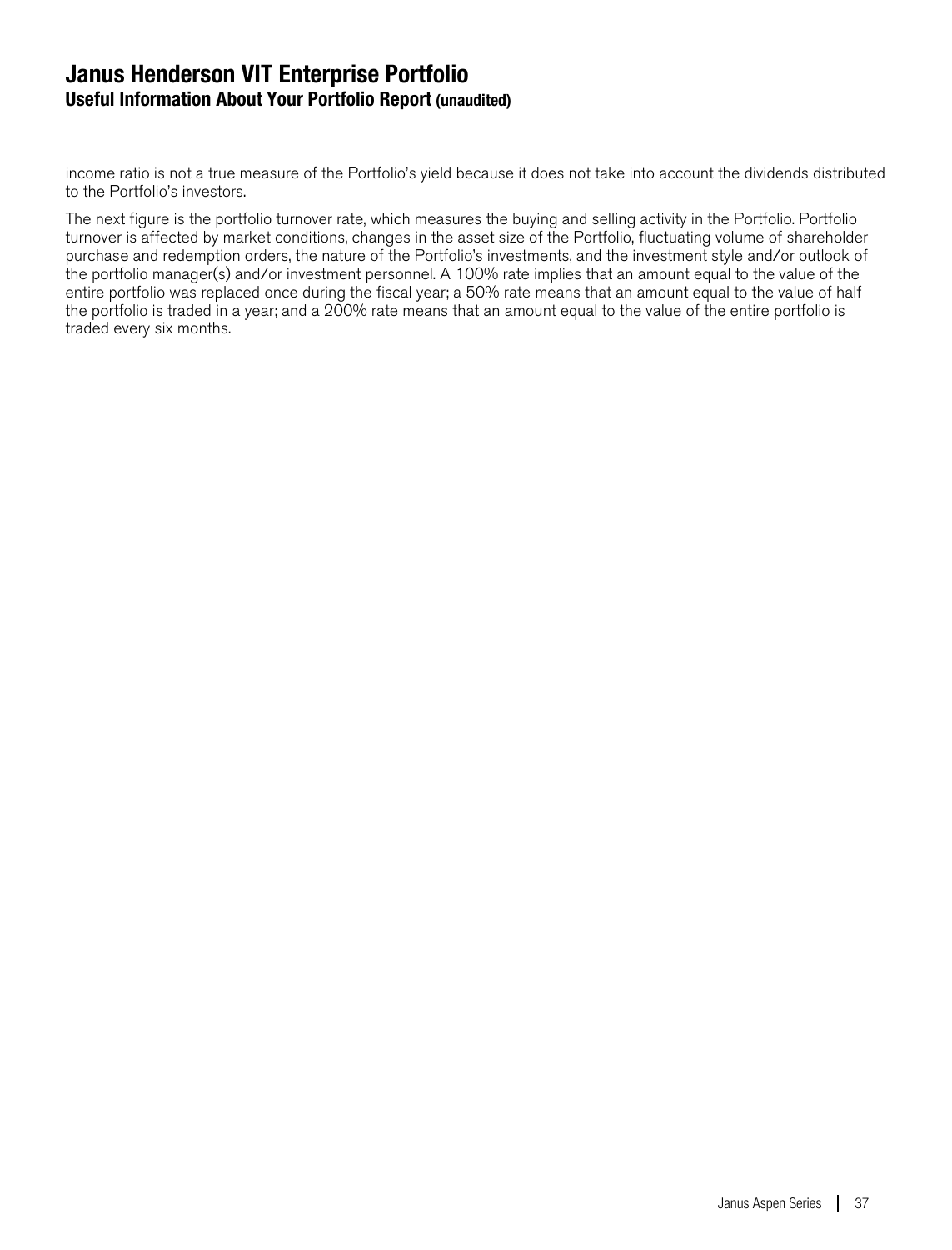income ratio is not a true measure of the Portfolio's yield because it does not take into account the dividends distributed to the Portfolio's investors.

The next figure is the portfolio turnover rate, which measures the buying and selling activity in the Portfolio. Portfolio turnover is affected by market conditions, changes in the asset size of the Portfolio, fluctuating volume of shareholder purchase and redemption orders, the nature of the Portfolio's investments, and the investment style and/or outlook of the portfolio manager(s) and/or investment personnel. A 100% rate implies that an amount equal to the value of the entire portfolio was replaced once during the fiscal year; a 50% rate means that an amount equal to the value of half the portfolio is traded in a year; and a 200% rate means that an amount equal to the value of the entire portfolio is traded every six months.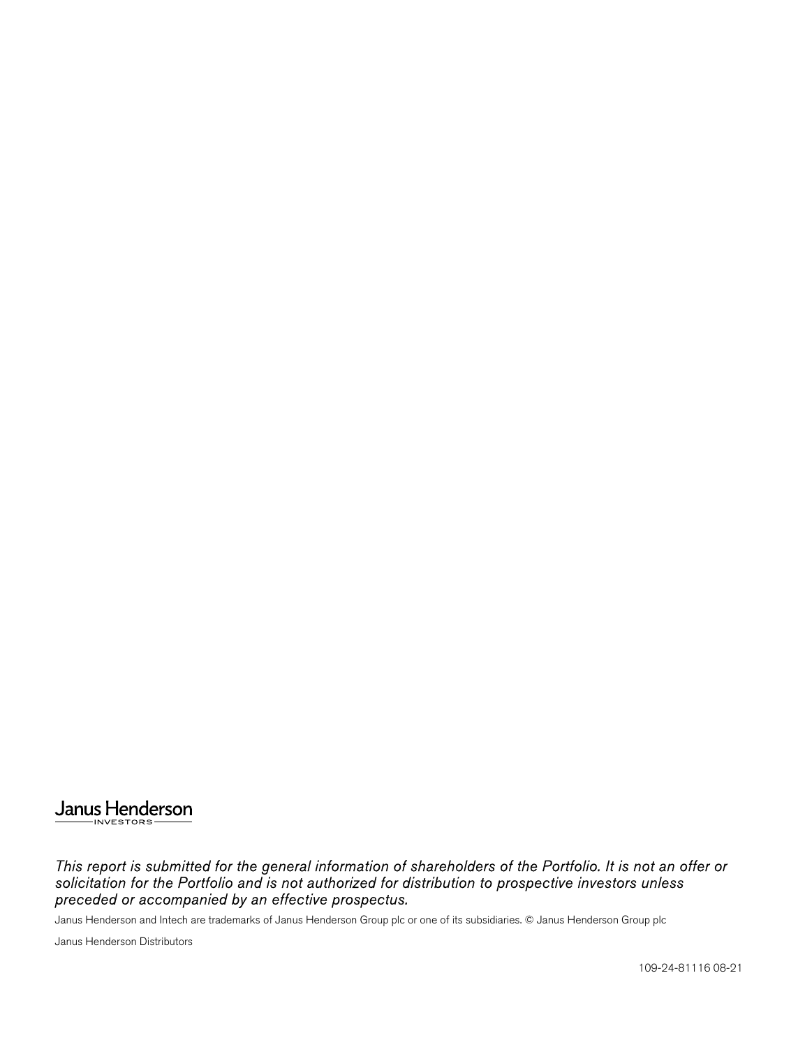Janus Henderson

INVESTORS

*This report is submitted for the general information of shareholders of the Portfolio. It is not an offer or solicitation for the Portfolio and is not authorized for distribution to prospective investors unless preceded or accompanied by an effective prospectus.*

Janus Henderson and Intech are trademarks of Janus Henderson Group plc or one of its subsidiaries. © Janus Henderson Group plc

Janus Henderson Distributors

109-24-81116 08-21